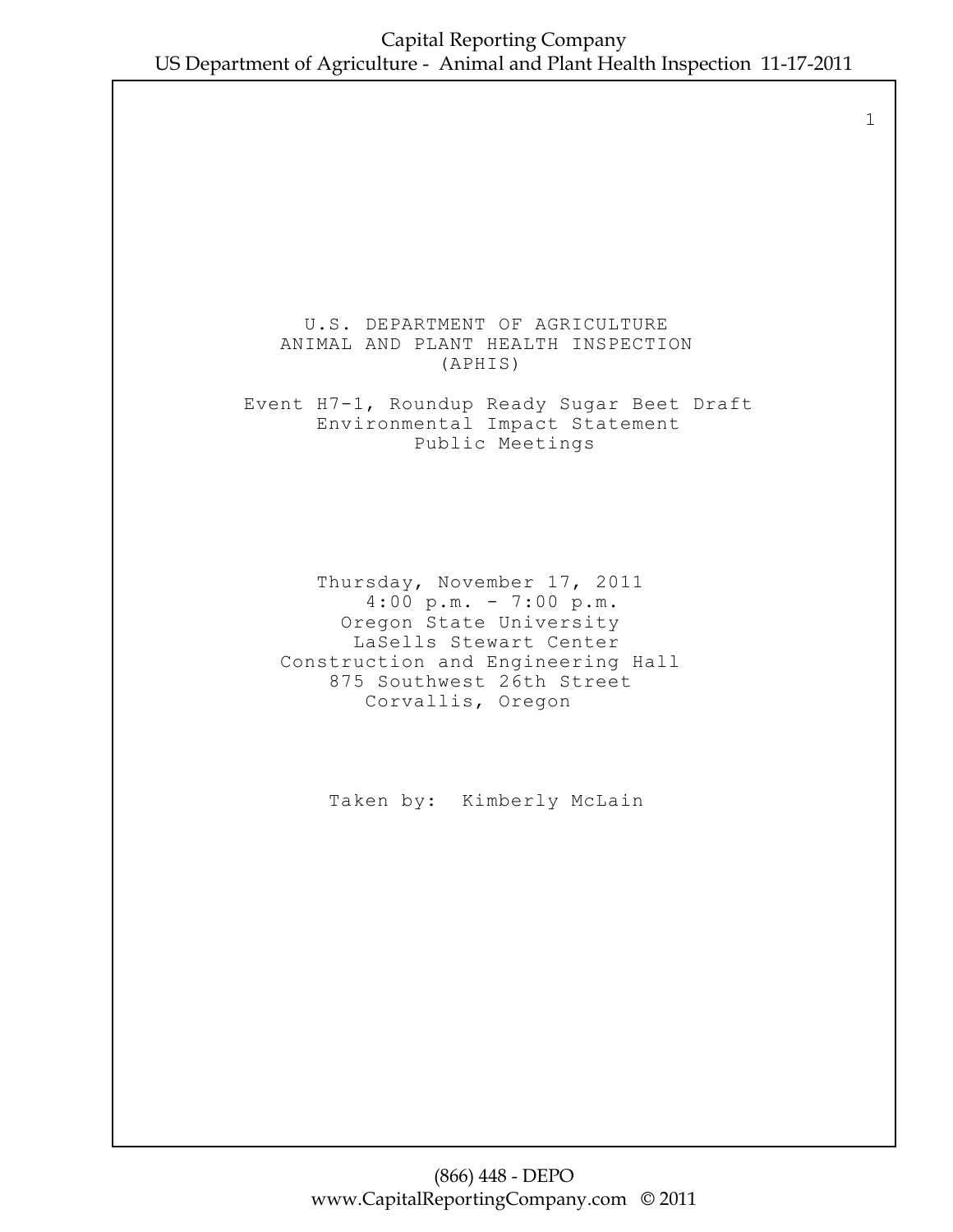U.S. DEPARTMENT OF AGRICULTURE
ANIMAL AND PLANT HEALTH INSPECTION
(APHIS)

Event H7-1, Roundup Ready Sugar Beet Draft
Environmental Impact Statement
Public Meetings

Thursday, November 17, 2011
4:00 p.m. - 7:00 p.m.
Oregon State University
LaSells Stewart Center
Construction and Engineering Hall
875 Southwest 26th Street
Corvallis, Oregon

Taken by: Kimberly McLain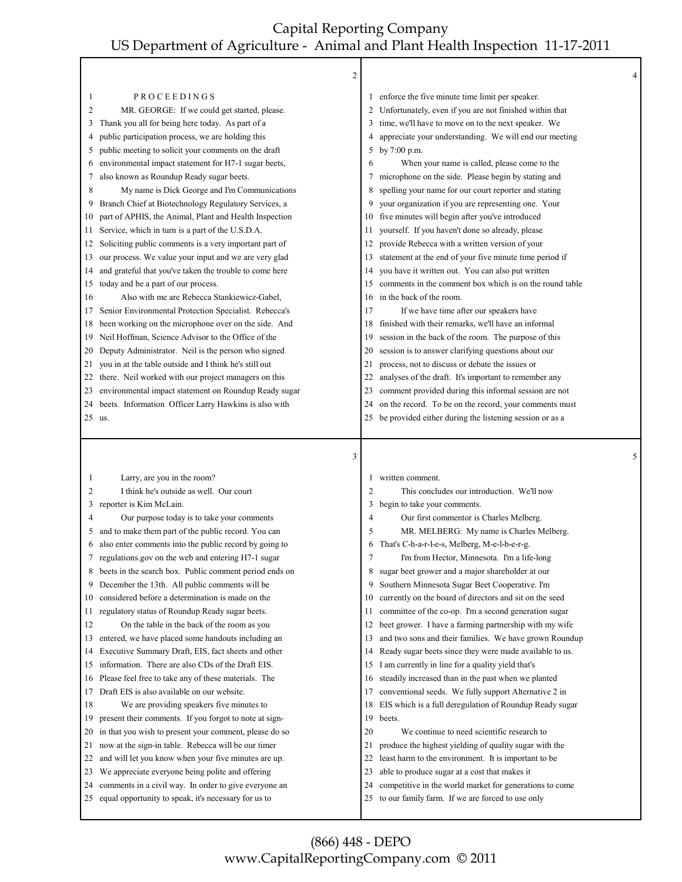PROCEEDINGS

MR. GEORGE: If we could get started, please. Thank you all for being here today. As part of a public participation process, we are holding this public meeting to solicit your comments on the draft environmental impact statement for H7-1 sugar beets, also known as Roundup Ready sugar beets.

My name is Dick George and I'm Communications Branch Chief at Biotechnology Regulatory Services, a part of APHIS, the Animal, Plant and Health Inspection Service, which in turn is a part of the U.S.D.A. Soliciting public comments is a very important part of our process. We value your input and we are very glad and grateful that you've taken the trouble to come here today and be a part of our process.

Also with me are Rebecca Stankiewicz-Gabel, Senior Environmental Protection Specialist. Rebecca's been working on the microphone over on the side. And Neil Hoffman, Science Advisor to the Office of the Deputy Administrator. Neil is the person who signed you in at the table outside and I think he's still out there. Neil worked with our project managers on this environmental impact statement on Roundup Ready sugar beets. Information Officer Larry Hawkins is also with us.

Larry, are you in the room?

I think he's outside as well. Our court reporter is Kim McLain.

Our purpose today is to take your comments and to make them part of the public record. You can also enter comments into the public record by going to regulations.gov on the web and entering H7-1 sugar beets in the search box. Public comment period ends on December the 13th. All public comments will be considered before a determination is made on the regulatory status of Roundup Ready sugar beets.

On the table in the back of the room as you entered, we have placed some handouts including an Executive Summary Draft, EIS, fact sheets and other information. There are also CDs of the Draft EIS. Please feel free to take any of these materials. The Draft EIS is also available on our website.

We are providing speakers five minutes to present their comments. If you forgot to note at sign-in that you wish to present your comment, please do so now at the sign-in table. Rebecca will be our timer and will let you know when your five minutes are up. We appreciate everyone being polite and offering comments in a civil way. In order to give everyone an equal opportunity to speak, it's necessary for us to enforce the five minute time limit per speaker. Unfortunately, even if you are not finished within that time, we'll have to move on to the next speaker. We appreciate your understanding. We will end our meeting by 7:00 p.m.

When your name is called, please come to the microphone on the side. Please begin by stating and spelling your name for our court reporter and stating your organization if you are representing one. Your five minutes will begin after you've introduced yourself. If you haven't done so already, please provide Rebecca with a written version of your statement at the end of your five minute time period if you have it written out. You can also put written comments in the comment box which is on the round table in the back of the room.

If we have time after our speakers have finished with their remarks, we'll have an informal session in the back of the room. The purpose of this session is to answer clarifying questions about our process, not to discuss or debate the issues or analyses of the draft. It's important to remember any comment provided during this informal session are not on the record. To be on the record, your comments must be provided either during the listening session or as a written comment.

This concludes our introduction. We'll now begin to take your comments.

Our first commentor is Charles Melberg.

MR. MELBERG: My name is Charles Melberg. That's C-h-a-r-l-e-s, Melberg, M-e-l-b-e-r-g.

I'm from Hector, Minnesota. I'm a life-long sugar beet grower and a major shareholder at our Southern Minnesota Sugar Beet Cooperative. I'm currently on the board of directors and sit on the seed committee of the co-op. I'm a second generation sugar beet grower. I have a farming partnership with my wife and two sons and their families. We have grown Roundup Ready sugar beets since they were made available to us. I am currently in line for a quality yield that's steadily increased than in the past when we planted conventional seeds. We fully support Alternative 2 in EIS which is a full deregulation of Roundup Ready sugar beets.

We continue to need scientific research to produce the highest yielding of quality sugar with the least harm to the environment. It is important to be able to produce sugar at a cost that makes it competitive in the world market for generations to come to our family farm. If we are forced to use only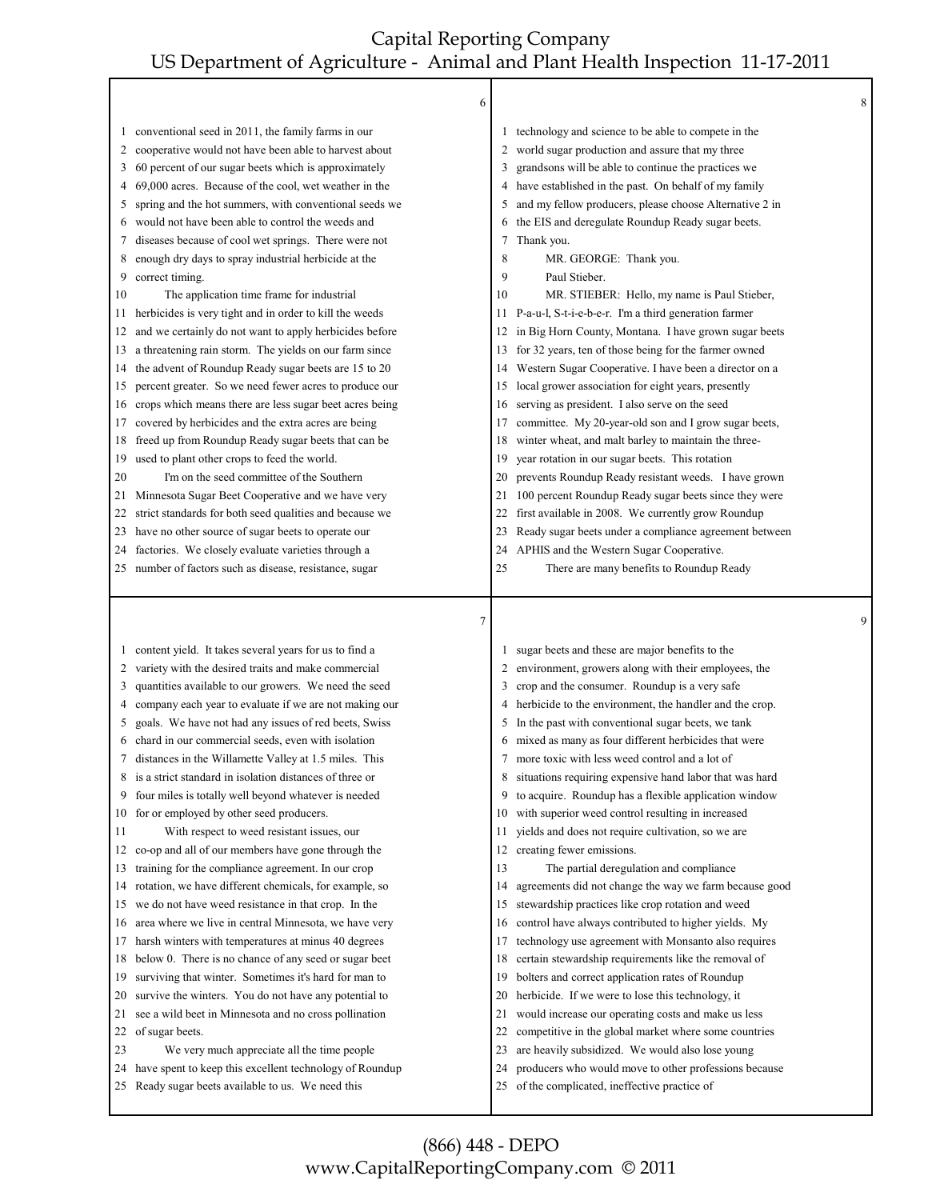conventional seed in 2011, the family farms in our cooperative would not have been able to harvest about 60 percent of our sugar beets which is approximately 69,000 acres. Because of the cool, wet weather in the spring and the hot summers, with conventional seeds we would not have been able to control the weeds and diseases because of cool wet springs. There were not enough dry days to spray industrial herbicide at the correct timing.

The application time frame for industrial herbicides is very tight and in order to kill the weeds and we certainly do not want to apply herbicides before a threatening rain storm. The yields on our farm since the advent of Roundup Ready sugar beets are 15 to 20 percent greater. So we need fewer acres to produce our crops which means there are less sugar beet acres being covered by herbicides and the extra acres are being freed up from Roundup Ready sugar beets that can be used to plant other crops to feed the world.

I'm on the seed committee of the Southern Minnesota Sugar Beet Cooperative and we have very strict standards for both seed qualities and because we have no other source of sugar beets to operate our factories. We closely evaluate varieties through a number of factors such as disease, resistance, sugar content yield. It takes several years for us to find a variety with the desired traits and make commercial quantities available to our growers. We need the seed company each year to evaluate if we are not making our goals. We have not had any issues of red beets, Swiss chard in our commercial seeds, even with isolation distances in the Willamette Valley at 1.5 miles. This is a strict standard in isolation distances of three or four miles is totally well beyond whatever is needed for or employed by other seed producers.

With respect to weed resistant issues, our co-op and all of our members have gone through the training for the compliance agreement. In our crop rotation, we have different chemicals, for example, so we do not have weed resistance in that crop. In the area where we live in central Minnesota, we have very harsh winters with temperatures at minus 40 degrees below 0. There is no chance of any seed or sugar beet surviving that winter. Sometimes it's hard for man to survive the winters. You do not have any potential to see a wild beet in Minnesota and no cross pollination of sugar beets.

We very much appreciate all the time people have spent to keep this excellent technology of Roundup Ready sugar beets available to us. We need this technology and science to be able to compete in the world sugar production and assure that my three grandsons will be able to continue the practices we have established in the past. On behalf of my family and my fellow producers, please choose Alternative 2 in the EIS and deregulate Roundup Ready sugar beets. Thank you.

MR. GEORGE: Thank you.

Paul Stieber.

MR. STIEBER: Hello, my name is Paul Stieber, P-a-u-l, S-t-i-e-b-e-r. I'm a third generation farmer in Big Horn County, Montana. I have grown sugar beets for 32 years, ten of those being for the farmer owned Western Sugar Cooperative. I have been a director on a local grower association for eight years, presently serving as president. I also serve on the seed committee. My 20-year-old son and I grow sugar beets, winter wheat, and malt barley to maintain the three-year rotation in our sugar beets. This rotation prevents Roundup Ready resistant weeds. I have grown 100 percent Roundup Ready sugar beets since they were first available in 2008. We currently grow Roundup Ready sugar beets under a compliance agreement between APHIS and the Western Sugar Cooperative.

There are many benefits to Roundup Ready sugar beets and these are major benefits to the environment, growers along with their employees, the crop and the consumer. Roundup is a very safe herbicide to the environment, the handler and the crop. In the past with conventional sugar beets, we tank mixed as many as four different herbicides that were more toxic with less weed control and a lot of situations requiring expensive hand labor that was hard to acquire. Roundup has a flexible application window with superior weed control resulting in increased yields and does not require cultivation, so we are creating fewer emissions.

The partial deregulation and compliance agreements did not change the way we farm because good stewardship practices like crop rotation and weed control have always contributed to higher yields. My technology use agreement with Monsanto also requires certain stewardship requirements like the removal of bolters and correct application rates of Roundup herbicide. If we were to lose this technology, it would increase our operating costs and make us less competitive in the global market where some countries are heavily subsidized. We would also lose young producers who would move to other professions because of the complicated, ineffective practice of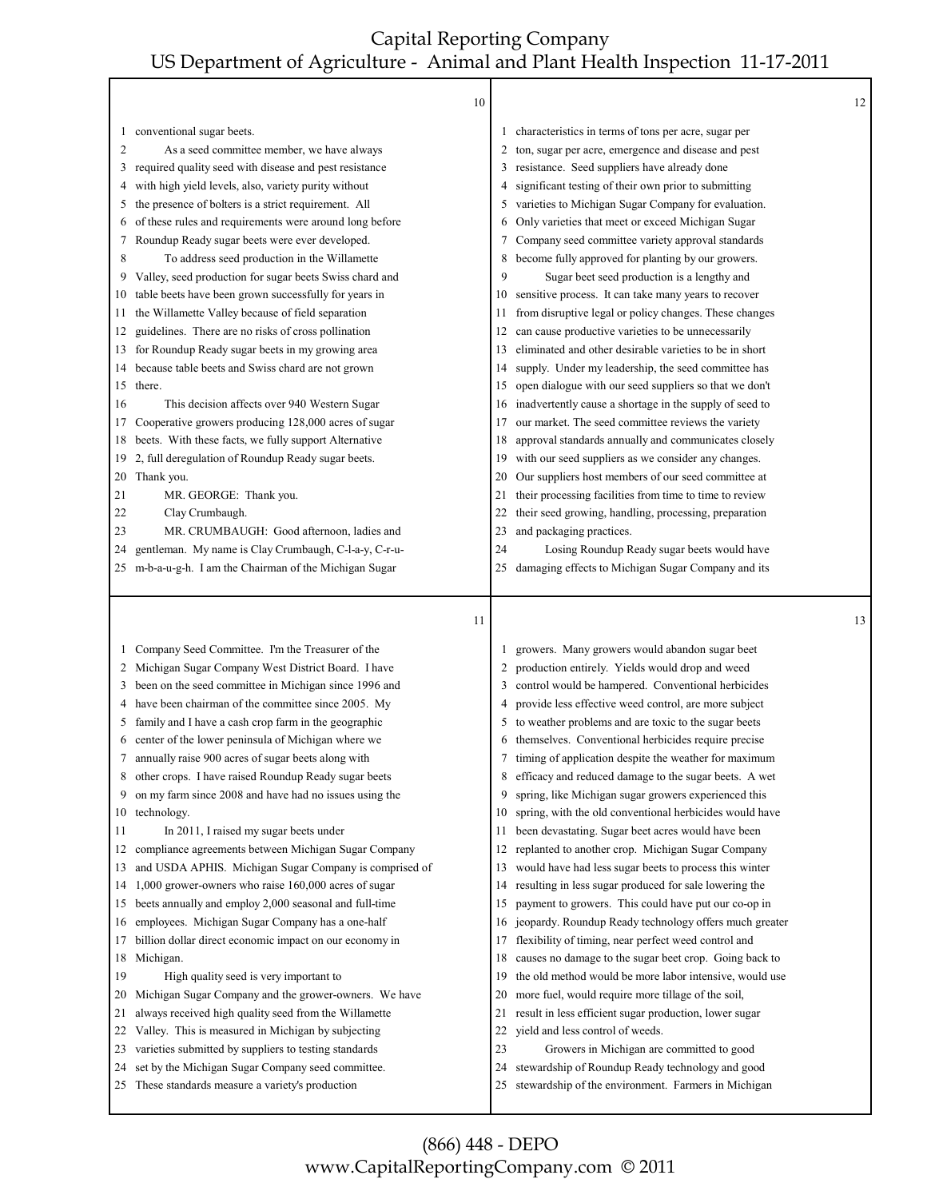conventional sugar beets.

As a seed committee member, we have always required quality seed with disease and pest resistance with high yield levels, also, variety purity without the presence of bolters is a strict requirement. All of these rules and requirements were around long before Roundup Ready sugar beets were ever developed.

To address seed production in the Willamette Valley, seed production for sugar beets Swiss chard and table beets have been grown successfully for years in the Willamette Valley because of field separation guidelines. There are no risks of cross pollination for Roundup Ready sugar beets in my growing area because table beets and Swiss chard are not grown there.

This decision affects over 940 Western Sugar Cooperative growers producing 128,000 acres of sugar beets. With these facts, we fully support Alternative 2, full deregulation of Roundup Ready sugar beets. Thank you.

MR. GEORGE: Thank you.

Clay Crumbaugh.

MR. CRUMBAUGH: Good afternoon, ladies and gentleman. My name is Clay Crumbaugh, C-l-a-y, C-r-u-m-b-a-u-g-h. I am the Chairman of the Michigan Sugar Company Seed Committee. I'm the Treasurer of the Michigan Sugar Company West District Board. I have been on the seed committee in Michigan since 1996 and have been chairman of the committee since 2005. My family and I have a cash crop farm in the geographic center of the lower peninsula of Michigan where we annually raise 900 acres of sugar beets along with other crops. I have raised Roundup Ready sugar beets on my farm since 2008 and have had no issues using the technology.

In 2011, I raised my sugar beets under compliance agreements between Michigan Sugar Company and USDA APHIS. Michigan Sugar Company is comprised of 1,000 grower-owners who raise 160,000 acres of sugar beets annually and employ 2,000 seasonal and full-time employees. Michigan Sugar Company has a one-half billion dollar direct economic impact on our economy in Michigan.

High quality seed is very important to Michigan Sugar Company and the grower-owners. We have always received high quality seed from the Willamette Valley. This is measured in Michigan by subjecting varieties submitted by suppliers to testing standards set by the Michigan Sugar Company seed committee. These standards measure a variety's production characteristics in terms of tons per acre, sugar per ton, sugar per acre, emergence and disease and pest resistance. Seed suppliers have already done significant testing of their own prior to submitting varieties to Michigan Sugar Company for evaluation. Only varieties that meet or exceed Michigan Sugar Company seed committee variety approval standards become fully approved for planting by our growers.

Sugar beet seed production is a lengthy and sensitive process. It can take many years to recover from disruptive legal or policy changes. These changes can cause productive varieties to be unnecessarily eliminated and other desirable varieties to be in short supply. Under my leadership, the seed committee has open dialogue with our seed suppliers so that we don't inadvertently cause a shortage in the supply of seed to our market. The seed committee reviews the variety approval standards annually and communicates closely with our seed suppliers as we consider any changes. Our suppliers host members of our seed committee at their processing facilities from time to time to review their seed growing, handling, processing, preparation and packaging practices.

Losing Roundup Ready sugar beets would have damaging effects to Michigan Sugar Company and its growers. Many growers would abandon sugar beet production entirely. Yields would drop and weed control would be hampered. Conventional herbicides provide less effective weed control, are more subject to weather problems and are toxic to the sugar beets themselves. Conventional herbicides require precise timing of application despite the weather for maximum efficacy and reduced damage to the sugar beets. A wet spring, like Michigan sugar growers experienced this spring, with the old conventional herbicides would have been devastating. Sugar beet acres would have been replanted to another crop. Michigan Sugar Company would have had less sugar beets to process this winter resulting in less sugar produced for sale lowering the payment to growers. This could have put our co-op in jeopardy. Roundup Ready technology offers much greater flexibility of timing, near perfect weed control and causes no damage to the sugar beet crop. Going back to the old method would be more labor intensive, would use more fuel, would require more tillage of the soil, result in less efficient sugar production, lower sugar yield and less control of weeds.

Growers in Michigan are committed to good stewardship of Roundup Ready technology and good stewardship of the environment. Farmers in Michigan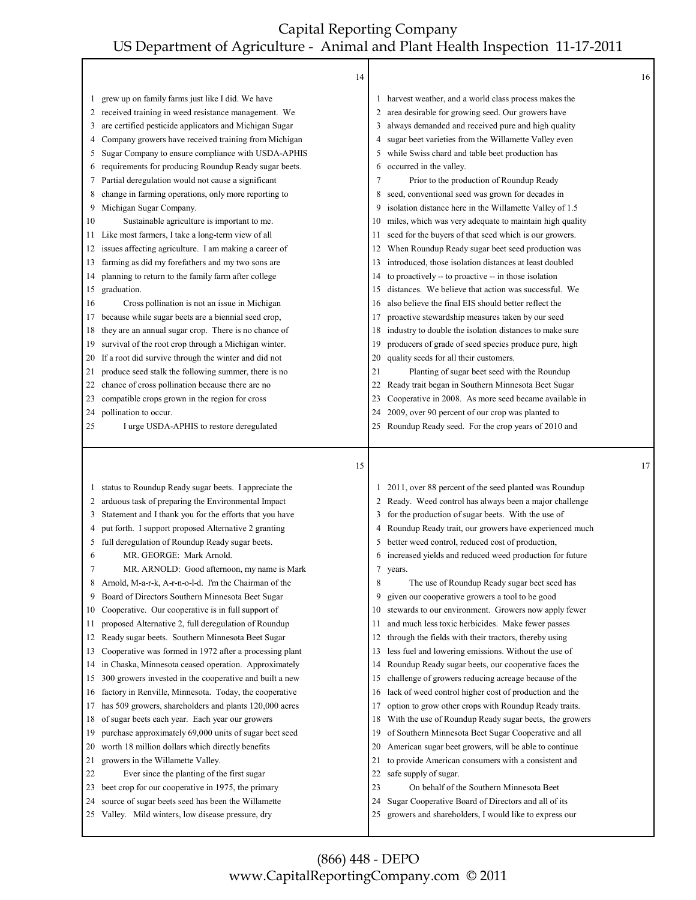grew up on family farms just like I did. We have received training in weed resistance management. We are certified pesticide applicators and Michigan Sugar Company growers have received training from Michigan Sugar Company to ensure compliance with USDA-APHIS requirements for producing Roundup Ready sugar beets. Partial deregulation would not cause a significant change in farming operations, only more reporting to Michigan Sugar Company.

Sustainable agriculture is important to me. Like most farmers, I take a long-term view of all issues affecting agriculture. I am making a career of farming as did my forefathers and my two sons are planning to return to the family farm after college graduation.

Cross pollination is not an issue in Michigan because while sugar beets are a biennial seed crop, they are an annual sugar crop. There is no chance of survival of the root crop through a Michigan winter. If a root did survive through the winter and did not produce seed stalk the following summer, there is no chance of cross pollination because there are no compatible crops grown in the region for cross pollination to occur.

I urge USDA-APHIS to restore deregulated status to Roundup Ready sugar beets. I appreciate the arduous task of preparing the Environmental Impact Statement and I thank you for the efforts that you have put forth. I support proposed Alternative 2 granting full deregulation of Roundup Ready sugar beets.

MR. GEORGE: Mark Arnold.

MR. ARNOLD: Good afternoon, my name is Mark Arnold, M-a-r-k, A-r-n-o-l-d. I'm the Chairman of the Board of Directors Southern Minnesota Beet Sugar Cooperative. Our cooperative is in full support of proposed Alternative 2, full deregulation of Roundup Ready sugar beets. Southern Minnesota Beet Sugar Cooperative was formed in 1972 after a processing plant in Chaska, Minnesota ceased operation. Approximately 300 growers invested in the cooperative and built a new factory in Renville, Minnesota. Today, the cooperative has 509 growers, shareholders and plants 120,000 acres of sugar beets each year. Each year our growers purchase approximately 69,000 units of sugar beet seed worth 18 million dollars which directly benefits growers in the Willamette Valley.

Ever since the planting of the first sugar beet crop for our cooperative in 1975, the primary source of sugar beets seed has been the Willamette Valley. Mild winters, low disease pressure, dry harvest weather, and a world class process makes the area desirable for growing seed. Our growers have always demanded and received pure and high quality sugar beet varieties from the Willamette Valley even while Swiss chard and table beet production has occurred in the valley.

Prior to the production of Roundup Ready seed, conventional seed was grown for decades in isolation distance here in the Willamette Valley of 1.5 miles, which was very adequate to maintain high quality seed for the buyers of that seed which is our growers. When Roundup Ready sugar beet seed production was introduced, those isolation distances at least doubled to proactively -- to proactive -- in those isolation distances. We believe that action was successful. We also believe the final EIS should better reflect the proactive stewardship measures taken by our seed industry to double the isolation distances to make sure producers of grade of seed species produce pure, high quality seeds for all their customers.

Planting of sugar beet seed with the Roundup Ready trait began in Southern Minnesota Beet Sugar Cooperative in 2008. As more seed became available in 2009, over 90 percent of our crop was planted to Roundup Ready seed. For the crop years of 2010 and 2011, over 88 percent of the seed planted was Roundup Ready. Weed control has always been a major challenge for the production of sugar beets. With the use of Roundup Ready trait, our growers have experienced much better weed control, reduced cost of production, increased yields and reduced weed production for future years.

The use of Roundup Ready sugar beet seed has given our cooperative growers a tool to be good stewards to our environment. Growers now apply fewer and much less toxic herbicides. Make fewer passes through the fields with their tractors, thereby using less fuel and lowering emissions. Without the use of Roundup Ready sugar beets, our cooperative faces the challenge of growers reducing acreage because of the lack of weed control higher cost of production and the option to grow other crops with Roundup Ready traits. With the use of Roundup Ready sugar beets, the growers of Southern Minnesota Beet Sugar Cooperative and all American sugar beet growers, will be able to continue to provide American consumers with a consistent and safe supply of sugar.

On behalf of the Southern Minnesota Beet Sugar Cooperative Board of Directors and all of its growers and shareholders, I would like to express our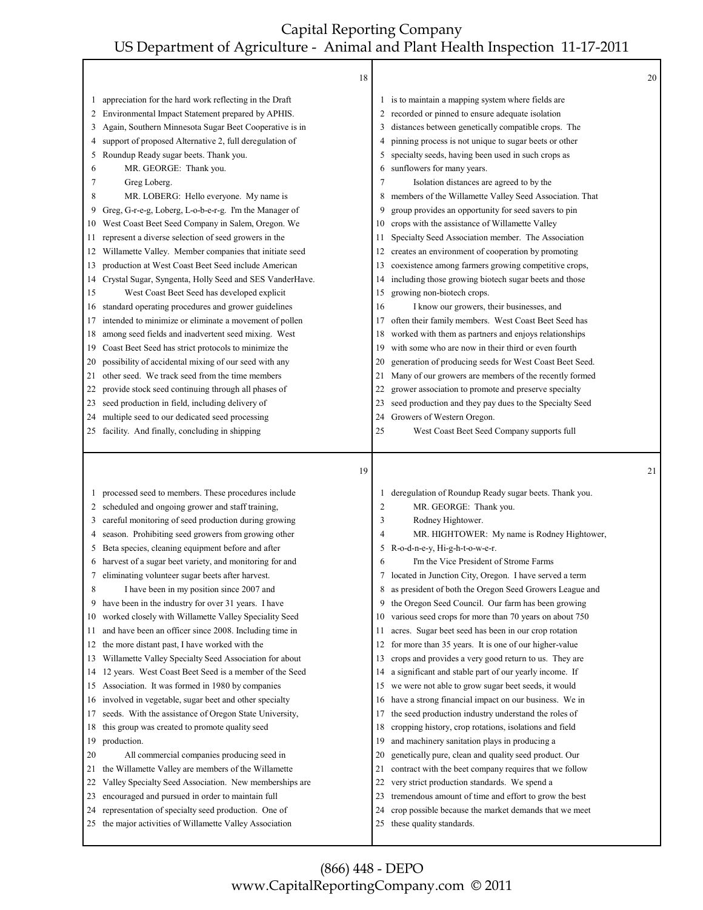appreciation for the hard work reflecting in the Draft Environmental Impact Statement prepared by APHIS. Again, Southern Minnesota Sugar Beet Cooperative is in support of proposed Alternative 2, full deregulation of Roundup Ready sugar beets. Thank you.

MR. GEORGE: Thank you.

Greg Loberg.

MR. LOBERG: Hello everyone. My name is Greg, G-r-e-g, Loberg, L-o-b-e-r-g. I'm the Manager of West Coast Beet Seed Company in Salem, Oregon. We represent a diverse selection of seed growers in the Willamette Valley. Member companies that initiate seed production at West Coast Beet Seed include American Crystal Sugar, Syngenta, Holly Seed and SES VanderHave.

West Coast Beet Seed has developed explicit standard operating procedures and grower guidelines intended to minimize or eliminate a movement of pollen among seed fields and inadvertent seed mixing. West Coast Beet Seed has strict protocols to minimize the possibility of accidental mixing of our seed with any other seed. We track seed from the time members provide stock seed continuing through all phases of seed production in field, including delivery of multiple seed to our dedicated seed processing facility. And finally, concluding in shipping processed seed to members. These procedures include scheduled and ongoing grower and staff training, careful monitoring of seed production during growing season. Prohibiting seed growers from growing other Beta species, cleaning equipment before and after harvest of a sugar beet variety, and monitoring for and eliminating volunteer sugar beets after harvest.

I have been in my position since 2007 and have been in the industry for over 31 years. I have worked closely with Willamette Valley Speciality Seed and have been an officer since 2008. Including time in the more distant past, I have worked with the Willamette Valley Specialty Seed Association for about 12 years. West Coast Beet Seed is a member of the Seed Association. It was formed in 1980 by companies involved in vegetable, sugar beet and other specialty seeds. With the assistance of Oregon State University, this group was created to promote quality seed production.

All commercial companies producing seed in the Willamette Valley are members of the Willamette Valley Specialty Seed Association. New memberships are encouraged and pursued in order to maintain full representation of specialty seed production. One of the major activities of Willamette Valley Association is to maintain a mapping system where fields are recorded or pinned to ensure adequate isolation distances between genetically compatible crops. The pinning process is not unique to sugar beets or other specialty seeds, having been used in such crops as sunflowers for many years.

Isolation distances are agreed to by the members of the Willamette Valley Seed Association. That group provides an opportunity for seed savers to pin crops with the assistance of Willamette Valley Specialty Seed Association member. The Association creates an environment of cooperation by promoting coexistence among farmers growing competitive crops, including those growing biotech sugar beets and those growing non-biotech crops.

I know our growers, their businesses, and often their family members. West Coast Beet Seed has worked with them as partners and enjoys relationships with some who are now in their third or even fourth generation of producing seeds for West Coast Beet Seed. Many of our growers are members of the recently formed grower association to promote and preserve specialty seed production and they pay dues to the Specialty Seed Growers of Western Oregon.

West Coast Beet Seed Company supports full deregulation of Roundup Ready sugar beets. Thank you.

MR. GEORGE: Thank you.

Rodney Hightower.

MR. HIGHTOWER: My name is Rodney Hightower, R-o-d-n-e-y, Hi-g-h-t-o-w-e-r.

I'm the Vice President of Strome Farms located in Junction City, Oregon. I have served a term as president of both the Oregon Seed Growers League and the Oregon Seed Council. Our farm has been growing various seed crops for more than 70 years on about 750 acres. Sugar beet seed has been in our crop rotation for more than 35 years. It is one of our higher-value crops and provides a very good return to us. They are a significant and stable part of our yearly income. If we were not able to grow sugar beet seeds, it would have a strong financial impact on our business. We in the seed production industry understand the roles of cropping history, crop rotations, isolations and field and machinery sanitation plays in producing a genetically pure, clean and quality seed product. Our contract with the beet company requires that we follow very strict production standards. We spend a tremendous amount of time and effort to grow the best crop possible because the market demands that we meet these quality standards.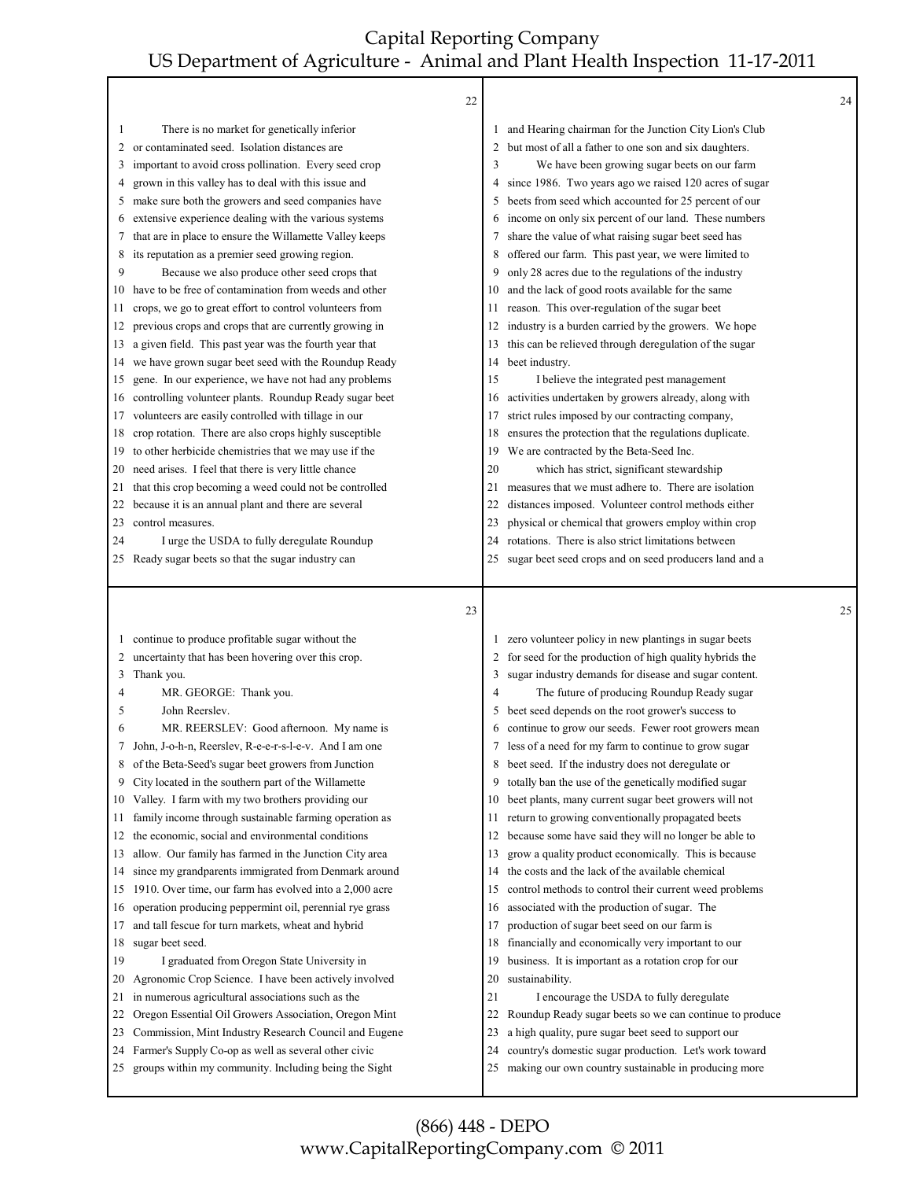There is no market for genetically inferior or contaminated seed. Isolation distances are important to avoid cross pollination. Every seed crop grown in this valley has to deal with this issue and make sure both the growers and seed companies have extensive experience dealing with the various systems that are in place to ensure the Willamette Valley keeps its reputation as a premier seed growing region.

Because we also produce other seed crops that have to be free of contamination from weeds and other crops, we go to great effort to control volunteers from previous crops and crops that are currently growing in a given field. This past year was the fourth year that we have grown sugar beet seed with the Roundup Ready gene. In our experience, we have not had any problems controlling volunteer plants. Roundup Ready sugar beet volunteers are easily controlled with tillage in our crop rotation. There are also crops highly susceptible to other herbicide chemistries that we may use if the need arises. I feel that there is very little chance that this crop becoming a weed could not be controlled because it is an annual plant and there are several control measures.

I urge the USDA to fully deregulate Roundup Ready sugar beets so that the sugar industry can continue to produce profitable sugar without the uncertainty that has been hovering over this crop. Thank you.

MR. GEORGE: Thank you.

John Reerslev.

MR. REERSLEV: Good afternoon. My name is John, J-o-h-n, Reerslev, R-e-e-r-s-l-e-v. And I am one of the Beta-Seed's sugar beet growers from Junction City located in the southern part of the Willamette Valley. I farm with my two brothers providing our family income through sustainable farming operation as the economic, social and environmental conditions allow. Our family has farmed in the Junction City area since my grandparents immigrated from Denmark around 1910. Over time, our farm has evolved into a 2,000 acre operation producing peppermint oil, perennial rye grass and tall fescue for turn markets, wheat and hybrid sugar beet seed.

I graduated from Oregon State University in Agronomic Crop Science. I have been actively involved in numerous agricultural associations such as the Oregon Essential Oil Growers Association, Oregon Mint Commission, Mint Industry Research Council and Eugene Farmer's Supply Co-op as well as several other civic groups within my community. Including being the Sight and Hearing chairman for the Junction City Lion's Club but most of all a father to one son and six daughters.

We have been growing sugar beets on our farm since 1986. Two years ago we raised 120 acres of sugar beets from seed which accounted for 25 percent of our income on only six percent of our land. These numbers share the value of what raising sugar beet seed has offered our farm. This past year, we were limited to only 28 acres due to the regulations of the industry and the lack of good roots available for the same reason. This over-regulation of the sugar beet industry is a burden carried by the growers. We hope this can be relieved through deregulation of the sugar beet industry.

I believe the integrated pest management activities undertaken by growers already, along with strict rules imposed by our contracting company, ensures the protection that the regulations duplicate. We are contracted by the Beta-Seed Inc.

which has strict, significant stewardship measures that we must adhere to. There are isolation distances imposed. Volunteer control methods either physical or chemical that growers employ within crop rotations. There is also strict limitations between sugar beet seed crops and on seed producers land and a zero volunteer policy in new plantings in sugar beets for seed for the production of high quality hybrids the sugar industry demands for disease and sugar content.

The future of producing Roundup Ready sugar beet seed depends on the root grower's success to continue to grow our seeds. Fewer root growers mean less of a need for my farm to continue to grow sugar beet seed. If the industry does not deregulate or totally ban the use of the genetically modified sugar beet plants, many current sugar beet growers will not return to growing conventionally propagated beets because some have said they will no longer be able to grow a quality product economically. This is because the costs and the lack of the available chemical control methods to control their current weed problems associated with the production of sugar. The production of sugar beet seed on our farm is financially and economically very important to our business. It is important as a rotation crop for our sustainability.

I encourage the USDA to fully deregulate Roundup Ready sugar beets so we can continue to produce a high quality, pure sugar beet seed to support our country's domestic sugar production. Let's work toward making our own country sustainable in producing more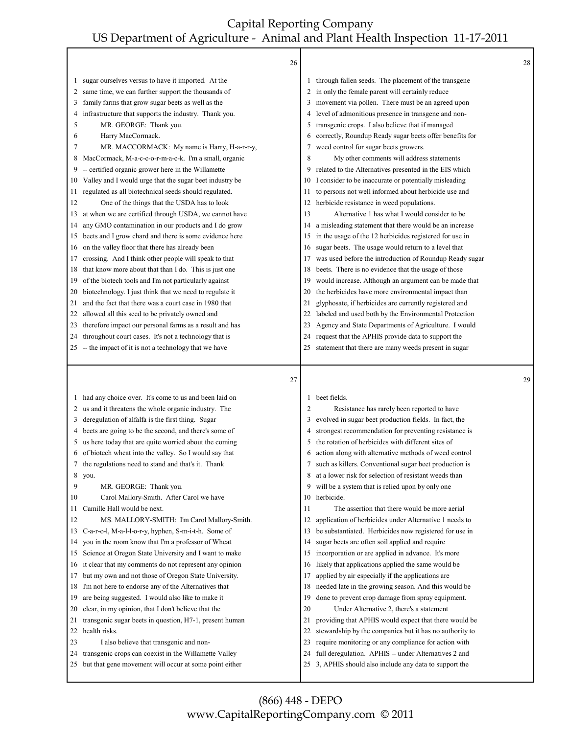sugar ourselves versus to have it imported. At the same time, we can further support the thousands of family farms that grow sugar beets as well as the infrastructure that supports the industry. Thank you.

MR. GEORGE: Thank you.

Harry MacCormack.

MR. MACCORMACK: My name is Harry, H-a-r-r-y, MacCormack, M-a-c-c-o-r-m-a-c-k. I'm a small, organic -- certified organic grower here in the Willamette Valley and I would urge that the sugar beet industry be regulated as all biotechnical seeds should regulated.

One of the things that the USDA has to look at when we are certified through USDA, we cannot have any GMO contamination in our products and I do grow beets and I grow chard and there is some evidence here on the valley floor that there has already been crossing. And I think other people will speak to that that know more about that than I do. This is just one of the biotech tools and I'm not particularly against biotechnology. I just think that we need to regulate it and the fact that there was a court case in 1980 that allowed all this seed to be privately owned and therefore impact our personal farms as a result and has throughout court cases. It's not a technology that is -- the impact of it is not a technology that we have had any choice over. It's come to us and been laid on us and it threatens the whole organic industry. The deregulation of alfalfa is the first thing. Sugar beets are going to be the second, and there's some of us here today that are quite worried about the coming of biotech wheat into the valley. So I would say that the regulations need to stand and that's it. Thank you.

MR. GEORGE: Thank you.

Carol Mallory-Smith. After Carol we have Camille Hall would be next.

MS. MALLORY-SMITH: I'm Carol Mallory-Smith. C-a-r-o-l, M-a-l-l-o-r-y, hyphen, S-m-i-t-h. Some of you in the room know that I'm a professor of Wheat Science at Oregon State University and I want to make it clear that my comments do not represent any opinion but my own and not those of Oregon State University. I'm not here to endorse any of the Alternatives that are being suggested. I would also like to make it clear, in my opinion, that I don't believe that the transgenic sugar beets in question, H7-1, present human health risks.

I also believe that transgenic and non-transgenic crops can coexist in the Willamette Valley but that gene movement will occur at some point either through fallen seeds. The placement of the transgene in only the female parent will certainly reduce movement via pollen. There must be an agreed upon level of admonitious presence in transgene and non-transgenic crops. I also believe that if managed correctly, Roundup Ready sugar beets offer benefits for weed control for sugar beets growers.

My other comments will address statements related to the Alternatives presented in the EIS which I consider to be inaccurate or potentially misleading to persons not well informed about herbicide use and herbicide resistance in weed populations.

Alternative 1 has what I would consider to be a misleading statement that there would be an increase in the usage of the 12 herbicides registered for use in sugar beets. The usage would return to a level that was used before the introduction of Roundup Ready sugar beets. There is no evidence that the usage of those would increase. Although an argument can be made that the herbicides have more environmental impact than glyphosate, if herbicides are currently registered and labeled and used both by the Environmental Protection Agency and State Departments of Agriculture. I would request that the APHIS provide data to support the statement that there are many weeds present in sugar beet fields.

Resistance has rarely been reported to have evolved in sugar beet production fields. In fact, the strongest recommendation for preventing resistance is the rotation of herbicides with different sites of action along with alternative methods of weed control such as killers. Conventional sugar beet production is at a lower risk for selection of resistant weeds than will be a system that is relied upon by only one herbicide.

The assertion that there would be more aerial application of herbicides under Alternative 1 needs to be substantiated. Herbicides now registered for use in sugar beets are often soil applied and require incorporation or are applied in advance. It's more likely that applications applied the same would be applied by air especially if the applications are needed late in the growing season. And this would be done to prevent crop damage from spray equipment.

Under Alternative 2, there's a statement providing that APHIS would expect that there would be stewardship by the companies but it has no authority to require monitoring or any compliance for action with full deregulation. APHIS -- under Alternatives 2 and 3, APHIS should also include any data to support the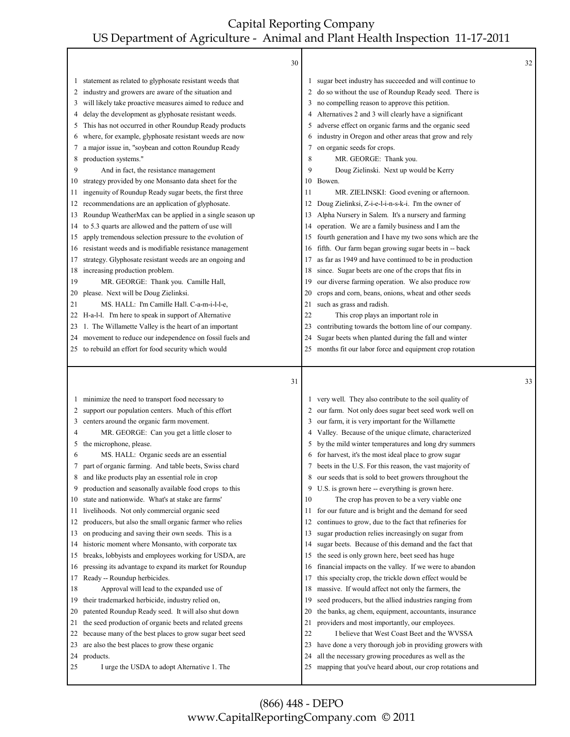statement as related to glyphosate resistant weeds that industry and growers are aware of the situation and will likely take proactive measures aimed to reduce and delay the development as glyphosate resistant weeds. This has not occurred in other Roundup Ready products where, for example, glyphosate resistant weeds are now a major issue in, "soybean and cotton Roundup Ready production systems."

And in fact, the resistance management strategy provided by one Monsanto data sheet for the ingenuity of Roundup Ready sugar beets, the first three recommendations are an application of glyphosate. Roundup WeatherMax can be applied in a single season up to 5.3 quarts are allowed and the pattern of use will apply tremendous selection pressure to the evolution of resistant weeds and is modifiable resistance management strategy. Glyphosate resistant weeds are an ongoing and increasing production problem.

MR. GEORGE: Thank you. Camille Hall, please. Next will be Doug Zielinksi.

MS. HALL: I'm Camille Hall. C-a-m-i-l-l-e, H-a-l-l. I'm here to speak in support of Alternative 1. The Willamette Valley is the heart of an important movement to reduce our independence on fossil fuels and to rebuild an effort for food security which would minimize the need to transport food necessary to support our population centers. Much of this effort centers around the organic farm movement.

MR. GEORGE: Can you get a little closer to the microphone, please.

MS. HALL: Organic seeds are an essential part of organic farming. And table beets, Swiss chard and like products play an essential role in crop production and seasonally available food crops to this state and nationwide. What's at stake are farms' livelihoods. Not only commercial organic seed producers, but also the small organic farmer who relies on producing and saving their own seeds. This is a historic moment where Monsanto, with corporate tax breaks, lobbyists and employees working for USDA, are pressing its advantage to expand its market for Roundup Ready -- Roundup herbicides.

Approval will lead to the expanded use of their trademarked herbicide, industry relied on, patented Roundup Ready seed. It will also shut down the seed production of organic beets and related greens because many of the best places to grow sugar beet seed are also the best places to grow these organic products.

I urge the USDA to adopt Alternative 1. The sugar beet industry has succeeded and will continue to do so without the use of Roundup Ready seed. There is no compelling reason to approve this petition. Alternatives 2 and 3 will clearly have a significant adverse effect on organic farms and the organic seed industry in Oregon and other areas that grow and rely on organic seeds for crops.

MR. GEORGE: Thank you.

Doug Zielinski. Next up would be Kerry Bowen.

MR. ZIELINSKI: Good evening or afternoon. Doug Zielinksi, Z-i-e-l-i-n-s-k-i. I'm the owner of Alpha Nursery in Salem. It's a nursery and farming operation. We are a family business and I am the fourth generation and I have my two sons which are the fifth. Our farm began growing sugar beets in -- back as far as 1949 and have continued to be in production since. Sugar beets are one of the crops that fits in our diverse farming operation. We also produce row crops and corn, beans, onions, wheat and other seeds such as grass and radish.

This crop plays an important role in contributing towards the bottom line of our company. Sugar beets when planted during the fall and winter months fit our labor force and equipment crop rotation very well. They also contribute to the soil quality of our farm. Not only does sugar beet seed work well on our farm, it is very important for the Willamette Valley. Because of the unique climate, characterized by the mild winter temperatures and long dry summers for harvest, it's the most ideal place to grow sugar beets in the U.S. For this reason, the vast majority of our seeds that is sold to beet growers throughout the U.S. is grown here -- everything is grown here.

The crop has proven to be a very viable one for our future and is bright and the demand for seed continues to grow, due to the fact that refineries for sugar production relies increasingly on sugar from sugar beets. Because of this demand and the fact that the seed is only grown here, beet seed has huge financial impacts on the valley. If we were to abandon this specialty crop, the trickle down effect would be massive. If would affect not only the farmers, the seed producers, but the allied industries ranging from the banks, ag chem, equipment, accountants, insurance providers and most importantly, our employees.

I believe that West Coast Beet and the WVSSA have done a very thorough job in providing growers with all the necessary growing procedures as well as the mapping that you've heard about, our crop rotations and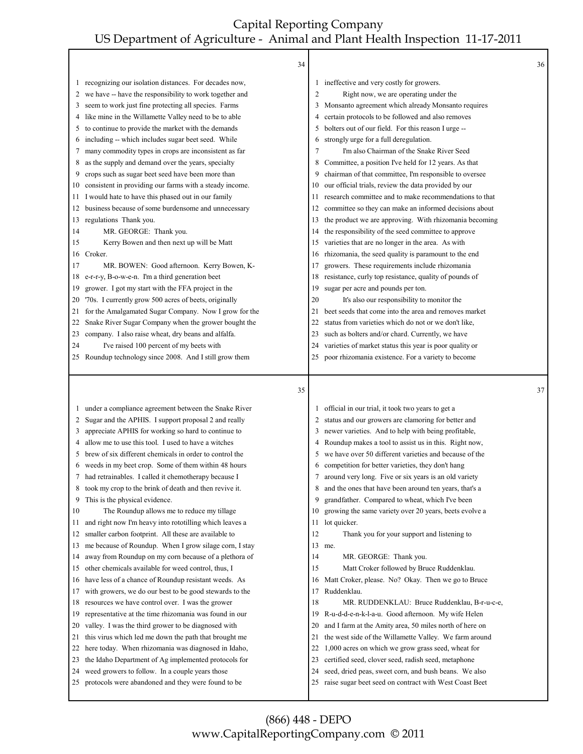recognizing our isolation distances. For decades now, we have -- have the responsibility to work together and seem to work just fine protecting all species. Farms like mine in the Willamette Valley need to be to able to continue to provide the market with the demands including -- which includes sugar beet seed. While many commodity types in crops are inconsistent as far as the supply and demand over the years, specialty crops such as sugar beet seed have been more than consistent in providing our farms with a steady income. I would hate to have this phased out in our family business because of some burdensome and unnecessary regulations Thank you.

MR. GEORGE: Thank you.

Kerry Bowen and then next up will be Matt Croker.

MR. BOWEN: Good afternoon. Kerry Bowen, K-e-r-r-y, B-o-w-e-n. I'm a third generation beet grower. I got my start with the FFA project in the '70s. I currently grow 500 acres of beets, originally for the Amalgamated Sugar Company. Now I grow for the Snake River Sugar Company when the grower bought the company. I also raise wheat, dry beans and alfalfa.

I've raised 100 percent of my beets with Roundup technology since 2008. And I still grow them under a compliance agreement between the Snake River Sugar and the APHIS. I support proposal 2 and really appreciate APHIS for working so hard to continue to allow me to use this tool. I used to have a witches brew of six different chemicals in order to control the weeds in my beet crop. Some of them within 48 hours had retrainables. I called it chemotherapy because I took my crop to the brink of death and then revive it. This is the physical evidence.

The Roundup allows me to reduce my tillage and right now I'm heavy into rototilling which leaves a smaller carbon footprint. All these are available to me because of Roundup. When I grow silage corn, I stay away from Roundup on my corn because of a plethora of other chemicals available for weed control, thus, I have less of a chance of Roundup resistant weeds. As with growers, we do our best to be good stewards to the resources we have control over. I was the grower representative at the time rhizomania was found in our valley. I was the third grower to be diagnosed with this virus which led me down the path that brought me here today. When rhizomania was diagnosed in Idaho, the Idaho Department of Ag implemented protocols for weed growers to follow. In a couple years those protocols were abandoned and they were found to be ineffective and very costly for growers.

Right now, we are operating under the Monsanto agreement which already Monsanto requires certain protocols to be followed and also removes bolters out of our field. For this reason I urge -- strongly urge for a full deregulation.

I'm also Chairman of the Snake River Seed Committee, a position I've held for 12 years. As that chairman of that committee, I'm responsible to oversee our official trials, review the data provided by our research committee and to make recommendations to that committee so they can make an informed decisions about the product we are approving. With rhizomania becoming the responsibility of the seed committee to approve varieties that are no longer in the area. As with rhizomania, the seed quality is paramount to the end growers. These requirements include rhizomania resistance, curly top resistance, quality of pounds of sugar per acre and pounds per ton.

It's also our responsibility to monitor the beet seeds that come into the area and removes market status from varieties which do not or we don't like, such as bolters and/or chard. Currently, we have varieties of market status this year is poor quality or poor rhizomania existence. For a variety to become official in our trial, it took two years to get a status and our growers are clamoring for better and newer varieties. And to help with being profitable, Roundup makes a tool to assist us in this. Right now, we have over 50 different varieties and because of the competition for better varieties, they don't hang around very long. Five or six years is an old variety and the ones that have been around ten years, that's a grandfather. Compared to wheat, which I've been growing the same variety over 20 years, beets evolve a lot quicker.

Thank you for your support and listening to me.

MR. GEORGE: Thank you.

Matt Croker followed by Bruce Ruddenklau. Matt Croker, please. No? Okay. Then we go to Bruce Ruddenklau.

MR. RUDDENKLAU: Bruce Ruddenklau, B-r-u-c-e, R-u-d-d-e-n-k-l-a-u. Good afternoon. My wife Helen and I farm at the Amity area, 50 miles north of here on the west side of the Willamette Valley. We farm around 1,000 acres on which we grow grass seed, wheat for certified seed, clover seed, radish seed, metaphone seed, dried peas, sweet corn, and bush beans. We also raise sugar beet seed on contract with West Coast Beet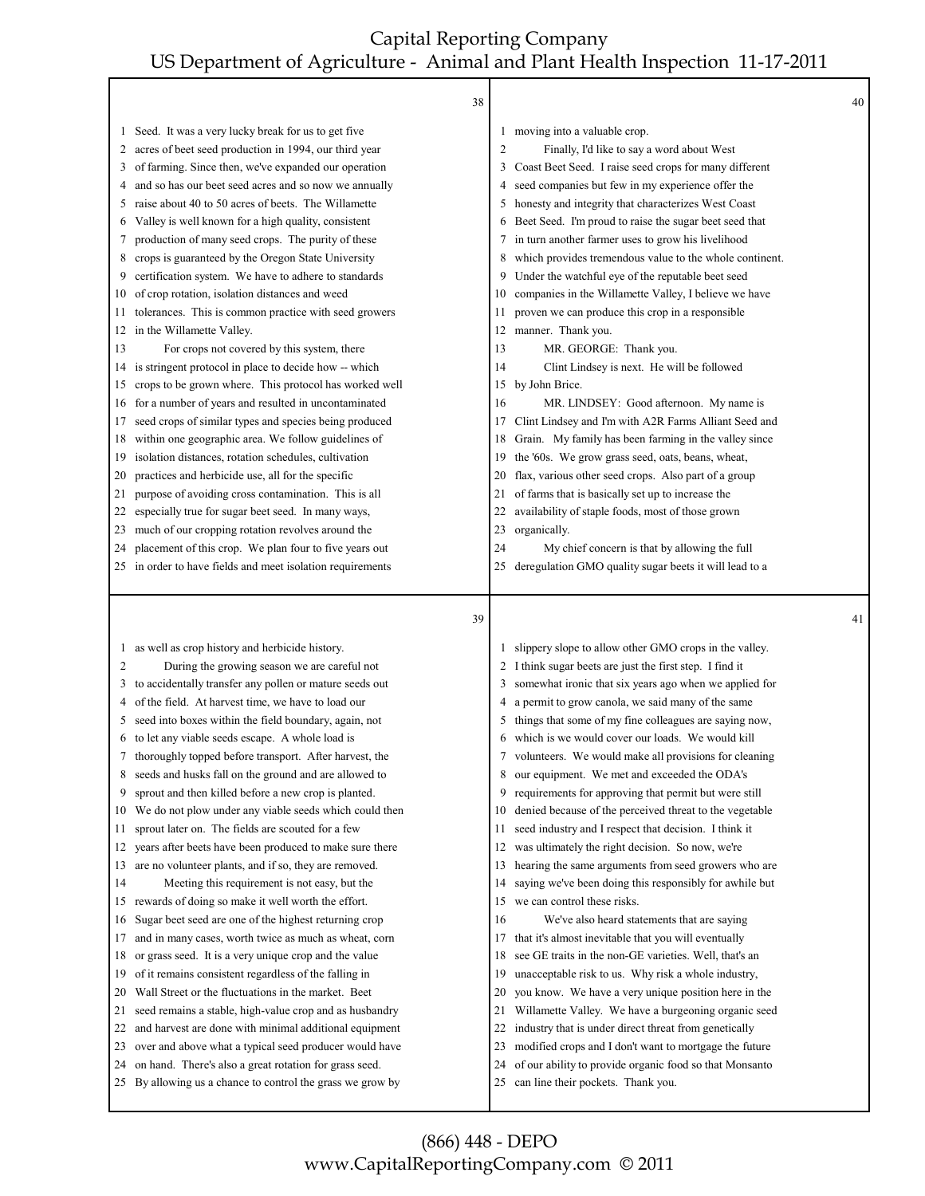Seed. It was a very lucky break for us to get five acres of beet seed production in 1994, our third year of farming. Since then, we've expanded our operation and so has our beet seed acres and so now we annually raise about 40 to 50 acres of beets. The Willamette Valley is well known for a high quality, consistent production of many seed crops. The purity of these crops is guaranteed by the Oregon State University certification system. We have to adhere to standards of crop rotation, isolation distances and weed tolerances. This is common practice with seed growers in the Willamette Valley.

For crops not covered by this system, there is stringent protocol in place to decide how -- which crops to be grown where. This protocol has worked well for a number of years and resulted in uncontaminated seed crops of similar types and species being produced within one geographic area. We follow guidelines of isolation distances, rotation schedules, cultivation practices and herbicide use, all for the specific purpose of avoiding cross contamination. This is all especially true for sugar beet seed. In many ways, much of our cropping rotation revolves around the placement of this crop. We plan four to five years out in order to have fields and meet isolation requirements as well as crop history and herbicide history.

During the growing season we are careful not to accidentally transfer any pollen or mature seeds out of the field. At harvest time, we have to load our seed into boxes within the field boundary, again, not to let any viable seeds escape. A whole load is thoroughly topped before transport. After harvest, the seeds and husks fall on the ground and are allowed to sprout and then killed before a new crop is planted. We do not plow under any viable seeds which could then sprout later on. The fields are scouted for a few years after beets have been produced to make sure there are no volunteer plants, and if so, they are removed.

Meeting this requirement is not easy, but the rewards of doing so make it well worth the effort. Sugar beet seed are one of the highest returning crop and in many cases, worth twice as much as wheat, corn or grass seed. It is a very unique crop and the value of it remains consistent regardless of the falling in Wall Street or the fluctuations in the market. Beet seed remains a stable, high-value crop and as husbandry and harvest are done with minimal additional equipment over and above what a typical seed producer would have on hand. There's also a great rotation for grass seed. By allowing us a chance to control the grass we grow by moving into a valuable crop.

Finally, I'd like to say a word about West Coast Beet Seed. I raise seed crops for many different seed companies but few in my experience offer the honesty and integrity that characterizes West Coast Beet Seed. I'm proud to raise the sugar beet seed that in turn another farmer uses to grow his livelihood which provides tremendous value to the whole continent. Under the watchful eye of the reputable beet seed companies in the Willamette Valley, I believe we have proven we can produce this crop in a responsible manner. Thank you.

MR. GEORGE: Thank you.

Clint Lindsey is next. He will be followed by John Brice.

MR. LINDSEY: Good afternoon. My name is Clint Lindsey and I'm with A2R Farms Alliant Seed and Grain. My family has been farming in the valley since the '60s. We grow grass seed, oats, beans, wheat, flax, various other seed crops. Also part of a group of farms that is basically set up to increase the availability of staple foods, most of those grown organically.

My chief concern is that by allowing the full deregulation GMO quality sugar beets it will lead to a slippery slope to allow other GMO crops in the valley. I think sugar beets are just the first step. I find it somewhat ironic that six years ago when we applied for a permit to grow canola, we said many of the same things that some of my fine colleagues are saying now, which is we would cover our loads. We would kill volunteers. We would make all provisions for cleaning our equipment. We met and exceeded the ODA's requirements for approving that permit but were still denied because of the perceived threat to the vegetable seed industry and I respect that decision. I think it was ultimately the right decision. So now, we're hearing the same arguments from seed growers who are saying we've been doing this responsibly for awhile but we can control these risks.

We've also heard statements that are saying that it's almost inevitable that you will eventually see GE traits in the non-GE varieties. Well, that's an unacceptable risk to us. Why risk a whole industry, you know. We have a very unique position here in the Willamette Valley. We have a burgeoning organic seed industry that is under direct threat from genetically modified crops and I don't want to mortgage the future of our ability to provide organic food so that Monsanto can line their pockets. Thank you.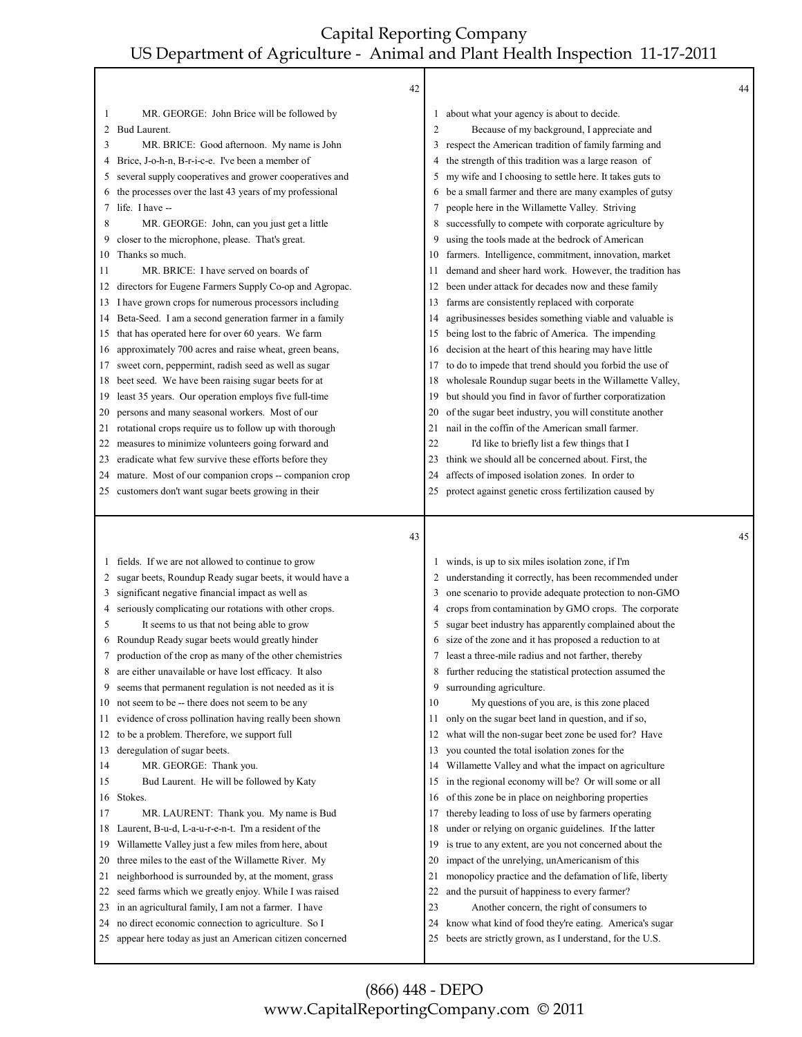MR. GEORGE: John Brice will be followed by Bud Laurent.

MR. BRICE: Good afternoon. My name is John Brice, J-o-h-n, B-r-i-c-e. I've been a member of several supply cooperatives and grower cooperatives and the processes over the last 43 years of my professional life. I have --

MR. GEORGE: John, can you just get a little closer to the microphone, please. That's great. Thanks so much.

MR. BRICE: I have served on boards of directors for Eugene Farmers Supply Co-op and Agropac. I have grown crops for numerous processors including Beta-Seed. I am a second generation farmer in a family that has operated here for over 60 years. We farm approximately 700 acres and raise wheat, green beans, sweet corn, peppermint, radish seed as well as sugar beet seed. We have been raising sugar beets for at least 35 years. Our operation employs five full-time persons and many seasonal workers. Most of our rotational crops require us to follow up with thorough measures to minimize volunteers going forward and eradicate what few survive these efforts before they mature. Most of our companion crops -- companion crop customers don't want sugar beets growing in their fields. If we are not allowed to continue to grow sugar beets, Roundup Ready sugar beets, it would have a significant negative financial impact as well as seriously complicating our rotations with other crops.

It seems to us that not being able to grow Roundup Ready sugar beets would greatly hinder production of the crop as many of the other chemistries are either unavailable or have lost efficacy. It also seems that permanent regulation is not needed as it is not seem to be -- there does not seem to be any evidence of cross pollination having really been shown to be a problem. Therefore, we support full deregulation of sugar beets.

MR. GEORGE: Thank you.

Bud Laurent. He will be followed by Katy Stokes.

MR. LAURENT: Thank you. My name is Bud Laurent, B-u-d, L-a-u-r-e-n-t. I'm a resident of the Willamette Valley just a few miles from here, about three miles to the east of the Willamette River. My neighborhood is surrounded by, at the moment, grass seed farms which we greatly enjoy. While I was raised in an agricultural family, I am not a farmer. I have no direct economic connection to agriculture. So I appear here today as just an American citizen concerned about what your agency is about to decide.

Because of my background, I appreciate and respect the American tradition of family farming and the strength of this tradition was a large reason of my wife and I choosing to settle here. It takes guts to be a small farmer and there are many examples of gutsy people here in the Willamette Valley. Striving successfully to compete with corporate agriculture by using the tools made at the bedrock of American farmers. Intelligence, commitment, innovation, market demand and sheer hard work. However, the tradition has been under attack for decades now and these family farms are consistently replaced with corporate agribusinesses besides something viable and valuable is being lost to the fabric of America. The impending decision at the heart of this hearing may have little to do to impede that trend should you forbid the use of wholesale Roundup sugar beets in the Willamette Valley, but should you find in favor of further corporatization of the sugar beet industry, you will constitute another nail in the coffin of the American small farmer.

I'd like to briefly list a few things that I think we should all be concerned about. First, the affects of imposed isolation zones. In order to protect against genetic cross fertilization caused by winds, is up to six miles isolation zone, if I'm understanding it correctly, has been recommended under one scenario to provide adequate protection to non-GMO crops from contamination by GMO crops. The corporate sugar beet industry has apparently complained about the size of the zone and it has proposed a reduction to at least a three-mile radius and not farther, thereby further reducing the statistical protection assumed the surrounding agriculture.

My questions of you are, is this zone placed only on the sugar beet land in question, and if so, what will the non-sugar beet zone be used for? Have you counted the total isolation zones for the Willamette Valley and what the impact on agriculture in the regional economy will be? Or will some or all of this zone be in place on neighboring properties thereby leading to loss of use by farmers operating under or relying on organic guidelines. If the latter is true to any extent, are you not concerned about the impact of the unrelying, unAmericanism of this monopolicy practice and the defamation of life, liberty and the pursuit of happiness to every farmer?

Another concern, the right of consumers to know what kind of food they're eating. America's sugar beets are strictly grown, as I understand, for the U.S.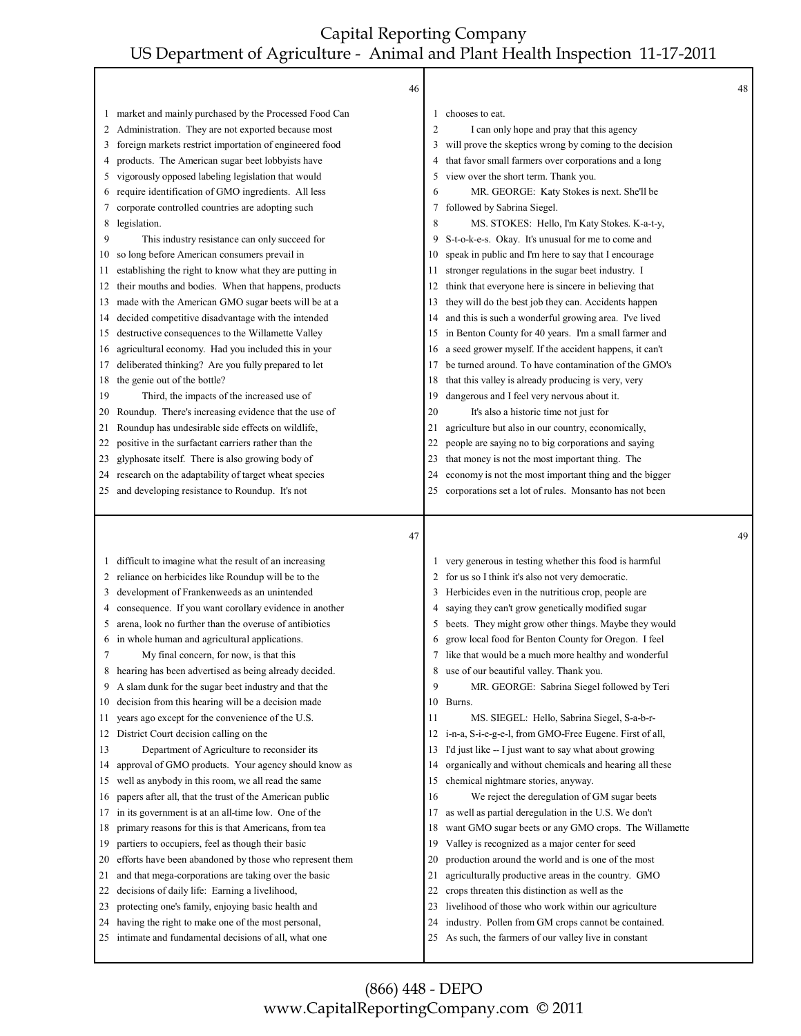market and mainly purchased by the Processed Food Can Administration. They are not exported because most foreign markets restrict importation of engineered food products. The American sugar beet lobbyists have vigorously opposed labeling legislation that would require identification of GMO ingredients. All less corporate controlled countries are adopting such legislation.

This industry resistance can only succeed for so long before American consumers prevail in establishing the right to know what they are putting in their mouths and bodies. When that happens, products made with the American GMO sugar beets will be at a decided competitive disadvantage with the intended destructive consequences to the Willamette Valley agricultural economy. Had you included this in your deliberated thinking? Are you fully prepared to let the genie out of the bottle?

Third, the impacts of the increased use of Roundup. There's increasing evidence that the use of Roundup has undesirable side effects on wildlife, positive in the surfactant carriers rather than the glyphosate itself. There is also growing body of research on the adaptability of target wheat species and developing resistance to Roundup. It's not difficult to imagine what the result of an increasing reliance on herbicides like Roundup will be to the development of Frankenweeds as an unintended consequence. If you want corollary evidence in another arena, look no further than the overuse of antibiotics in whole human and agricultural applications.

My final concern, for now, is that this hearing has been advertised as being already decided. A slam dunk for the sugar beet industry and that the decision from this hearing will be a decision made years ago except for the convenience of the U.S. District Court decision calling on the

Department of Agriculture to reconsider its approval of GMO products. Your agency should know as well as anybody in this room, we all read the same papers after all, that the trust of the American public in its government is at an all-time low. One of the primary reasons for this is that Americans, from tea partiers to occupiers, feel as though their basic efforts have been abandoned by those who represent them and that mega-corporations are taking over the basic decisions of daily life: Earning a livelihood, protecting one's family, enjoying basic health and having the right to make one of the most personal, intimate and fundamental decisions of all, what one chooses to eat.

I can only hope and pray that this agency will prove the skeptics wrong by coming to the decision that favor small farmers over corporations and a long view over the short term. Thank you.

MR. GEORGE: Katy Stokes is next. She'll be followed by Sabrina Siegel.

MS. STOKES: Hello, I'm Katy Stokes. K-a-t-y, S-t-o-k-e-s. Okay. It's unusual for me to come and speak in public and I'm here to say that I encourage stronger regulations in the sugar beet industry. I think that everyone here is sincere in believing that they will do the best job they can. Accidents happen and this is such a wonderful growing area. I've lived in Benton County for 40 years. I'm a small farmer and a seed grower myself. If the accident happens, it can't be turned around. To have contamination of the GMO's that this valley is already producing is very, very dangerous and I feel very nervous about it.

It's also a historic time not just for agriculture but also in our country, economically, people are saying no to big corporations and saying that money is not the most important thing. The economy is not the most important thing and the bigger corporations set a lot of rules. Monsanto has not been very generous in testing whether this food is harmful for us so I think it's also not very democratic. Herbicides even in the nutritious crop, people are saying they can't grow genetically modified sugar beets. They might grow other things. Maybe they would grow local food for Benton County for Oregon. I feel like that would be a much more healthy and wonderful use of our beautiful valley. Thank you.

MR. GEORGE: Sabrina Siegel followed by Teri Burns.

MS. SIEGEL: Hello, Sabrina Siegel, S-a-b-r-i-n-a, S-i-e-g-e-l, from GMO-Free Eugene. First of all, I'd just like -- I just want to say what about growing organically and without chemicals and hearing all these chemical nightmare stories, anyway.

We reject the deregulation of GM sugar beets as well as partial deregulation in the U.S. We don't want GMO sugar beets or any GMO crops. The Willamette Valley is recognized as a major center for seed production around the world and is one of the most agriculturally productive areas in the country. GMO crops threaten this distinction as well as the livelihood of those who work within our agriculture industry. Pollen from GM crops cannot be contained. As such, the farmers of our valley live in constant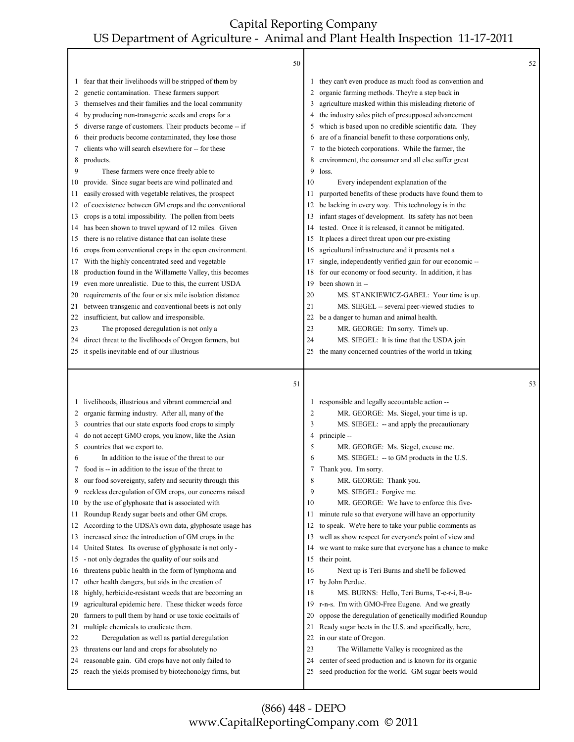fear that their livelihoods will be stripped of them by genetic contamination. These farmers support themselves and their families and the local community by producing non-transgenic seeds and crops for a diverse range of customers. Their products become -- if their products become contaminated, they lose those clients who will search elsewhere for -- for these products.

These farmers were once freely able to provide. Since sugar beets are wind pollinated and easily crossed with vegetable relatives, the prospect of coexistence between GM crops and the conventional crops is a total impossibility. The pollen from beets has been shown to travel upward of 12 miles. Given there is no relative distance that can isolate these crops from conventional crops in the open environment. With the highly concentrated seed and vegetable production found in the Willamette Valley, this becomes even more unrealistic. Due to this, the current USDA requirements of the four or six mile isolation distance between transgenic and conventional beets is not only insufficient, but callow and irresponsible.

The proposed deregulation is not only a direct threat to the livelihoods of Oregon farmers, but it spells inevitable end of our illustrious livelihoods, illustrious and vibrant commercial and organic farming industry. After all, many of the countries that our state exports food crops to simply do not accept GMO crops, you know, like the Asian countries that we export to.

In addition to the issue of the threat to our food is -- in addition to the issue of the threat to our food sovereignty, safety and security through this reckless deregulation of GM crops, our concerns raised by the use of glyphosate that is associated with Roundup Ready sugar beets and other GM crops. According to the UDSA's own data, glyphosate usage has increased since the introduction of GM crops in the United States. Its overuse of glyphosate is not only -- not only degrades the quality of our soils and threatens public health in the form of lymphoma and other health dangers, but aids in the creation of highly, herbicide-resistant weeds that are becoming an agricultural epidemic here. These thicker weeds force farmers to pull them by hand or use toxic cocktails of multiple chemicals to eradicate them.

Deregulation as well as partial deregulation threatens our land and crops for absolutely no reasonable gain. GM crops have not only failed to reach the yields promised by biotechonolgy firms, but they can't even produce as much food as convention and organic farming methods. They're a step back in agriculture masked within this misleading rhetoric of the industry sales pitch of presupposed advancement which is based upon no credible scientific data. They are of a financial benefit to these corporations only, to the biotech corporations. While the farmer, the environment, the consumer and all else suffer great loss.

Every independent explanation of the purported benefits of these products have found them to be lacking in every way. This technology is in the infant stages of development. Its safety has not been tested. Once it is released, it cannot be mitigated. It places a direct threat upon our pre-existing agricultural infrastructure and it presents not a single, independently verified gain for our economic -- for our economy or food security. In addition, it has been shown in --

MS. STANKIEWICZ-GABEL: Your time is up.

MS. SIEGEL -- several peer-viewed studies to be a danger to human and animal health.

MR. GEORGE: I'm sorry. Time's up.

MS. SIEGEL: It is time that the USDA join the many concerned countries of the world in taking responsible and legally accountable action --

MR. GEORGE: Ms. Siegel, your time is up.

MS. SIEGEL: -- and apply the precautionary principle --

MR. GEORGE: Ms. Siegel, excuse me.

MS. SIEGEL: -- to GM products in the U.S. Thank you. I'm sorry.

MR. GEORGE: Thank you.

MS. SIEGEL: Forgive me.

MR. GEORGE: We have to enforce this five-minute rule so that everyone will have an opportunity to speak. We're here to take your public comments as well as show respect for everyone's point of view and we want to make sure that everyone has a chance to make their point.

Next up is Teri Burns and she'll be followed by John Perdue.

MS. BURNS: Hello, Teri Burns, T-e-r-i, B-u-r-n-s. I'm with GMO-Free Eugene. And we greatly oppose the deregulation of genetically modified Roundup Ready sugar beets in the U.S. and specifically, here, in our state of Oregon.

The Willamette Valley is recognized as the center of seed production and is known for its organic seed production for the world. GM sugar beets would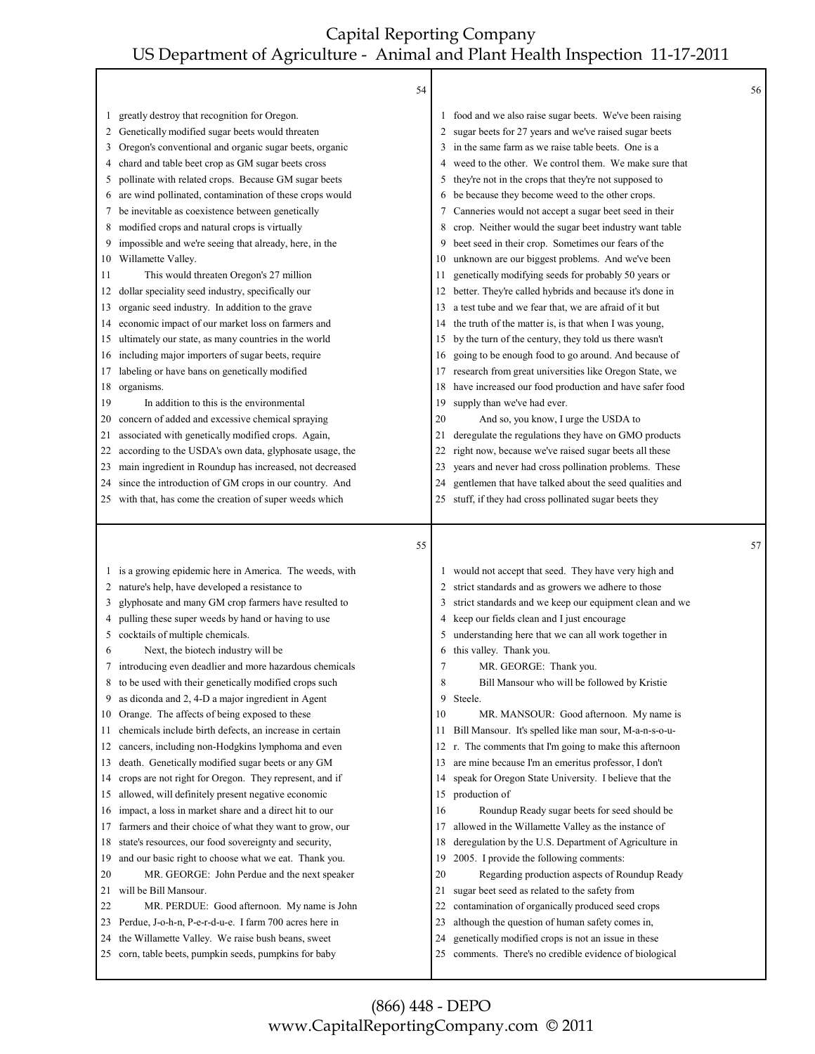greatly destroy that recognition for Oregon. Genetically modified sugar beets would threaten Oregon's conventional and organic sugar beets, organic chard and table beet crop as GM sugar beets cross pollinate with related crops. Because GM sugar beets are wind pollinated, contamination of these crops would be inevitable as coexistence between genetically modified crops and natural crops is virtually impossible and we're seeing that already, here, in the Willamette Valley.

This would threaten Oregon's 27 million dollar speciality seed industry, specifically our organic seed industry. In addition to the grave economic impact of our market loss on farmers and ultimately our state, as many countries in the world including major importers of sugar beets, require labeling or have bans on genetically modified organisms.

In addition to this is the environmental concern of added and excessive chemical spraying associated with genetically modified crops. Again, according to the USDA's own data, glyphosate usage, the main ingredient in Roundup has increased, not decreased since the introduction of GM crops in our country. And with that, has come the creation of super weeds which is a growing epidemic here in America. The weeds, with nature's help, have developed a resistance to glyphosate and many GM crop farmers have resulted to pulling these super weeds by hand or having to use cocktails of multiple chemicals.

Next, the biotech industry will be introducing even deadlier and more hazardous chemicals to be used with their genetically modified crops such as diconda and 2, 4-D a major ingredient in Agent Orange. The affects of being exposed to these chemicals include birth defects, an increase in certain cancers, including non-Hodgkins lymphoma and even death. Genetically modified sugar beets or any GM crops are not right for Oregon. They represent, and if allowed, will definitely present negative economic impact, a loss in market share and a direct hit to our farmers and their choice of what they want to grow, our state's resources, our food sovereignty and security, and our basic right to choose what we eat. Thank you.

MR. GEORGE: John Perdue and the next speaker will be Bill Mansour.

MR. PERDUE: Good afternoon. My name is John Perdue, J-o-h-n, P-e-r-d-u-e. I farm 700 acres here in the Willamette Valley. We raise bush beans, sweet corn, table beets, pumpkin seeds, pumpkins for baby food and we also raise sugar beets. We've been raising sugar beets for 27 years and we've raised sugar beets in the same farm as we raise table beets. One is a weed to the other. We control them. We make sure that they're not in the crops that they're not supposed to be because they become weed to the other crops. Canneries would not accept a sugar beet seed in their crop. Neither would the sugar beet industry want table beet seed in their crop. Sometimes our fears of the unknown are our biggest problems. And we've been genetically modifying seeds for probably 50 years or better. They're called hybrids and because it's done in a test tube and we fear that, we are afraid of it but the truth of the matter is, is that when I was young, by the turn of the century, they told us there wasn't going to be enough food to go around. And because of research from great universities like Oregon State, we have increased our food production and have safer food supply than we've had ever.

And so, you know, I urge the USDA to deregulate the regulations they have on GMO products right now, because we've raised sugar beets all these years and never had cross pollination problems. These gentlemen that have talked about the seed qualities and stuff, if they had cross pollinated sugar beets they would not accept that seed. They have very high and strict standards and as growers we adhere to those strict standards and we keep our equipment clean and we keep our fields clean and I just encourage understanding here that we can all work together in this valley. Thank you.

MR. GEORGE: Thank you.

Bill Mansour who will be followed by Kristie Steele.

MR. MANSOUR: Good afternoon. My name is Bill Mansour. It's spelled like man sour, M-a-n-s-o-u-r. The comments that I'm going to make this afternoon are mine because I'm an emeritus professor, I don't speak for Oregon State University. I believe that the production of

Roundup Ready sugar beets for seed should be allowed in the Willamette Valley as the instance of deregulation by the U.S. Department of Agriculture in 2005. I provide the following comments:

Regarding production aspects of Roundup Ready sugar beet seed as related to the safety from contamination of organically produced seed crops although the question of human safety comes in, genetically modified crops is not an issue in these comments. There's no credible evidence of biological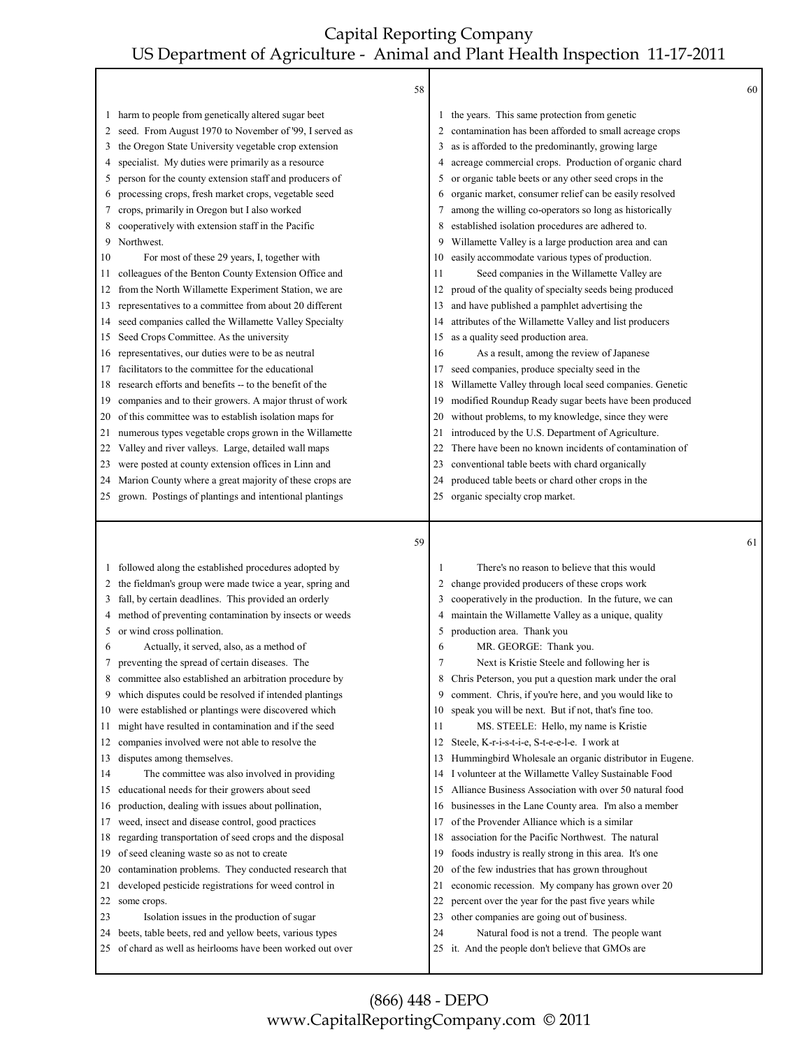harm to people from genetically altered sugar beet seed. From August 1970 to November of '99, I served as the Oregon State University vegetable crop extension specialist. My duties were primarily as a resource person for the county extension staff and producers of processing crops, fresh market crops, vegetable seed crops, primarily in Oregon but I also worked cooperatively with extension staff in the Pacific Northwest.

For most of these 29 years, I, together with colleagues of the Benton County Extension Office and from the North Willamette Experiment Station, we are representatives to a committee from about 20 different seed companies called the Willamette Valley Specialty Seed Crops Committee. As the university representatives, our duties were to be as neutral facilitators to the committee for the educational research efforts and benefits -- to the benefit of the companies and to their growers. A major thrust of work of this committee was to establish isolation maps for numerous types vegetable crops grown in the Willamette Valley and river valleys. Large, detailed wall maps were posted at county extension offices in Linn and Marion County where a great majority of these crops are grown. Postings of plantings and intentional plantings followed along the established procedures adopted by the fieldman's group were made twice a year, spring and fall, by certain deadlines. This provided an orderly method of preventing contamination by insects or weeds or wind cross pollination.

Actually, it served, also, as a method of preventing the spread of certain diseases. The committee also established an arbitration procedure by which disputes could be resolved if intended plantings were established or plantings were discovered which might have resulted in contamination and if the seed companies involved were not able to resolve the disputes among themselves.

The committee was also involved in providing educational needs for their growers about seed production, dealing with issues about pollination, weed, insect and disease control, good practices regarding transportation of seed crops and the disposal of seed cleaning waste so as not to create contamination problems. They conducted research that developed pesticide registrations for weed control in some crops.

Isolation issues in the production of sugar beets, table beets, red and yellow beets, various types of chard as well as heirlooms have been worked out over the years. This same protection from genetic contamination has been afforded to small acreage crops as is afforded to the predominantly, growing large acreage commercial crops. Production of organic chard or organic table beets or any other seed crops in the organic market, consumer relief can be easily resolved among the willing co-operators so long as historically established isolation procedures are adhered to. Willamette Valley is a large production area and can easily accommodate various types of production.

Seed companies in the Willamette Valley are proud of the quality of specialty seeds being produced and have published a pamphlet advertising the attributes of the Willamette Valley and list producers as a quality seed production area.

As a result, among the review of Japanese seed companies, produce specialty seed in the Willamette Valley through local seed companies. Genetic modified Roundup Ready sugar beets have been produced without problems, to my knowledge, since they were introduced by the U.S. Department of Agriculture. There have been no known incidents of contamination of conventional table beets with chard organically produced table beets or chard other crops in the organic specialty crop market.

There's no reason to believe that this would change provided producers of these crops work cooperatively in the production. In the future, we can maintain the Willamette Valley as a unique, quality production area. Thank you

MR. GEORGE: Thank you.

Next is Kristie Steele and following her is Chris Peterson, you put a question mark under the oral comment. Chris, if you're here, and you would like to speak you will be next. But if not, that's fine too.

MS. STEELE: Hello, my name is Kristie Steele, K-r-i-s-t-i-e, S-t-e-e-l-e. I work at Hummingbird Wholesale an organic distributor in Eugene. I volunteer at the Willamette Valley Sustainable Food Alliance Business Association with over 50 natural food businesses in the Lane County area. I'm also a member of the Provender Alliance which is a similar association for the Pacific Northwest. The natural foods industry is really strong in this area. It's one of the few industries that has grown throughout economic recession. My company has grown over 20 percent over the year for the past five years while other companies are going out of business.

Natural food is not a trend. The people want it. And the people don't believe that GMOs are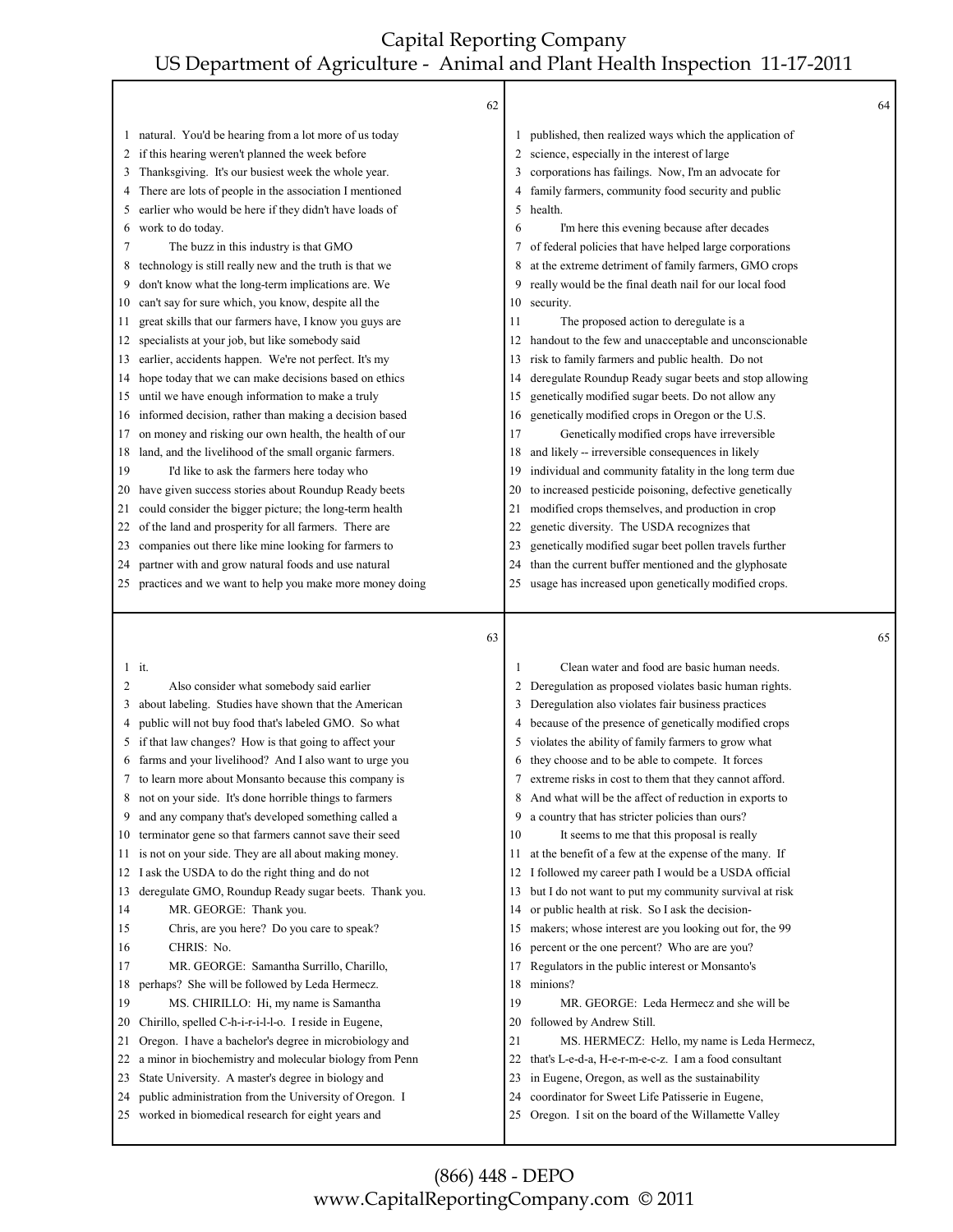natural. You'd be hearing from a lot more of us today if this hearing weren't planned the week before Thanksgiving. It's our busiest week the whole year. There are lots of people in the association I mentioned earlier who would be here if they didn't have loads of work to do today.

The buzz in this industry is that GMO technology is still really new and the truth is that we don't know what the long-term implications are. We can't say for sure which, you know, despite all the great skills that our farmers have, I know you guys are specialists at your job, but like somebody said earlier, accidents happen. We're not perfect. It's my hope today that we can make decisions based on ethics until we have enough information to make a truly informed decision, rather than making a decision based on money and risking our own health, the health of our land, and the livelihood of the small organic farmers.

I'd like to ask the farmers here today who have given success stories about Roundup Ready beets could consider the bigger picture; the long-term health of the land and prosperity for all farmers. There are companies out there like mine looking for farmers to partner with and grow natural foods and use natural practices and we want to help you make more money doing it.

Also consider what somebody said earlier about labeling. Studies have shown that the American public will not buy food that's labeled GMO. So what if that law changes? How is that going to affect your farms and your livelihood? And I also want to urge you to learn more about Monsanto because this company is not on your side. It's done horrible things to farmers and any company that's developed something called a terminator gene so that farmers cannot save their seed is not on your side. They are all about making money. I ask the USDA to do the right thing and do not deregulate GMO, Roundup Ready sugar beets. Thank you.

MR. GEORGE: Thank you.

Chris, are you here? Do you care to speak?

CHRIS: No.

MR. GEORGE: Samantha Surrillo, Charillo, perhaps? She will be followed by Leda Hermecz.

MS. CHIRILLO: Hi, my name is Samantha Chirillo, spelled C-h-i-r-i-l-l-o. I reside in Eugene, Oregon. I have a bachelor's degree in microbiology and a minor in biochemistry and molecular biology from Penn State University. A master's degree in biology and public administration from the University of Oregon. I worked in biomedical research for eight years and published, then realized ways which the application of science, especially in the interest of large corporations has failings. Now, I'm an advocate for family farmers, community food security and public health.

I'm here this evening because after decades of federal policies that have helped large corporations at the extreme detriment of family farmers, GMO crops really would be the final death nail for our local food security.

The proposed action to deregulate is a handout to the few and unacceptable and unconscionable risk to family farmers and public health. Do not deregulate Roundup Ready sugar beets and stop allowing genetically modified sugar beets. Do not allow any genetically modified crops in Oregon or the U.S.

Genetically modified crops have irreversible and likely -- irreversible consequences in likely individual and community fatality in the long term due to increased pesticide poisoning, defective genetically modified crops themselves, and production in crop genetic diversity. The USDA recognizes that genetically modified sugar beet pollen travels further than the current buffer mentioned and the glyphosate usage has increased upon genetically modified crops.

Clean water and food are basic human needs. Deregulation as proposed violates basic human rights. Deregulation also violates fair business practices because of the presence of genetically modified crops violates the ability of family farmers to grow what they choose and to be able to compete. It forces extreme risks in cost to them that they cannot afford. And what will be the affect of reduction in exports to a country that has stricter policies than ours?

It seems to me that this proposal is really at the benefit of a few at the expense of the many. If I followed my career path I would be a USDA official but I do not want to put my community survival at risk or public health at risk. So I ask the decision-makers; whose interest are you looking out for, the 99 percent or the one percent? Who are you? Regulators in the public interest or Monsanto's minions?

MR. GEORGE: Leda Hermecz and she will be followed by Andrew Still.

MS. HERMECZ: Hello, my name is Leda Hermecz, that's L-e-d-a, H-e-r-m-e-c-z. I am a food consultant in Eugene, Oregon, as well as the sustainability coordinator for Sweet Life Patisserie in Eugene, Oregon. I sit on the board of the Willamette Valley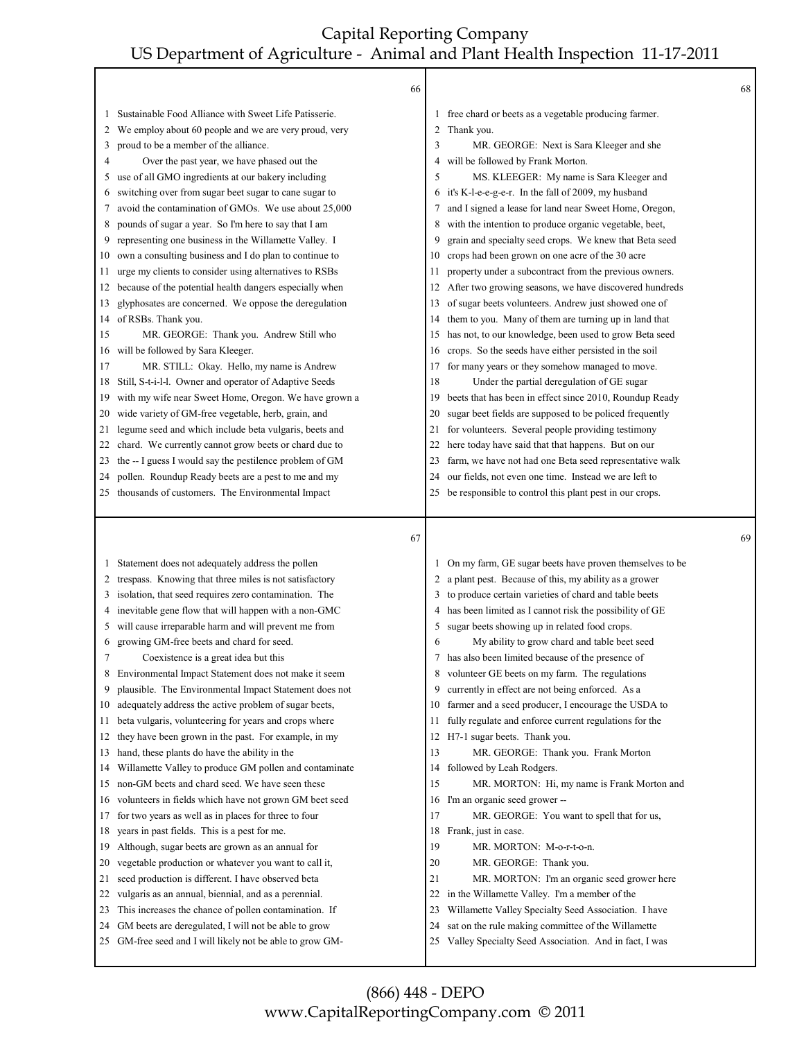Sustainable Food Alliance with Sweet Life Patisserie. We employ about 60 people and we are very proud, very proud to be a member of the alliance.

Over the past year, we have phased out the use of all GMO ingredients at our bakery including switching over from sugar beet sugar to cane sugar to avoid the contamination of GMOs. We use about 25,000 pounds of sugar a year. So I'm here to say that I am representing one business in the Willamette Valley. I own a consulting business and I do plan to continue to urge my clients to consider using alternatives to RSBs because of the potential health dangers especially when glyphosates are concerned. We oppose the deregulation of RSBs. Thank you.

MR. GEORGE: Thank you. Andrew Still who will be followed by Sara Kleeger.

MR. STILL: Okay. Hello, my name is Andrew Still, S-t-i-l-l. Owner and operator of Adaptive Seeds with my wife near Sweet Home, Oregon. We have grown a wide variety of GM-free vegetable, herb, grain, and legume seed and which include beta vulgaris, beets and chard. We currently cannot grow beets or chard due to the -- I guess I would say the pestilence problem of GM pollen. Roundup Ready beets are a pest to me and my thousands of customers. The Environmental Impact Statement does not adequately address the pollen trespass. Knowing that three miles is not satisfactory isolation, that seed requires zero contamination. The inevitable gene flow that will happen with a non-GMC will cause irreparable harm and will prevent me from growing GM-free beets and chard for seed.

Coexistence is a great idea but this Environmental Impact Statement does not make it seem plausible. The Environmental Impact Statement does not adequately address the active problem of sugar beets, beta vulgaris, volunteering for years and crops where they have been grown in the past. For example, in my hand, these plants do have the ability in the Willamette Valley to produce GM pollen and contaminate non-GM beets and chard seed. We have seen these volunteers in fields which have not grown GM beet seed for two years as well as in places for three to four years in past fields. This is a pest for me. Although, sugar beets are grown as an annual for vegetable production or whatever you want to call it, seed production is different. I have observed beta vulgaris as an annual, biennial, and as a perennial. This increases the chance of pollen contamination. If GM beets are deregulated, I will not be able to grow GM-free seed and I will likely not be able to grow GM-free chard or beets as a vegetable producing farmer. Thank you.

MR. GEORGE: Next is Sara Kleeger and she will be followed by Frank Morton.

MS. KLEEGER: My name is Sara Kleeger and it's K-l-e-e-g-e-r. In the fall of 2009, my husband and I signed a lease for land near Sweet Home, Oregon, with the intention to produce organic vegetable, beet, grain and specialty seed crops. We knew that Beta seed crops had been grown on one acre of the 30 acre property under a subcontract from the previous owners. After two growing seasons, we have discovered hundreds of sugar beets volunteers. Andrew just showed one of them to you. Many of them are turning up in land that has not, to our knowledge, been used to grow Beta seed crops. So the seeds have either persisted in the soil for many years or they somehow managed to move.

Under the partial deregulation of GE sugar beets that has been in effect since 2010, Roundup Ready sugar beet fields are supposed to be policed frequently for volunteers. Several people providing testimony here today have said that that happens. But on our farm, we have not had one Beta seed representative walk our fields, not even one time. Instead we are left to be responsible to control this plant pest in our crops. On my farm, GE sugar beets have proven themselves to be a plant pest. Because of this, my ability as a grower to produce certain varieties of chard and table beets has been limited as I cannot risk the possibility of GE sugar beets showing up in related food crops.

My ability to grow chard and table beet seed has also been limited because of the presence of volunteer GE beets on my farm. The regulations currently in effect are not being enforced. As a farmer and a seed producer, I encourage the USDA to fully regulate and enforce current regulations for the H7-1 sugar beets. Thank you.

MR. GEORGE: Thank you. Frank Morton followed by Leah Rodgers.

MR. MORTON: Hi, my name is Frank Morton and I'm an organic seed grower --

MR. GEORGE: You want to spell that for us, Frank, just in case.

MR. MORTON: M-o-r-t-o-n.

MR. GEORGE: Thank you.

MR. MORTON: I'm an organic seed grower here in the Willamette Valley. I'm a member of the Willamette Valley Specialty Seed Association. I have sat on the rule making committee of the Willamette Valley Specialty Seed Association. And in fact, I was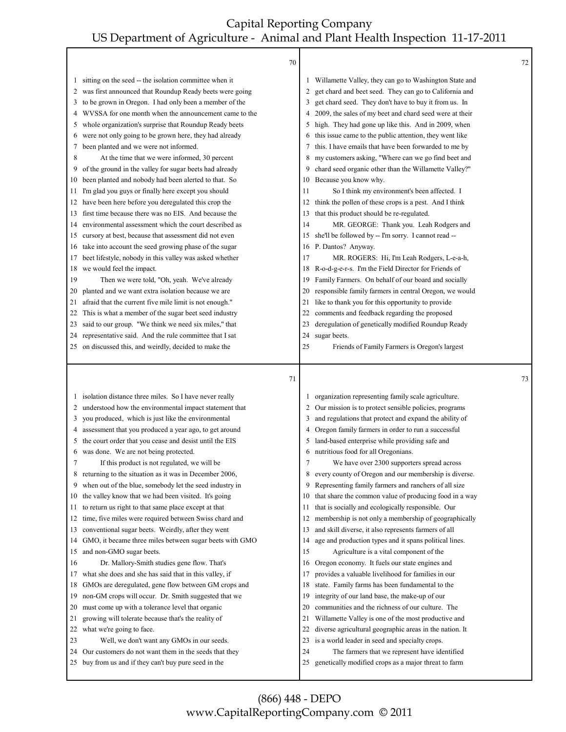sitting on the seed -- the isolation committee when it was first announced that Roundup Ready beets were going to be grown in Oregon. I had only been a member of the WVSSA for one month when the announcement came to the whole organization's surprise that Roundup Ready beets were not only going to be grown here, they had already been planted and we were not informed.

At the time that we were informed, 30 percent of the ground in the valley for sugar beets had already been planted and nobody had been alerted to that. So I'm glad you guys or finally here except you should have been here before you deregulated this crop the first time because there was no EIS. And because the environmental assessment which the court described as cursory at best, because that assessment did not even take into account the seed growing phase of the sugar beet lifestyle, nobody in this valley was asked whether we would feel the impact.

Then we were told, "Oh, yeah. We've already planted and we want extra isolation because we are afraid that the current five mile limit is not enough." This is what a member of the sugar beet seed industry said to our group. "We think we need six miles," that representative said. And the rule committee that I sat on discussed this, and weirdly, decided to make the isolation distance three miles. So I have never really understood how the environmental impact statement that you produced, which is just like the environmental assessment that you produced a year ago, to get around the court order that you cease and desist until the EIS was done. We are not being protected.

If this product is not regulated, we will be returning to the situation as it was in December 2006, when out of the blue, somebody let the seed industry in the valley know that we had been visited. It's going to return us right to that same place except at that time, five miles were required between Swiss chard and conventional sugar beets. Weirdly, after they went GMO, it became three miles between sugar beets with GMO and non-GMO sugar beets.

Dr. Mallory-Smith studies gene flow. That's what she does and she has said that in this valley, if GMOs are deregulated, gene flow between GM crops and non-GM crops will occur. Dr. Smith suggested that we must come up with a tolerance level that organic growing will tolerate because that's the reality of what we're going to face.

Well, we don't want any GMOs in our seeds. Our customers do not want them in the seeds that they buy from us and if they can't buy pure seed in the Willamette Valley, they can go to Washington State and get chard and beet seed. They can go to California and get chard seed. They don't have to buy it from us. In 2009, the sales of my beet and chard seed were at their high. They had gone up like this. And in 2009, when this issue came to the public attention, they went like this. I have emails that have been forwarded to me by my customers asking, "Where can we go find beet and chard seed organic other than the Willamette Valley?" Because you know why.

So I think my environment's been affected. I think the pollen of these crops is a pest. And I think that this product should be re-regulated.

MR. GEORGE: Thank you. Leah Rodgers and she'll be followed by -- I'm sorry. I cannot read -- P. Dantos? Anyway.

MR. ROGERS: Hi, I'm Leah Rodgers, L-e-a-h, R-o-d-g-e-r-s. I'm the Field Director for Friends of Family Farmers. On behalf of our board and socially responsible family farmers in central Oregon, we would like to thank you for this opportunity to provide comments and feedback regarding the proposed deregulation of genetically modified Roundup Ready sugar beets.

Friends of Family Farmers is Oregon's largest organization representing family scale agriculture. Our mission is to protect sensible policies, programs and regulations that protect and expand the ability of Oregon family farmers in order to run a successful land-based enterprise while providing safe and nutritious food for all Oregonians.

We have over 2300 supporters spread across every county of Oregon and our membership is diverse. Representing family farmers and ranchers of all size that share the common value of producing food in a way that is socially and ecologically responsible. Our membership is not only a membership of geographically and skill diverse, it also represents farmers of all age and production types and it spans political lines.

Agriculture is a vital component of the Oregon economy. It fuels our state engines and provides a valuable livelihood for families in our state. Family farms has been fundamental to the integrity of our land base, the make-up of our communities and the richness of our culture. The Willamette Valley is one of the most productive and diverse agricultural geographic areas in the nation. It is a world leader in seed and specialty crops.

The farmers that we represent have identified genetically modified crops as a major threat to farm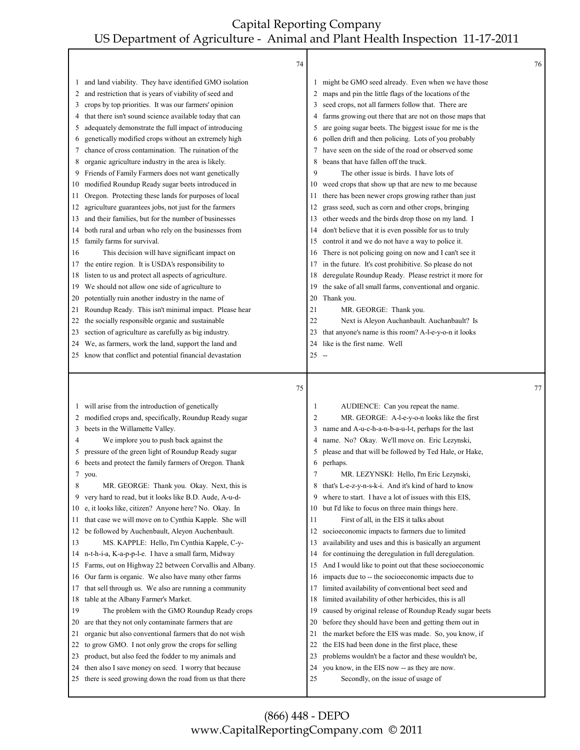and land viability. They have identified GMO isolation and restriction that is years of viability of seed and crops by top priorities. It was our farmers' opinion that there isn't sound science available today that can adequately demonstrate the full impact of introducing genetically modified crops without an extremely high chance of cross contamination. The ruination of the organic agriculture industry in the area is likely. Friends of Family Farmers does not want genetically modified Roundup Ready sugar beets introduced in Oregon. Protecting these lands for purposes of local agriculture guarantees jobs, not just for the farmers and their families, but for the number of businesses both rural and urban who rely on the businesses from family farms for survival.

This decision will have significant impact on the entire region. It is USDA's responsibility to listen to us and protect all aspects of agriculture. We should not allow one side of agriculture to potentially ruin another industry in the name of Roundup Ready. This isn't minimal impact. Please hear the socially responsible organic and sustainable section of agriculture as carefully as big industry. We, as farmers, work the land, support the land and know that conflict and potential financial devastation will arise from the introduction of genetically modified crops and, specifically, Roundup Ready sugar beets in the Willamette Valley.

We implore you to push back against the pressure of the green light of Roundup Ready sugar beets and protect the family farmers of Oregon. Thank you.

MR. GEORGE: Thank you. Okay. Next, this is very hard to read, but it looks like B.D. Aude, A-u-d-e, it looks like, citizen? Anyone here? No. Okay. In that case we will move on to Cynthia Kapple. She will be followed by Auchenbault, Aleyon Auchenbault.

MS. KAPPLE: Hello, I'm Cynthia Kapple, C-y-n-t-h-i-a, K-a-p-p-l-e. I have a small farm, Midway Farms, out on Highway 22 between Corvallis and Albany. Our farm is organic. We also have many other farms that sell through us. We also are running a community table at the Albany Farmer's Market.

The problem with the GMO Roundup Ready crops are that they not only contaminate farmers that are organic but also conventional farmers that do not wish to grow GMO. I not only grow the crops for selling product, but also feed the fodder to my animals and then also I save money on seed. I worry that because there is seed growing down the road from us that there might be GMO seed already. Even when we have those maps and pin the little flags of the locations of the seed crops, not all farmers follow that. There are farms growing out there that are not on those maps that are going sugar beets. The biggest issue for me is the pollen drift and then policing. Lots of you probably have seen on the side of the road or observed some beans that have fallen off the truck.

The other issue is birds. I have lots of weed crops that show up that are new to me because there has been newer crops growing rather than just grass seed, such as corn and other crops, bringing other weeds and the birds drop those on my land. I don't believe that it is even possible for us to truly control it and we do not have a way to police it. There is not policing going on now and I can't see it in the future. It's cost prohibitive. So please do not deregulate Roundup Ready. Please restrict it more for the sake of all small farms, conventional and organic. Thank you.

MR. GEORGE: Thank you.

Next is Aleyon Auchanbault. Auchanbault? Is that anyone's name is this room? A-l-e-y-o-n it looks like is the first name. Well --

AUDIENCE: Can you repeat the name.

MR. GEORGE: A-l-e-y-o-n looks like the first name and A-u-c-h-a-n-b-a-u-l-t, perhaps for the last name. No? Okay. We'll move on. Eric Lezynski, please and that will be followed by Ted Hale, or Hake, perhaps.

MR. LEZYNSKI: Hello, I'm Eric Lezynski, that's L-e-z-y-n-s-k-i. And it's kind of hard to know where to start. I have a lot of issues with this EIS, but I'd like to focus on three main things here.

First of all, in the EIS it talks about socioeconomic impacts to farmers due to limited availability and uses and this is basically an argument for continuing the deregulation in full deregulation. And I would like to point out that these socioeconomic impacts due to -- the socioeconomic impacts due to limited availability of conventional beet seed and limited availability of other herbicides, this is all caused by original release of Roundup Ready sugar beets before they should have been and getting them out in the market before the EIS was made. So, you know, if the EIS had been done in the first place, these problems wouldn't be a factor and these wouldn't be, you know, in the EIS now -- as they are now.

Secondly, on the issue of usage of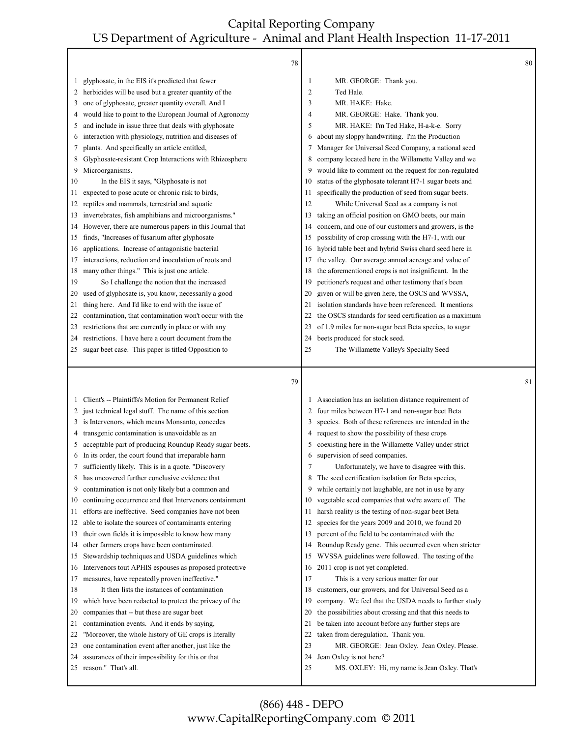glyphosate, in the EIS it's predicted that fewer herbicides will be used but a greater quantity of the one of glyphosate, greater quantity overall. And I would like to point to the European Journal of Agronomy and include in issue three that deals with glyphosate interaction with physiology, nutrition and diseases of plants. And specifically an article entitled, Glyphosate-resistant Crop Interactions with Rhizosphere Microorganisms.

In the EIS it says, "Glyphosate is not expected to pose acute or chronic risk to birds, reptiles and mammals, terrestrial and aquatic invertebrates, fish amphibians and microorganisms." However, there are numerous papers in this Journal that finds, "Increases of fusarium after glyphosate applications. Increase of antagonistic bacterial interactions, reduction and inoculation of roots and many other things." This is just one article.

So I challenge the notion that the increased used of glyphosate is, you know, necessarily a good thing here. And I'd like to end with the issue of contamination, that contamination won't occur with the restrictions that are currently in place or with any restrictions. I have here a court document from the sugar beet case. This paper is titled Opposition to Client's -- Plaintiffs's Motion for Permanent Relief just technical legal stuff. The name of this section is Intervenors, which means Monsanto, concedes transgenic contamination is unavoidable as an acceptable part of producing Roundup Ready sugar beets. In its order, the court found that irreparable harm sufficiently likely. This is in a quote. "Discovery has uncovered further conclusive evidence that contamination is not only likely but a common and continuing occurrence and that Intervenors containment efforts are ineffective. Seed companies have not been able to isolate the sources of contaminants entering their own fields it is impossible to know how many other farmers crops have been contaminated. Stewardship techniques and USDA guidelines which Intervenors tout APHIS espouses as proposed protective measures, have repeatedly proven ineffective."

It then lists the instances of contamination which have been redacted to protect the privacy of the companies that -- but these are sugar beet contamination events. And it ends by saying, "Moreover, the whole history of GE crops is literally one contamination event after another, just like the assurances of their impossibility for this or that reason." That's all.

MR. GEORGE: Thank you.

Ted Hale.

MR. HAKE: Hake.

MR. GEORGE: Hake. Thank you.

MR. HAKE: I'm Ted Hake, H-a-k-e. Sorry about my sloppy handwriting. I'm the Production Manager for Universal Seed Company, a national seed company located here in the Willamette Valley and we would like to comment on the request for non-regulated status of the glyphosate tolerant H7-1 sugar beets and specifically the production of seed from sugar beets.

While Universal Seed as a company is not taking an official position on GMO beets, our main concern, and one of our customers and growers, is the possibility of crop crossing with the H7-1, with our hybrid table beet and hybrid Swiss chard seed here in the valley. Our average annual acreage and value of the aforementioned crops is not insignificant. In the petitioner's request and other testimony that's been given or will be given here, the OSCS and WVSSA, isolation standards have been referenced. It mentions the OSCS standards for seed certification as a maximum of 1.9 miles for non-sugar beet Beta species, to sugar beets produced for stock seed.

The Willamette Valley's Specialty Seed Association has an isolation distance requirement of four miles between H7-1 and non-sugar beet Beta species. Both of these references are intended in the request to show the possibility of these crops coexisting here in the Willamette Valley under strict supervision of seed companies.

Unfortunately, we have to disagree with this. The seed certification isolation for Beta species, while certainly not laughable, are not in use by any vegetable seed companies that we're aware of. The harsh reality is the testing of non-sugar beet Beta species for the years 2009 and 2010, we found 20 percent of the field to be contaminated with the Roundup Ready gene. This occurred even when stricter WVSSA guidelines were followed. The testing of the 2011 crop is not yet completed.

This is a very serious matter for our customers, our growers, and for Universal Seed as a company. We feel that the USDA needs to further study the possibilities about crossing and that this needs to be taken into account before any further steps are taken from deregulation. Thank you.

MR. GEORGE: Jean Oxley. Jean Oxley. Please. Jean Oxley is not here?

MS. OXLEY: Hi, my name is Jean Oxley. That's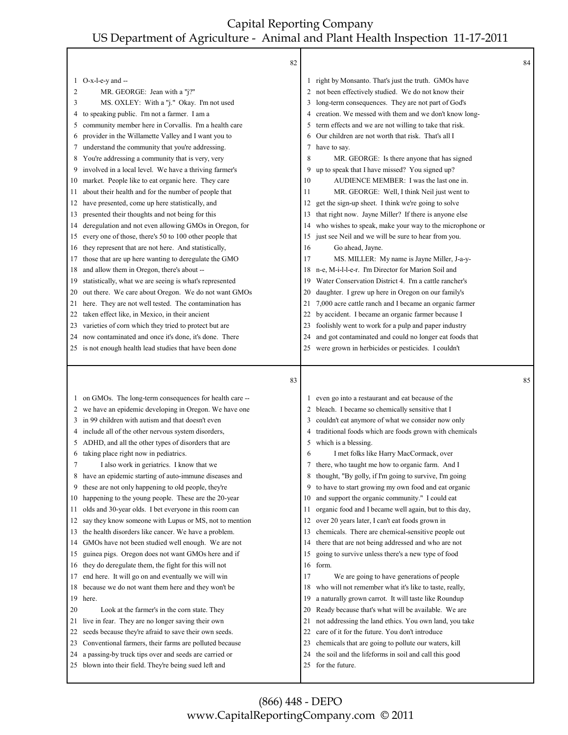O-x-l-e-y and --

MR. GEORGE: Jean with a "j?"

MS. OXLEY: With a "j." Okay. I'm not used to speaking public. I'm not a farmer. I am a community member here in Corvallis. I'm a health care provider in the Willamette Valley and I want you to understand the community that you're addressing. You're addressing a community that is very, very involved in a local level. We have a thriving farmer's market. People like to eat organic here. They care about their health and for the number of people that have presented, come up here statistically, and presented their thoughts and not being for this deregulation and not even allowing GMOs in Oregon, for every one of those, there's 50 to 100 other people that they represent that are not here. And statistically, those that are up here wanting to deregulate the GMO and allow them in Oregon, there's about -- statistically, what we are seeing is what's represented out there. We care about Oregon. We do not want GMOs here. They are not well tested. The contamination has taken effect like, in Mexico, in their ancient varieties of corn which they tried to protect but are now contaminated and once it's done, it's done. There is not enough health lead studies that have been done on GMOs. The long-term consequences for health care -- we have an epidemic developing in Oregon. We have one in 99 children with autism and that doesn't even include all of the other nervous system disorders, ADHD, and all the other types of disorders that are taking place right now in pediatrics.

I also work in geriatrics. I know that we have an epidemic starting of auto-immune diseases and these are not only happening to old people, they're happening to the young people. These are the 20-year olds and 30-year olds. I bet everyone in this room can say they know someone with Lupus or MS, not to mention the health disorders like cancer. We have a problem. GMOs have not been studied well enough. We are not guinea pigs. Oregon does not want GMOs here and if they do deregulate them, the fight for this will not end here. It will go on and eventually we will win because we do not want them here and they won't be here.

Look at the farmer's in the corn state. They live in fear. They are no longer saving their own seeds because they're afraid to save their own seeds. Conventional farmers, their farms are polluted because a passing-by truck tips over and seeds are carried or blown into their field. They're being sued left and right by Monsanto. That's just the truth. GMOs have not been effectively studied. We do not know their long-term consequences. They are not part of God's creation. We messed with them and we don't know long-term effects and we are not willing to take that risk. Our children are not worth that risk. That's all I have to say.

MR. GEORGE: Is there anyone that has signed up to speak that I have missed? You signed up?

AUDIENCE MEMBER: I was the last one in.

MR. GEORGE: Well, I think Neil just went to get the sign-up sheet. I think we're going to solve that right now. Jayne Miller? If there is anyone else who wishes to speak, make your way to the microphone or just see Neil and we will be sure to hear from you.

Go ahead, Jayne.

MS. MILLER: My name is Jayne Miller, J-a-y-n-e, M-i-l-l-e-r. I'm Director for Marion Soil and Water Conservation District 4. I'm a cattle rancher's daughter. I grew up here in Oregon on our family's 7,000 acre cattle ranch and I became an organic farmer by accident. I became an organic farmer because I foolishly went to work for a pulp and paper industry and got contaminated and could no longer eat foods that were grown in herbicides or pesticides. I couldn't even go into a restaurant and eat because of the bleach. I became so chemically sensitive that I couldn't eat anymore of what we consider now only traditional foods which are foods grown with chemicals which is a blessing.

I met folks like Harry MacCormack, over there, who taught me how to organic farm. And I thought, "By golly, if I'm going to survive, I'm going to have to start growing my own food and eat organic and support the organic community." I could eat organic food and I became well again, but to this day, over 20 years later, I can't eat foods grown in chemicals. There are chemical-sensitive people out there that are not being addressed and who are not going to survive unless there's a new type of food form.

We are going to have generations of people who will not remember what it's like to taste, really, a naturally grown carrot. It will taste like Roundup Ready because that's what will be available. We are not addressing the land ethics. You own land, you take care of it for the future. You don't introduce chemicals that are going to pollute our waters, kill the soil and the lifeforms in soil and call this good for the future.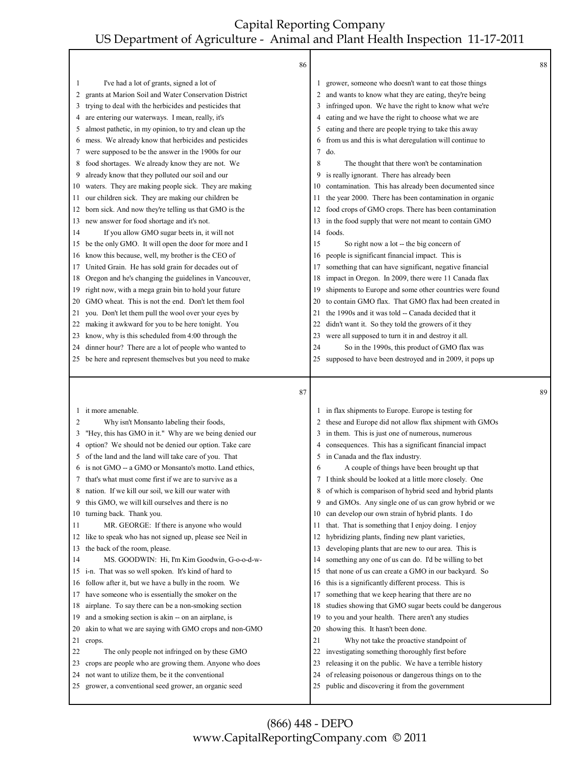I've had a lot of grants, signed a lot of grants at Marion Soil and Water Conservation District trying to deal with the herbicides and pesticides that are entering our waterways. I mean, really, it's almost pathetic, in my opinion, to try and clean up the mess. We already know that herbicides and pesticides were supposed to be the answer in the 1900s for our food shortages. We already know they are not. We already know that they polluted our soil and our waters. They are making people sick. They are making our children sick. They are making our children be born sick. And now they're telling us that GMO is the new answer for food shortage and it's not.

If you allow GMO sugar beets in, it will not be the only GMO. It will open the door for more and I know this because, well, my brother is the CEO of United Grain. He has sold grain for decades out of Oregon and he's changing the guidelines in Vancouver, right now, with a mega grain bin to hold your future GMO wheat. This is not the end. Don't let them fool you. Don't let them pull the wool over your eyes by making it awkward for you to be here tonight. You know, why is this scheduled from 4:00 through the dinner hour? There are a lot of people who wanted to be here and represent themselves but you need to make it more amenable.

Why isn't Monsanto labeling their foods, "Hey, this has GMO in it." Why are we being denied our option? We should not be denied our option. Take care of the land and the land will take care of you. That is not GMO -- a GMO or Monsanto's motto. Land ethics, that's what must come first if we are to survive as a nation. If we kill our soil, we kill our water with this GMO, we will kill ourselves and there is no turning back. Thank you.

MR. GEORGE: If there is anyone who would like to speak who has not signed up, please see Neil in the back of the room, please.

MS. GOODWIN: Hi, I'm Kim Goodwin, G-o-o-d-w-i-n. That was so well spoken. It's kind of hard to follow after it, but we have a bully in the room. We have someone who is essentially the smoker on the airplane. To say there can be a non-smoking section and a smoking section is akin -- on an airplane, is akin to what we are saying with GMO crops and non-GMO crops.

The only people not infringed on by these GMO crops are people who are growing them. Anyone who does not want to utilize them, be it the conventional grower, a conventional seed grower, an organic seed grower, someone who doesn't want to eat those things and wants to know what they are eating, they're being infringed upon. We have the right to know what we're eating and we have the right to choose what we are eating and there are people trying to take this away from us and this is what deregulation will continue to do.

The thought that there won't be contamination is really ignorant. There has already been contamination. This has already been documented since the year 2000. There has been contamination in organic food crops of GMO crops. There has been contamination in the food supply that were not meant to contain GMO foods.

So right now a lot -- the big concern of people is significant financial impact. This is something that can have significant, negative financial impact in Oregon. In 2009, there were 11 Canada flax shipments to Europe and some other countries were found to contain GMO flax. That GMO flax had been created in the 1990s and it was told -- Canada decided that it didn't want it. So they told the growers of it they were all supposed to turn it in and destroy it all.

So in the 1990s, this product of GMO flax was supposed to have been destroyed and in 2009, it pops up in flax shipments to Europe. Europe is testing for these and Europe did not allow flax shipment with GMOs in them. This is just one of numerous, numerous consequences. This has a significant financial impact in Canada and the flax industry.

A couple of things have been brought up that I think should be looked at a little more closely. One of which is comparison of hybrid seed and hybrid plants and GMOs. Any single one of us can grow hybrid or we can develop our own strain of hybrid plants. I do that. That is something that I enjoy doing. I enjoy hybridizing plants, finding new plant varieties, developing plants that are new to our area. This is something any one of us can do. I'd be willing to bet that none of us can create a GMO in our backyard. So this is a significantly different process. This is something that we keep hearing that there are no studies showing that GMO sugar beets could be dangerous to you and your health. There aren't any studies showing this. It hasn't been done.

Why not take the proactive standpoint of investigating something thoroughly first before releasing it on the public. We have a terrible history of releasing poisonous or dangerous things on to the public and discovering it from the government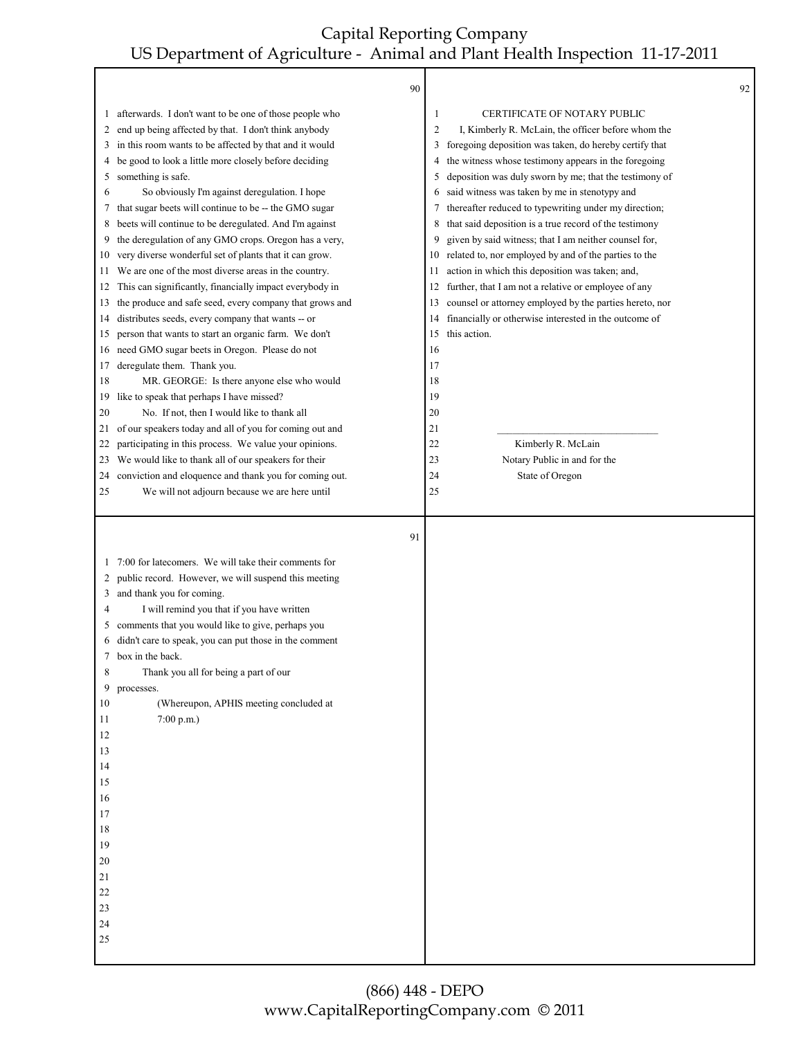afterwards. I don't want to be one of those people who end up being affected by that. I don't think anybody in this room wants to be affected by that and it would be good to look a little more closely before deciding something is safe.

So obviously I'm against deregulation. I hope that sugar beets will continue to be -- the GMO sugar beets will continue to be deregulated. And I'm against the deregulation of any GMO crops. Oregon has a very, very diverse wonderful set of plants that it can grow. We are one of the most diverse areas in the country. This can significantly, financially impact everybody in the produce and safe seed, every company that grows and distributes seeds, every company that wants -- or person that wants to start an organic farm. We don't need GMO sugar beets in Oregon. Please do not deregulate them. Thank you.

MR. GEORGE: Is there anyone else who would like to speak that perhaps I have missed?

No. If not, then I would like to thank all of our speakers today and all of you for coming out and participating in this process. We value your opinions. We would like to thank all of our speakers for their conviction and eloquence and thank you for coming out.

We will not adjourn because we are here until 7:00 for latecomers. We will take their comments for public record. However, we will suspend this meeting and thank you for coming.

I will remind you that if you have written comments that you would like to give, perhaps you didn't care to speak, you can put those in the comment box in the back.

Thank you all for being a part of our processes.

(Whereupon, APHIS meeting concluded at 7:00 p.m.)

CERTIFICATE OF NOTARY PUBLIC

I, Kimberly R. McLain, the officer before whom the foregoing deposition was taken, do hereby certify that the witness whose testimony appears in the foregoing deposition was duly sworn by me; that the testimony of said witness was taken by me in stenotypy and thereafter reduced to typewriting under my direction; that said deposition is a true record of the testimony given by said witness; that I am neither counsel for, related to, nor employed by and of the parties to the action in which this deposition was taken; and, further, that I am not a relative or employee of any counsel or attorney employed by the parties hereto, nor financially or otherwise interested in the outcome of this action.

_______________________________

Kimberly R. McLain
Notary Public in and for the
State of Oregon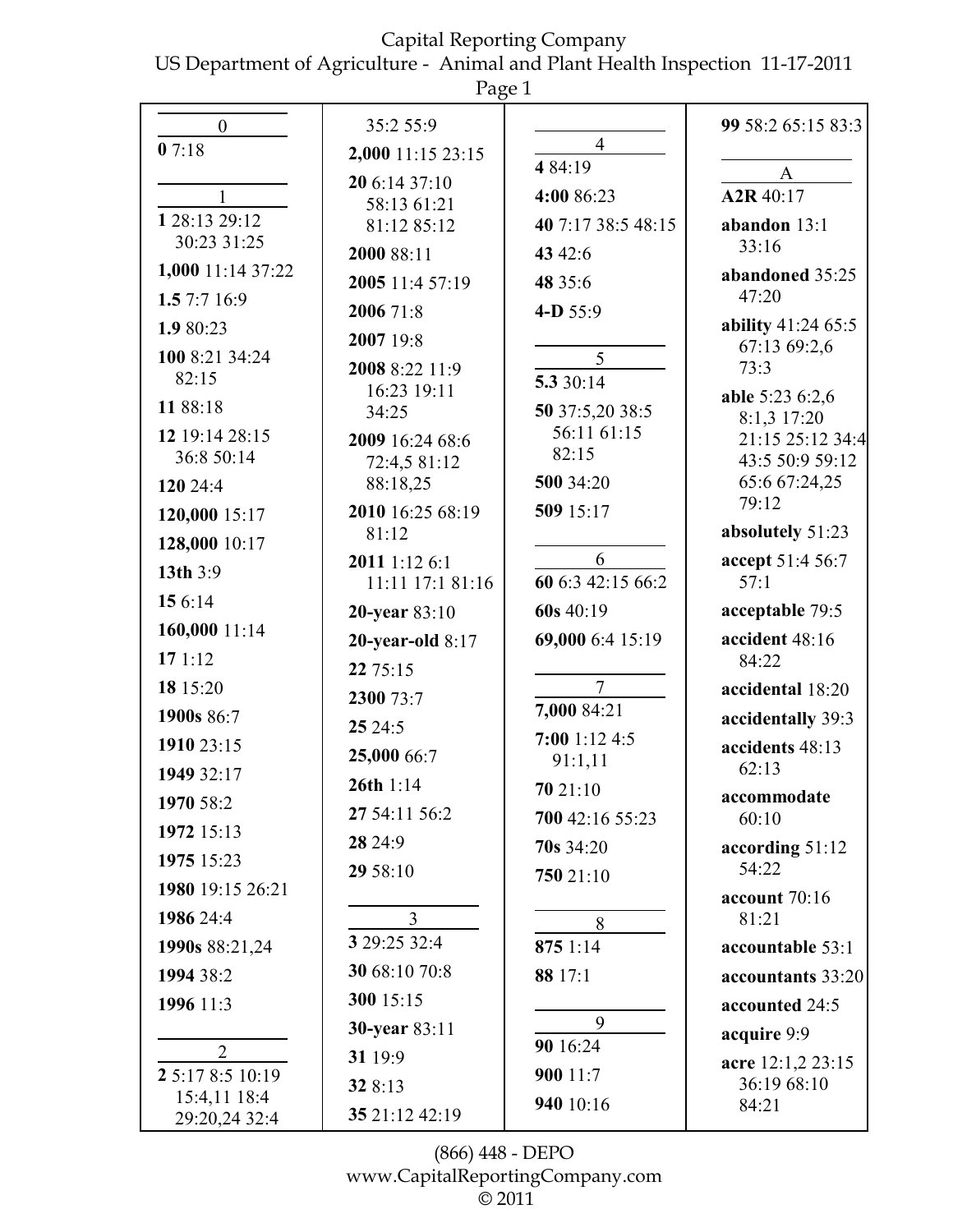| 0 | | | |
|---|---|---|---|
| **0** 7:18 | | | |

**1**

**1** 28:13 29:12 30:23 31:25
**1,000** 11:14 37:22
**1.5** 7:7 16:9
**1.9** 80:23
**100** 8:21 34:24 82:15
**11** 88:18
**12** 19:14 28:15 36:8 50:14
**120** 24:4
**120,000** 15:17
**128,000** 10:17
**13th** 3:9
**15** 6:14
**160,000** 11:14
**17** 1:12
**18** 15:20
**1900s** 86:7
**1910** 23:15
**1949** 32:17
**1970** 58:2
**1972** 15:13
**1975** 15:23
**1980** 19:15 26:21
**1986** 24:4
**1990s** 88:21,24
**1994** 38:2
**1996** 11:3

**2**

**2** 5:17 8:5 10:19 15:4,11 18:4 29:20,24 32:4 35:2 55:9
**2,000** 11:15 23:15
**20** 6:14 37:10 58:13 61:21 81:12 85:12
**2000** 88:11
**2005** 11:4 57:19
**2006** 71:8
**2007** 19:8
**2008** 8:22 11:9 16:23 19:11 34:25
**2009** 16:24 68:6 72:4,5 81:12 88:18,25
**2010** 16:25 68:19 81:12
**2011** 1:12 6:1 11:11 17:1 81:16
**20-year** 83:10
**20-year-old** 8:17
**22** 75:15
**2300** 73:7
**25** 24:5
**25,000** 66:7
**26th** 1:14
**27** 54:11 56:2
**28** 24:9
**29** 58:10

**3**

**3** 29:25 32:4
**30** 68:10 70:8
**300** 15:15
**30-year** 83:11
**31** 19:9
**32** 8:13
**35** 21:12 42:19

**4**

**4** 84:19
**4:00** 86:23
**40** 7:17 38:5 48:15
**43** 42:6
**48** 35:6
**4-D** 55:9

**5**

**5.3** 30:14
**50** 37:5,20 38:5 56:11 61:15 82:15
**500** 34:20
**509** 15:17

**6**

**60** 6:3 42:15 66:2
**60s** 40:19
**69,000** 6:4 15:19

**7**

**7,000** 84:21
**7:00** 1:12 4:5 91:1,11
**70** 21:10
**700** 42:16 55:23
**70s** 34:20
**750** 21:10

**8**

**875** 1:14
**88** 17:1

**9**

**90** 16:24
**900** 11:7
**940** 10:16
**99** 58:2 65:15 83:3

**A**

**A2R** 40:17
**abandon** 13:1 33:16
**abandoned** 35:25 47:20
**ability** 41:24 65:5 67:13 69:2,6 73:3
**able** 5:23 6:2,6 8:1,3 17:20 21:15 25:12 34:4 43:5 50:9 59:12 65:6 67:24,25 79:12
**absolutely** 51:23
**accept** 51:4 56:7 57:1
**acceptable** 79:5
**accident** 48:16 84:22
**accidental** 18:20
**accidentally** 39:3
**accidents** 48:13 62:13
**accommodate** 60:10
**according** 51:12 54:22
**account** 70:16 81:21
**accountable** 53:1
**accountants** 33:20
**accounted** 24:5
**acquire** 9:9
**acre** 12:1,2 23:15 36:19 68:10 84:21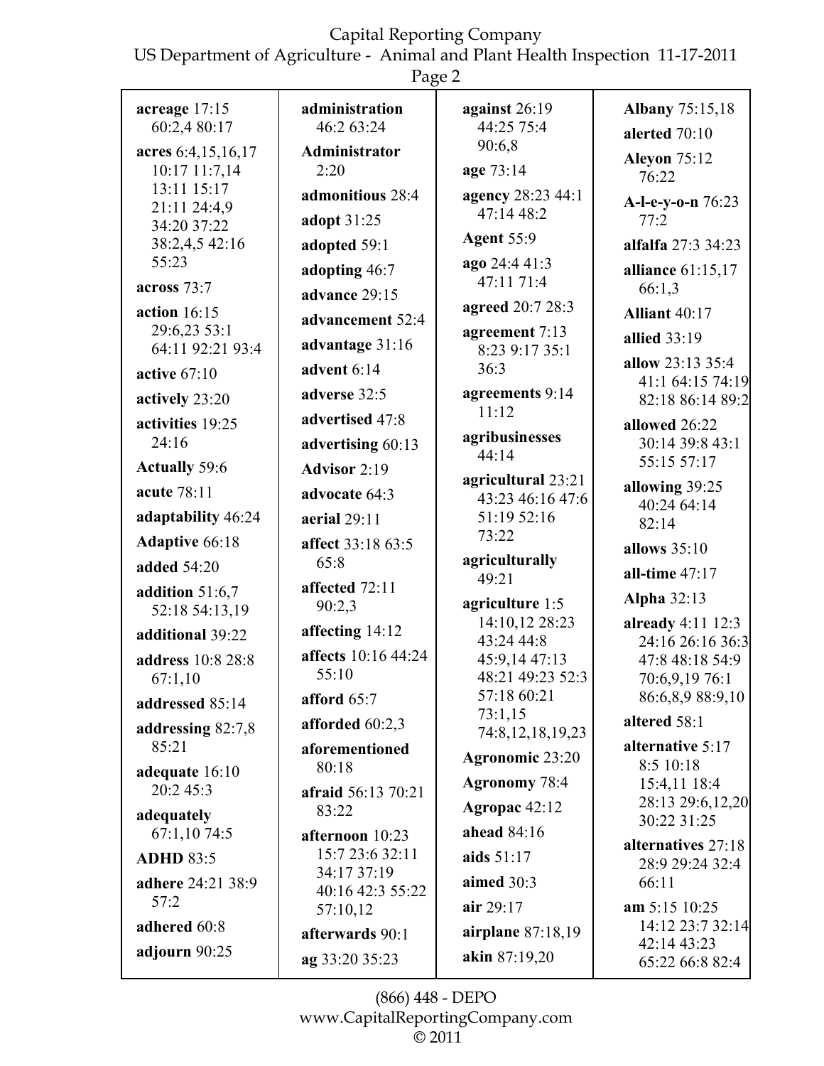**acreage** 17:15 60:2,4 80:17

**acres** 6:4,15,16,17 10:17 11:7,14 13:11 15:17 21:11 24:4,9 34:20 37:22 38:2,4,5 42:16 55:23

**across** 73:7

**action** 16:15 29:6,23 53:1 64:11 92:21 93:4

**active** 67:10

**actively** 23:20

**activities** 19:25 24:16

**Actually** 59:6

**acute** 78:11

**adaptability** 46:24

**Adaptive** 66:18

**added** 54:20

**addition** 51:6,7 52:18 54:13,19

**additional** 39:22

**address** 10:8 28:8 67:1,10

**addressed** 85:14

**addressing** 82:7,8 85:21

**adequate** 16:10 20:2 45:3

**adequately** 67:1,10 74:5

**ADHD** 83:5

**adhere** 24:21 38:9 57:2

**adhered** 60:8

**adjourn** 90:25

**administration** 46:2 63:24

**Administrator** 2:20

**admonitious** 28:4

**adopt** 31:25

**adopted** 59:1

**adopting** 46:7

**advance** 29:15

**advancement** 52:4

**advantage** 31:16

**advent** 6:14

**adverse** 32:5

**advertised** 47:8

**advertising** 60:13

**Advisor** 2:19

**advocate** 64:3

**aerial** 29:11

**affect** 33:18 63:5 65:8

**affected** 72:11 90:2,3

**affecting** 14:12

**affects** 10:16 44:24 55:10

**afford** 65:7

**afforded** 60:2,3

**aforementioned** 80:18

**afraid** 56:13 70:21 83:22

**afternoon** 10:23 15:7 23:6 32:11 34:17 37:19 40:16 42:3 55:22 57:10,12

**afterwards** 90:1

**ag** 33:20 35:23

**against** 26:19 44:25 75:4 90:6,8

**age** 73:14

**agency** 28:23 44:1 47:14 48:2

**Agent** 55:9

**ago** 24:4 41:3 47:11 71:4

**agreed** 20:7 28:3

**agreement** 7:13 8:23 9:17 35:1 36:3

**agreements** 9:14 11:12

**agribusinesses** 44:14

**agricultural** 23:21 43:23 46:16 47:6 51:19 52:16 73:22

**agriculturally** 49:21

**agriculture** 1:5 14:10,12 28:23 43:24 44:8 45:9,14 47:13 48:21 49:23 52:3 57:18 60:21 73:1,15 74:8,12,18,19,23

**Agronomic** 23:20

**Agronomy** 78:4

**Agropac** 42:12

**ahead** 84:16

**aids** 51:17

**aimed** 30:3

**air** 29:17

**airplane** 87:18,19

**akin** 87:19,20

**Albany** 75:15,18

**alerted** 70:10

**Aleyon** 75:12 76:22

**A-l-e-y-o-n** 76:23 77:2

**alfalfa** 27:3 34:23

**alliance** 61:15,17 66:1,3

**Alliant** 40:17

**allied** 33:19

**allow** 23:13 35:4 41:1 64:15 74:19 82:18 86:14 89:2

**allowed** 26:22 30:14 39:8 43:1 55:15 57:17

**allowing** 39:25 40:24 64:14 82:14

**allows** 35:10

**all-time** 47:17

**Alpha** 32:13

**already** 4:11 12:3 24:16 26:16 36:3 47:8 48:18 54:9 70:6,9,19 76:1 86:6,8,9 88:9,10

**altered** 58:1

**alternative** 5:17 8:5 10:18 15:4,11 18:4 28:13 29:6,12,20 30:22 31:25

**alternatives** 27:18 28:9 29:24 32:4 66:11

**am** 5:15 10:25 14:12 23:7 32:14 42:14 43:23 65:22 66:8 82:4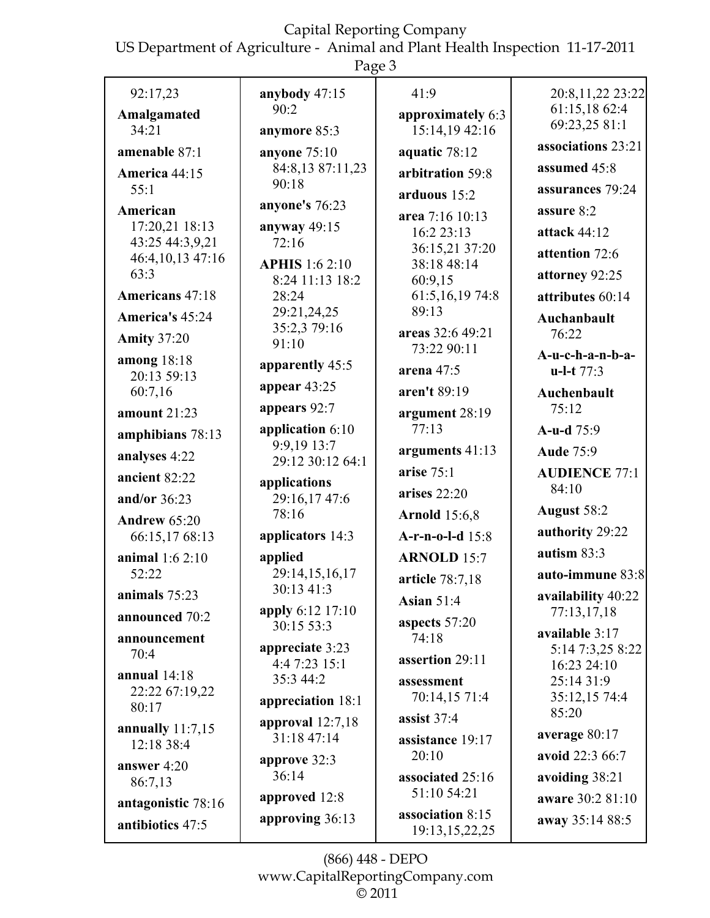92:17,23

**Amalgamated** 34:21

**amenable** 87:1

**America** 44:15 55:1

**American** 17:20,21 18:13 43:25 44:3,9,21 46:4,10,13 47:16 63:3

**Americans** 47:18

**America's** 45:24

**Amity** 37:20

**among** 18:18 20:13 59:13 60:7,16

**amount** 21:23

**amphibians** 78:13

**analyses** 4:22

**ancient** 82:22

**and/or** 36:23

**Andrew** 65:20 66:15,17 68:13

**animal** 1:6 2:10 52:22

**animals** 75:23

**announced** 70:2

**announcement** 70:4

**annual** 14:18 22:22 67:19,22 80:17

**annually** 11:7,15 12:18 38:4

**answer** 4:20 86:7,13

**antagonistic** 78:16

**antibiotics** 47:5

**anybody** 47:15 90:2

**anymore** 85:3

**anyone** 75:10 84:8,13 87:11,23 90:18

**anyone's** 76:23

**anyway** 49:15 72:16

**APHIS** 1:6 2:10 8:24 11:13 18:2 28:24 29:21,24,25 35:2,3 79:16 91:10

**apparently** 45:5

**appear** 43:25

**appears** 92:7

**application** 6:10 9:9,19 13:7 29:12 30:12 64:1

**applications** 29:16,17 47:6 78:16

**applicators** 14:3

**applied** 29:14,15,16,17 30:13 41:3

**apply** 6:12 17:10 30:15 53:3

**appreciate** 3:23 4:4 7:23 15:1 35:3 44:2

**appreciation** 18:1

**approval** 12:7,18 31:18 47:14

**approve** 32:3 36:14

**approved** 12:8

**approving** 36:13

41:9

**approximately** 6:3 15:14,19 42:16

**aquatic** 78:12

**arbitration** 59:8

**arduous** 15:2

**area** 7:16 10:13 16:2 23:13 36:15,21 37:20 38:18 48:14 60:9,15 61:5,16,19 74:8 89:13

**areas** 32:6 49:21 73:22 90:11

**arena** 47:5

**aren't** 89:19

**argument** 28:19 77:13

**arguments** 41:13

**arise** 75:1

**arises** 22:20

**Arnold** 15:6,8

**A-r-n-o-l-d** 15:8

**ARNOLD** 15:7

**article** 78:7,18

**Asian** 51:4

**aspects** 57:20 74:18

**assertion** 29:11

**assessment** 70:14,15 71:4

**assist** 37:4

**assistance** 19:17 20:10

**associated** 25:16 51:10 54:21

**association** 8:15 19:13,15,22,25

20:8,11,22 23:22 61:15,18 62:4 69:23,25 81:1

**associations** 23:21

**assumed** 45:8

**assurances** 79:24

**assure** 8:2

**attack** 44:12

**attention** 72:6

**attorney** 92:25

**attributes** 60:14

**Auchanbault** 76:22

**A-u-c-h-a-n-b-a-u-l-t** 77:3

**Auchenbault** 75:12

**A-u-d** 75:9

**Aude** 75:9

**AUDIENCE** 77:1 84:10

**August** 58:2

**authority** 29:22

**autism** 83:3

**auto-immune** 83:8

**availability** 40:22 77:13,17,18

**available** 3:17 5:14 7:3,25 8:22 16:23 24:10 25:14 31:9 35:12,15 74:4 85:20

**average** 80:17

**avoid** 22:3 66:7

**avoiding** 38:21

**aware** 30:2 81:10

**away** 35:14 88:5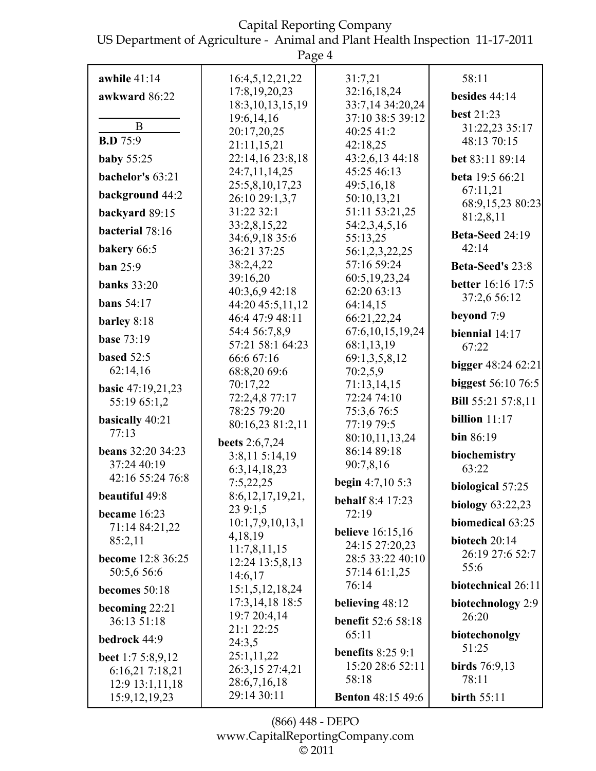**awhile** 41:14

**awkward** 86:22

B

**B.D** 75:9

**baby** 55:25

**bachelor's** 63:21

**background** 44:2

**backyard** 89:15

**bacterial** 78:16

**bakery** 66:5

**ban** 25:9

**banks** 33:20

**bans** 54:17

**barley** 8:18

**base** 73:19

**based** 52:5 62:14,16

**basic** 47:19,21,23 55:19 65:1,2

**basically** 40:21 77:13

**beans** 32:20 34:23 37:24 40:19 42:16 55:24 76:8

**beautiful** 49:8

**became** 16:23 71:14 84:21,22 85:2,11

**become** 12:8 36:25 50:5,6 56:6

**becomes** 50:18

**becoming** 22:21 36:13 51:18

**bedrock** 44:9

**beet** 1:7 5:8,9,12 6:16,21 7:18,21 12:9 13:1,11,18 15:9,12,19,23 16:4,5,12,21,22 17:8,19,20,23 18:3,10,13,15,19 19:6,14,16 20:17,20,25 21:11,15,21 22:14,16 23:8,18 24:7,11,14,25 25:5,8,10,17,23 26:10 29:1,3,7 31:22 32:1 33:2,8,15,22 34:6,9,18 35:6 36:21 37:25 38:2,4,22 39:16,20 40:3,6,9 42:18 44:20 45:5,11,12 46:4 47:9 48:11 54:4 56:7,8,9 57:21 58:1 64:23 66:6 67:16 68:8,20 69:6 70:17,22 72:2,4,8 77:17 78:25 79:20 80:16,23 81:2,11

**beets** 2:6,7,24 3:8,11 5:14,19 6:3,14,18,23 7:5,22,25 8:6,12,17,19,21,23 9:1,5 10:1,7,9,10,13,14,18,19 11:7,8,11,15 12:24 13:5,8,13 14:6,17 15:1,5,12,18,24 17:3,14,18 18:5 19:7 20:4,14 21:1 22:25 24:3,5 25:1,11,22 26:3,15 27:4,21 28:6,7,16,18 29:14 30:11 31:7,21 32:16,18,24 33:7,14 34:20,24 37:10 38:5 39:12 40:25 41:2 42:18,25 43:2,6,13 44:18 45:25 46:13 49:5,16,18 50:10,13,21 51:11 53:21,25 54:2,3,4,5,16 55:13,25 56:1,2,3,22,25 57:16 59:24 60:5,19,23,24 62:20 63:13 64:14,15 66:21,22,24 67:6,10,15,19,24 68:1,13,19 69:1,3,5,8,12 70:2,5,9 71:13,14,15 72:24 74:10 75:3,6 76:5 77:19 79:5 80:10,11,13,24 86:14 89:18 90:7,8,16

**begin** 4:7,10 5:3

**behalf** 8:4 17:23 72:19

**believe** 16:15,16 24:15 27:20,23 28:5 33:22 40:10 57:14 61:1,25 76:14

**believing** 48:12

**benefit** 52:6 58:18 65:11

**benefits** 8:25 9:1 15:20 28:6 52:11 58:18

**Benton** 48:15 49:6 58:11

**besides** 44:14

**best** 21:23 31:22,23 35:17 48:13 70:15

**bet** 83:11 89:14

**beta** 19:5 66:21 67:11,21 68:9,15,23 80:23 81:2,8,11

**Beta-Seed** 24:19 42:14

**Beta-Seed's** 23:8

**better** 16:16 17:5 37:2,6 56:12

**beyond** 7:9

**biennial** 14:17 67:22

**bigger** 48:24 62:21

**biggest** 56:10 76:5

**Bill** 55:21 57:8,11

**billion** 11:17

**bin** 86:19

**biochemistry** 63:22

**biological** 57:25

**biology** 63:22,23

**biomedical** 63:25

**biotech** 20:14 26:19 27:6 52:7 55:6

**biotechnical** 26:11

**biotechnology** 2:9 26:20

**biotechonolgy** 51:25

**birds** 76:9,13 78:11

**birth** 55:11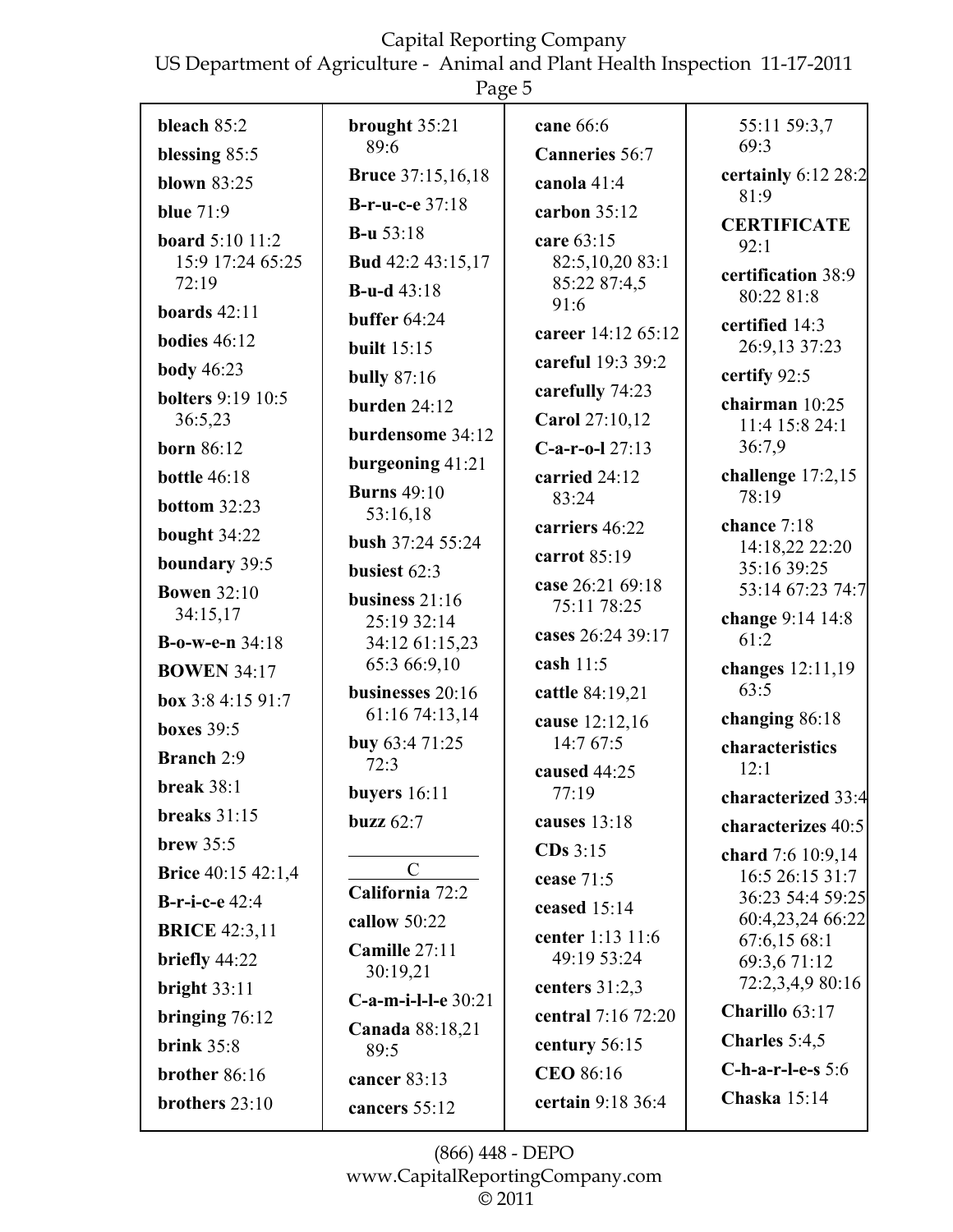**bleach** 85:2
**blessing** 85:5
**blown** 83:25
**blue** 71:9
**board** 5:10 11:2 15:9 17:24 65:25 72:19
**boards** 42:11
**bodies** 46:12
**body** 46:23
**bolters** 9:19 10:5 36:5,23
**born** 86:12
**bottle** 46:18
**bottom** 32:23
**bought** 34:22
**boundary** 39:5
**Bowen** 32:10 34:15,17
**B-o-w-e-n** 34:18
**BOWEN** 34:17
**box** 3:8 4:15 91:7
**boxes** 39:5
**Branch** 2:9
**break** 38:1
**breaks** 31:15
**brew** 35:5
**Brice** 40:15 42:1,4
**B-r-i-c-e** 42:4
**BRICE** 42:3,11
**briefly** 44:22
**bright** 33:11
**bringing** 76:12
**brink** 35:8
**brother** 86:16
**brothers** 23:10
**brought** 35:21 89:6
**Bruce** 37:15,16,18
**B-r-u-c-e** 37:18
**B-u** 53:18
**Bud** 42:2 43:15,17
**B-u-d** 43:18
**buffer** 64:24
**built** 15:15
**bully** 87:16
**burden** 24:12
**burdensome** 34:12
**burgeoning** 41:21
**Burns** 49:10 53:16,18
**bush** 37:24 55:24
**busiest** 62:3
**business** 21:16 25:19 32:14 34:12 61:15,23 65:3 66:9,10
**businesses** 20:16 61:16 74:13,14
**buy** 63:4 71:25 72:3
**buyers** 16:11
**buzz** 62:7

C

**California** 72:2
**callow** 50:22
**Camille** 27:11 30:19,21
**C-a-m-i-l-l-e** 30:21
**Canada** 88:18,21 89:5
**cancer** 83:13
**cancers** 55:12
**cane** 66:6
**Canneries** 56:7
**canola** 41:4
**carbon** 35:12
**care** 63:15 82:5,10,20 83:1 85:22 87:4,5 91:6
**career** 14:12 65:12
**careful** 19:3 39:2
**carefully** 74:23
**Carol** 27:10,12
**C-a-r-o-l** 27:13
**carried** 24:12 83:24
**carriers** 46:22
**carrot** 85:19
**case** 26:21 69:18 75:11 78:25
**cases** 26:24 39:17
**cash** 11:5
**cattle** 84:19,21
**cause** 12:12,16 14:7 67:5
**caused** 44:25 77:19
**causes** 13:18
**CDs** 3:15
**cease** 71:5
**ceased** 15:14
**center** 1:13 11:6 49:19 53:24
**centers** 31:2,3
**central** 7:16 72:20
**century** 56:15
**CEO** 86:16
**certain** 9:18 36:4 55:11 59:3,7 69:3
**certainly** 6:12 28:2 81:9
**CERTIFICATE** 92:1
**certification** 38:9 80:22 81:8
**certified** 14:3 26:9,13 37:23
**certify** 92:5
**chairman** 10:25 11:4 15:8 24:1 36:7,9
**challenge** 17:2,15 78:19
**chance** 7:18 14:18,22 22:20 35:16 39:25 53:14 67:23 74:7
**change** 9:14 14:8 61:2
**changes** 12:11,19 63:5
**changing** 86:18
**characteristics** 12:1
**characterized** 33:4
**characterizes** 40:5
**chard** 7:6 10:9,14 16:5 26:15 31:7 36:23 54:4 59:25 60:4,23,24 66:22 67:6,15 68:1 69:3,6 71:12 72:2,3,4,9 80:16
**Charillo** 63:17
**Charles** 5:4,5
**C-h-a-r-l-e-s** 5:6
**Chaska** 15:14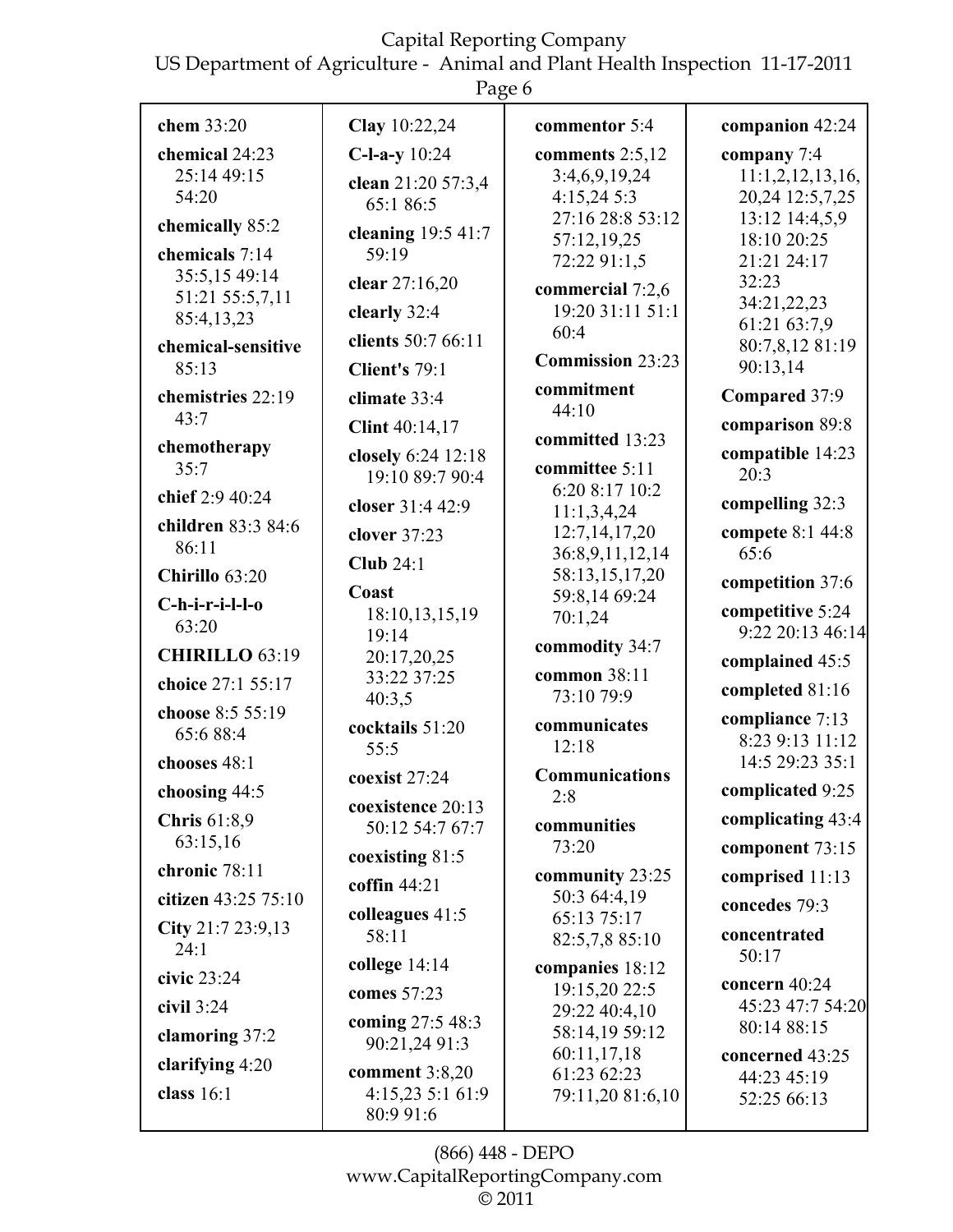**chem** 33:20

**chemical** 24:23 25:14 49:15 54:20

**chemically** 85:2

**chemicals** 7:14 35:5,15 49:14 51:21 55:5,7,11 85:4,13,23

**chemical-sensitive** 85:13

**chemistries** 22:19 43:7

**chemotherapy** 35:7

**chief** 2:9 40:24

**children** 83:3 84:6 86:11

**Chirillo** 63:20

**C-h-i-r-i-l-l-o** 63:20

**CHIRILLO** 63:19

**choice** 27:1 55:17

**choose** 8:5 55:19 65:6 88:4

**chooses** 48:1

**choosing** 44:5

**Chris** 61:8,9 63:15,16

**chronic** 78:11

**citizen** 43:25 75:10

**City** 21:7 23:9,13 24:1

**civic** 23:24

**civil** 3:24

**clamoring** 37:2

**clarifying** 4:20

**class** 16:1

**Clay** 10:22,24

**C-l-a-y** 10:24

**clean** 21:20 57:3,4 65:1 86:5

**cleaning** 19:5 41:7 59:19

**clear** 27:16,20

**clearly** 32:4

**clients** 50:7 66:11

**Client's** 79:1

**climate** 33:4

**Clint** 40:14,17

**closely** 6:24 12:18 19:10 89:7 90:4

**closer** 31:4 42:9

**clover** 37:23

**Club** 24:1

**Coast** 18:10,13,15,19 19:14 20:17,20,25 33:22 37:25 40:3,5

**cocktails** 51:20 55:5

**coexist** 27:24

**coexistence** 20:13 50:12 54:7 67:7

**coexisting** 81:5

**coffin** 44:21

**colleagues** 41:5 58:11

**college** 14:14

**comes** 57:23

**coming** 27:5 48:3 90:21,24 91:3

**comment** 3:8,20 4:15,23 5:1 61:9 80:9 91:6

**commentor** 5:4

**comments** 2:5,12 3:4,6,9,19,24 4:15,24 5:3 27:16 28:8 53:12 57:12,19,25 72:22 91:1,5

**commercial** 7:2,6 19:20 31:11 51:1 60:4

**Commission** 23:23

**commitment** 44:10

**committed** 13:23

**committee** 5:11 6:20 8:17 10:2 11:1,3,4,24 12:7,14,17,20 36:8,9,11,12,14 58:13,15,17,20 59:8,14 69:24 70:1,24

**commodity** 34:7

**common** 38:11 73:10 79:9

**communicates** 12:18

**Communications** 2:8

**communities** 73:20

**community** 23:25 50:3 64:4,19 65:13 75:17 82:5,7,8 85:10

**companies** 18:12 19:15,20 22:5 29:22 40:4,10 58:14,19 59:12 60:11,17,18 61:23 62:23 79:11,20 81:6,10

**companion** 42:24

**company** 7:4 11:1,2,12,13,16, 20,24 12:5,7,25 13:12 14:4,5,9 18:10 20:25 21:21 24:17 32:23 34:21,22,23 61:21 63:7,9 80:7,8,12 81:19 90:13,14

**Compared** 37:9

**comparison** 89:8

**compatible** 14:23 20:3

**compelling** 32:3

**compete** 8:1 44:8 65:6

**competition** 37:6

**competitive** 5:24 9:22 20:13 46:14

**complained** 45:5

**completed** 81:16

**compliance** 7:13 8:23 9:13 11:12 14:5 29:23 35:1

**complicated** 9:25

**complicating** 43:4

**component** 73:15

**comprised** 11:13

**concedes** 79:3

**concentrated** 50:17

**concern** 40:24 45:23 47:7 54:20 80:14 88:15

**concerned** 43:25 44:23 45:19 52:25 66:13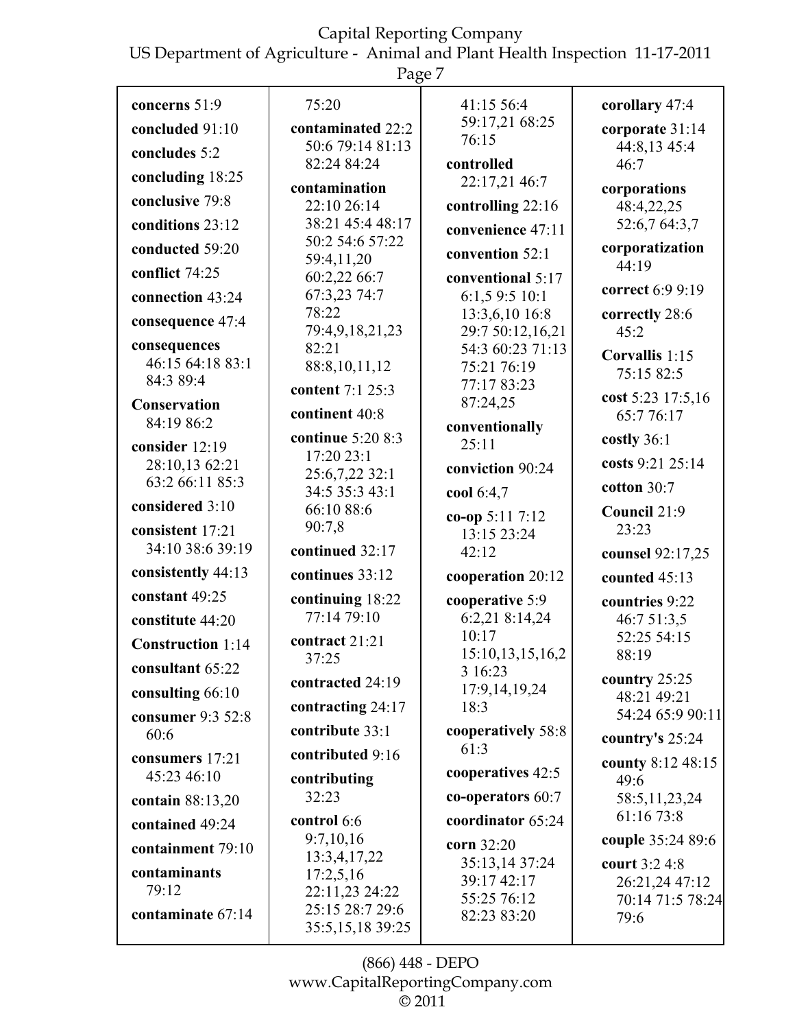**concerns** 51:9

**concluded** 91:10

**concludes** 5:2

**concluding** 18:25

**conclusive** 79:8

**conditions** 23:12

**conducted** 59:20

**conflict** 74:25

**connection** 43:24

**consequence** 47:4

**consequences** 46:15 64:18 83:1 84:3 89:4

**Conservation** 84:19 86:2

**consider** 12:19 28:10,13 62:21 63:2 66:11 85:3

**considered** 3:10

**consistent** 17:21 34:10 38:6 39:19

**consistently** 44:13

**constant** 49:25

**constitute** 44:20

**Construction** 1:14

**consultant** 65:22

**consulting** 66:10

**consumer** 9:3 52:8 60:6

**consumers** 17:21 45:23 46:10

**contain** 88:13,20

**contained** 49:24

**containment** 79:10

**contaminants** 79:12

**contaminate** 67:14

75:20

**contaminated** 22:2 50:6 79:14 81:13 82:24 84:24

**contamination** 22:10 26:14 38:21 45:4 48:17 50:2 54:6 57:22 59:4,11,20 60:2,22 66:7 67:3,23 74:7 78:22 79:4,9,18,21,23 82:21 88:8,10,11,12

**content** 7:1 25:3

**continent** 40:8

**continue** 5:20 8:3 17:20 23:1 25:6,7,22 32:1 34:5 35:3 43:1 66:10 88:6 90:7,8

**continued** 32:17

**continues** 33:12

**continuing** 18:22 77:14 79:10

**contract** 21:21 37:25

**contracted** 24:19

**contracting** 24:17

**contribute** 33:1

**contributed** 9:16

**contributing** 32:23

**control** 6:6 9:7,10,16 13:3,4,17,22 17:2,5,16 22:11,23 24:22 25:15 28:7 29:6 35:5,15,18 39:25

41:15 56:4 59:17,21 68:25 76:15

**controlled** 22:17,21 46:7

**controlling** 22:16

**convenience** 47:11

**convention** 52:1

**conventional** 5:17 6:1,5 9:5 10:1 13:3,6,10 16:8 29:7 50:12,16,21 54:3 60:23 71:13 75:21 76:19 77:17 83:23 87:24,25

**conventionally** 25:11

**conviction** 90:24

**cool** 6:4,7

**co-op** 5:11 7:12 13:15 23:24 42:12

**cooperation** 20:12

**cooperative** 5:9 6:2,21 8:14,24 10:17 15:10,13,15,16,23 16:23 17:9,14,19,24 18:3

**cooperatively** 58:8 61:3

**cooperatives** 42:5

**co-operators** 60:7

**coordinator** 65:24

**corn** 32:20 35:13,14 37:24 39:17 42:17 55:25 76:12 82:23 83:20

**corollary** 47:4

**corporate** 31:14 44:8,13 45:4 46:7

**corporations** 48:4,22,25 52:6,7 64:3,7

**corporatization** 44:19

**correct** 6:9 9:19

**correctly** 28:6 45:2

**Corvallis** 1:15 75:15 82:5

**cost** 5:23 17:5,16 65:7 76:17

**costly** 36:1

**costs** 9:21 25:14

**cotton** 30:7

**Council** 21:9 23:23

**counsel** 92:17,25

**counted** 45:13

**countries** 9:22 46:7 51:3,5 52:25 54:15 88:19

**country** 25:25 48:21 49:21 54:24 65:9 90:11

**country's** 25:24

**county** 8:12 48:15 49:6 58:5,11,23,24 61:16 73:8

**couple** 35:24 89:6

**court** 3:2 4:8 26:21,24 47:12 70:14 71:5 78:24 79:6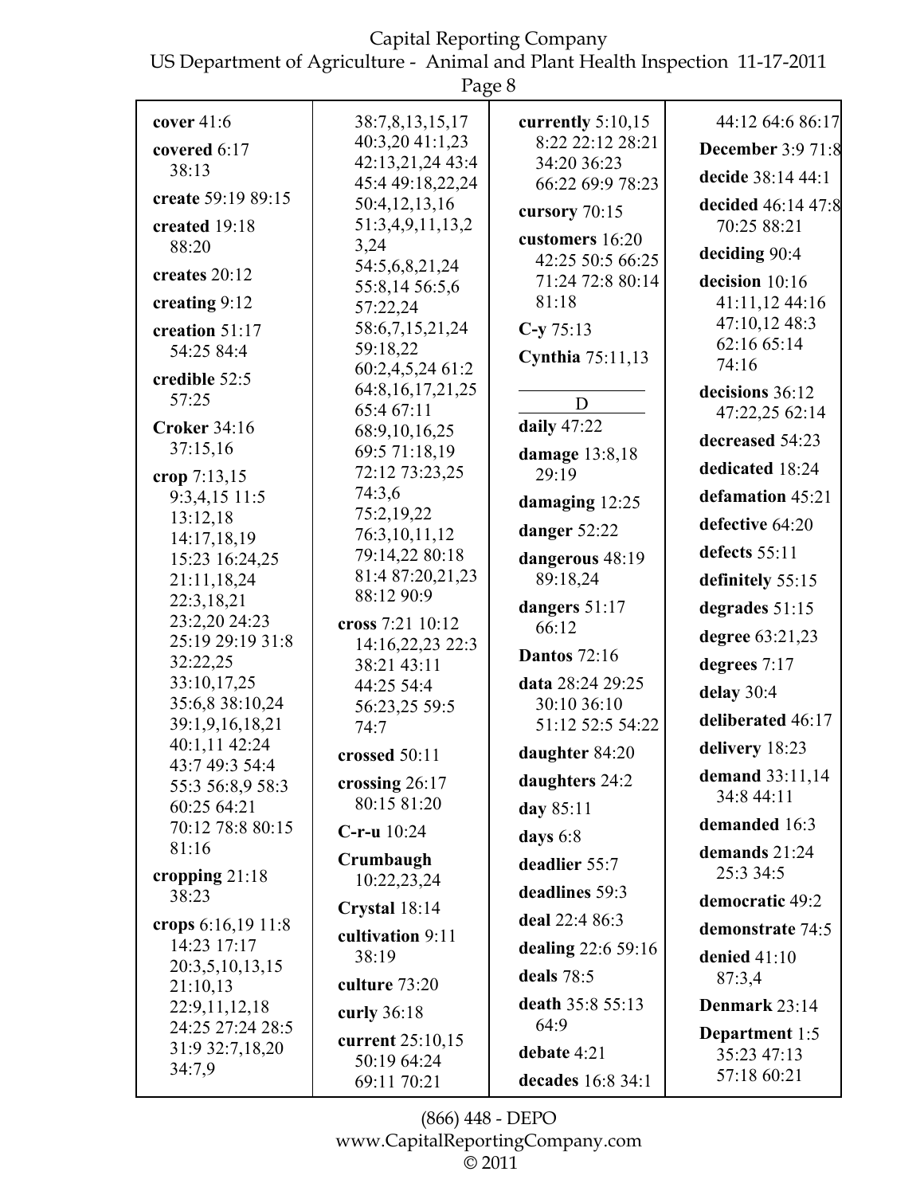**cover** 41:6

**covered** 6:17 38:13

**create** 59:19 89:15

**created** 19:18 88:20

**creates** 20:12

**creating** 9:12

**creation** 51:17 54:25 84:4

**credible** 52:5 57:25

**Croker** 34:16 37:15,16

**crop** 7:13,15 9:3,4,15 11:5 13:12,18 14:17,18,19 15:23 16:24,25 21:11,18,24 22:3,18,21 23:2,20 24:23 25:19 29:19 31:8 32:22,25 33:10,17,25 35:6,8 38:10,24 39:1,9,16,18,21 40:1,11 42:24 43:7 49:3 54:4 55:3 56:8,9 58:3 60:25 64:21 70:12 78:8 80:15 81:16

**cropping** 21:18 38:23

**crops** 6:16,19 11:8 14:23 17:17 20:3,5,10,13,15 21:10,13 22:9,11,12,18 24:25 27:24 28:5 31:9 32:7,18,20 34:7,9 38:7,8,13,15,17 40:3,20 41:1,23 42:13,21,24 43:4 45:4 49:18,22,24 50:4,12,13,16 51:3,4,9,11,13,23,24 54:5,6,8,21,24 55:8,14 56:5,6 57:22,24 58:6,7,15,21,24 59:18,22 60:2,4,5,24 61:2 64:8,16,17,21,25 65:4 67:11 68:9,10,16,25 69:5 71:18,19 72:12 73:23,25 74:3,6 75:2,19,22 76:3,10,11,12 79:14,22 80:18 81:4 87:20,21,23 88:12 90:9

**cross** 7:21 10:12 14:16,22,23 22:3 38:21 43:11 44:25 54:4 56:23,25 59:5 74:7

**crossed** 50:11

**crossing** 26:17 80:15 81:20

**C-r-u** 10:24

**Crumbaugh** 10:22,23,24

**Crystal** 18:14

**cultivation** 9:11 38:19

**culture** 73:20

**curly** 36:18

**current** 25:10,15 50:19 64:24 69:11 70:21

**currently** 5:10,15 8:22 22:12 28:21 34:20 36:23 66:22 69:9 78:23

**cursory** 70:15

**customers** 16:20 42:25 50:5 66:25 71:24 72:8 80:14 81:18

**C-y** 75:13

**Cynthia** 75:11,13

## D

**daily** 47:22

**damage** 13:8,18 29:19

**damaging** 12:25

**danger** 52:22

**dangerous** 48:19 89:18,24

**dangers** 51:17 66:12

**Dantos** 72:16

**data** 28:24 29:25 30:10 36:10 51:12 52:5 54:22

**daughter** 84:20

**daughters** 24:2

**day** 85:11

**days** 6:8

**deadlier** 55:7

**deadlines** 59:3

**deal** 22:4 86:3

**dealing** 22:6 59:16

**deals** 78:5

**death** 35:8 55:13 64:9

**debate** 4:21

**decades** 16:8 34:1 44:12 64:6 86:17

**December** 3:9 71:8

**decide** 38:14 44:1

**decided** 46:14 47:8 70:25 88:21

**deciding** 90:4

**decision** 10:16 41:11,12 44:16 47:10,12 48:3 62:16 65:14 74:16

**decisions** 36:12 47:22,25 62:14

**decreased** 54:23

**dedicated** 18:24

**defamation** 45:21

**defective** 64:20

**defects** 55:11

**definitely** 55:15

**degrades** 51:15

**degree** 63:21,23

**degrees** 7:17

**delay** 30:4

**deliberated** 46:17

**delivery** 18:23

**demand** 33:11,14 34:8 44:11

**demanded** 16:3

**demands** 21:24 25:3 34:5

**democratic** 49:2

**demonstrate** 74:5

**denied** 41:10 87:3,4

**Denmark** 23:14

**Department** 1:5 35:23 47:13 57:18 60:21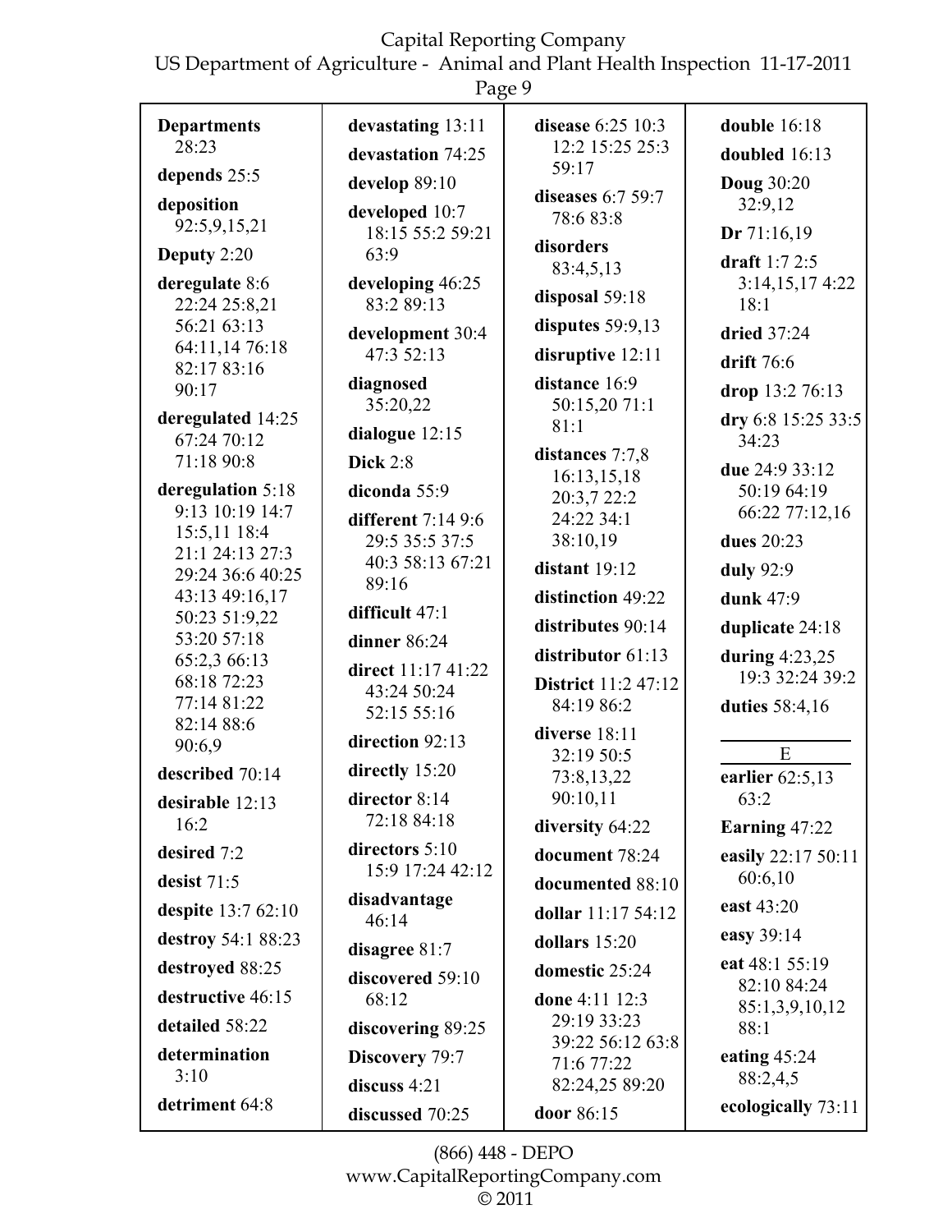**Departments** 28:23

**depends** 25:5

**deposition** 92:5,9,15,21

**Deputy** 2:20

**deregulate** 8:6 22:24 25:8,21 56:21 63:13 64:11,14 76:18 82:17 83:16 90:17

**deregulated** 14:25 67:24 70:12 71:18 90:8

**deregulation** 5:18 9:13 10:19 14:7 15:5,11 18:4 21:1 24:13 27:3 29:24 36:6 40:25 43:13 49:16,17 50:23 51:9,22 53:20 57:18 65:2,3 66:13 68:18 72:23 77:14 81:22 82:14 88:6 90:6,9

**described** 70:14

**desirable** 12:13 16:2

**desired** 7:2

**desist** 71:5

**despite** 13:7 62:10

**destroy** 54:1 88:23

**destroyed** 88:25

**destructive** 46:15

**detailed** 58:22

**determination** 3:10

**detriment** 64:8

**devastating** 13:11

**devastation** 74:25

**develop** 89:10

**developed** 10:7 18:15 55:2 59:21 63:9

**developing** 46:25 83:2 89:13

**development** 30:4 47:3 52:13

**diagnosed** 35:20,22

**dialogue** 12:15

**Dick** 2:8

**diconda** 55:9

**different** 7:14 9:6 29:5 35:5 37:5 40:3 58:13 67:21 89:16

**difficult** 47:1

**dinner** 86:24

**direct** 11:17 41:22 43:24 50:24 52:15 55:16

**direction** 92:13

**directly** 15:20

**director** 8:14 72:18 84:18

**directors** 5:10 15:9 17:24 42:12

**disadvantage** 46:14

**disagree** 81:7

**discovered** 59:10 68:12

**discovering** 89:25

**Discovery** 79:7

**discuss** 4:21

**discussed** 70:25

**disease** 6:25 10:3 12:2 15:25 25:3 59:17

**diseases** 6:7 59:7 78:6 83:8

**disorders** 83:4,5,13

**disposal** 59:18

**disputes** 59:9,13

**disruptive** 12:11

**distance** 16:9 50:15,20 71:1 81:1

**distances** 7:7,8 16:13,15,18 20:3,7 22:2 24:22 34:1 38:10,19

**distant** 19:12

**distinction** 49:22

**distributes** 90:14

**distributor** 61:13

**District** 11:2 47:12 84:19 86:2

**diverse** 18:11 32:19 50:5 73:8,13,22 90:10,11

**diversity** 64:22

**document** 78:24

**documented** 88:10

**dollar** 11:17 54:12

**dollars** 15:20

**domestic** 25:24

**done** 4:11 12:3 29:19 33:23 39:22 56:12 63:8 71:6 77:22 82:24,25 89:20

**door** 86:15

**double** 16:18

**doubled** 16:13

**Doug** 30:20 32:9,12

**Dr** 71:16,19

**draft** 1:7 2:5 3:14,15,17 4:22 18:1

**dried** 37:24

**drift** 76:6

**drop** 13:2 76:13

**dry** 6:8 15:25 33:5 34:23

**due** 24:9 33:12 50:19 64:19 66:22 77:12,16

**dues** 20:23

**duly** 92:9

**dunk** 47:9

**duplicate** 24:18

**during** 4:23,25 19:3 32:24 39:2

**duties** 58:4,16

## E

**earlier** 62:5,13 63:2

**Earning** 47:22

**easily** 22:17 50:11 60:6,10

**east** 43:20

**easy** 39:14

**eat** 48:1 55:19 82:10 84:24 85:1,3,9,10,12 88:1

**eating** 45:24 88:2,4,5

**ecologically** 73:11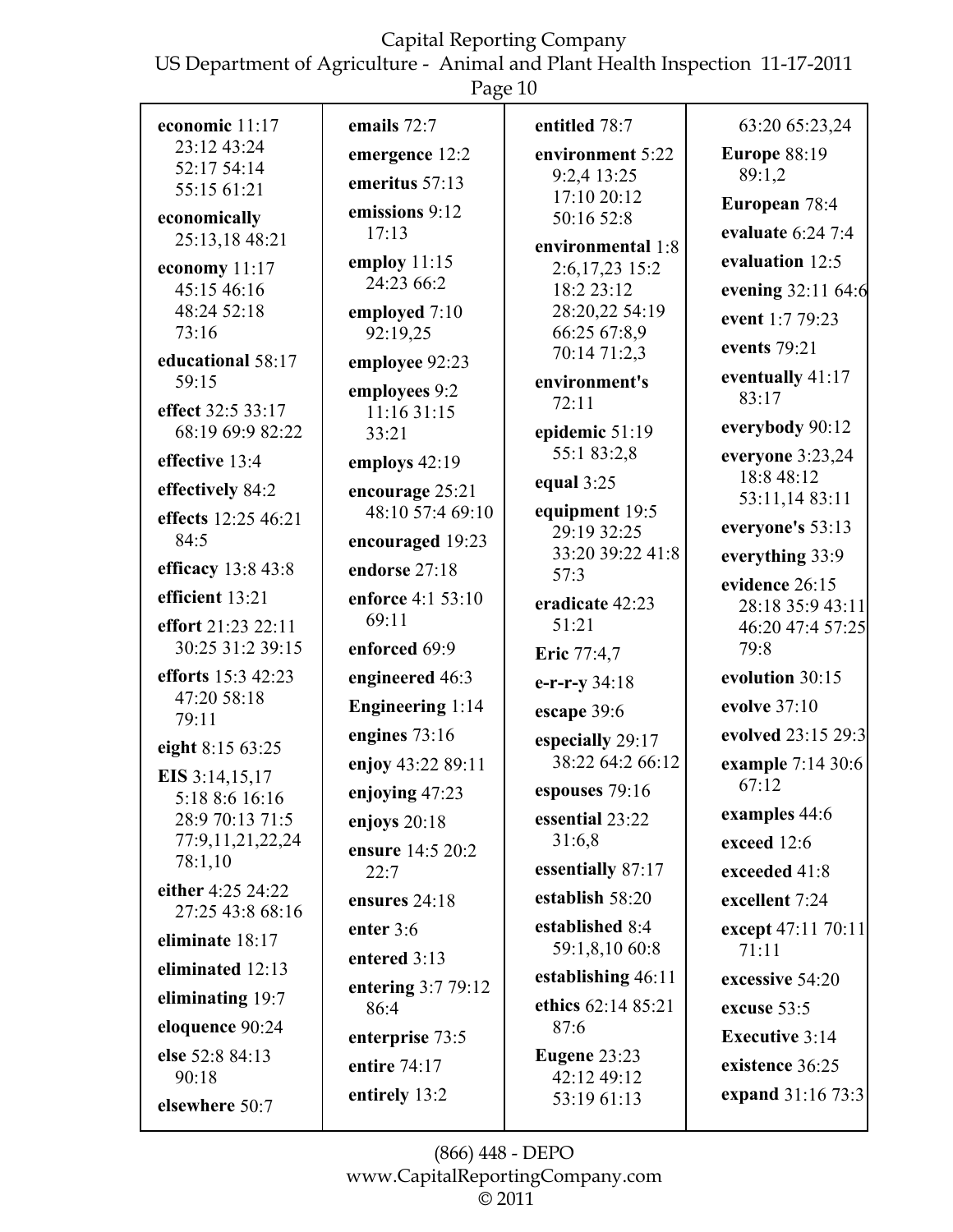**economic** 11:17 23:12 43:24 52:17 54:14 55:15 61:21

**economically** 25:13,18 48:21

**economy** 11:17 45:15 46:16 48:24 52:18 73:16

**educational** 58:17 59:15

**effect** 32:5 33:17 68:19 69:9 82:22

**effective** 13:4

**effectively** 84:2

**effects** 12:25 46:21 84:5

**efficacy** 13:8 43:8

**efficient** 13:21

**effort** 21:23 22:11 30:25 31:2 39:15

**efforts** 15:3 42:23 47:20 58:18 79:11

**eight** 8:15 63:25

**EIS** 3:14,15,17 5:18 8:6 16:16 28:9 70:13 71:5 77:9,11,21,22,24 78:1,10

**either** 4:25 24:22 27:25 43:8 68:16

**eliminate** 18:17

**eliminated** 12:13

**eliminating** 19:7

**eloquence** 90:24

**else** 52:8 84:13 90:18

**elsewhere** 50:7

**emails** 72:7

**emergence** 12:2

**emeritus** 57:13

**emissions** 9:12 17:13

**employ** 11:15 24:23 66:2

**employed** 7:10 92:19,25

**employee** 92:23

**employees** 9:2 11:16 31:15 33:21

**employs** 42:19

**encourage** 25:21 48:10 57:4 69:10

**encouraged** 19:23

**endorse** 27:18

**enforce** 4:1 53:10 69:11

**enforced** 69:9

**engineered** 46:3

**Engineering** 1:14

**engines** 73:16

**enjoy** 43:22 89:11

**enjoying** 47:23

**enjoys** 20:18

**ensure** 14:5 20:2 22:7

**ensures** 24:18

**enter** 3:6

**entered** 3:13

**entering** 3:7 79:12 86:4

**enterprise** 73:5

**entire** 74:17

**entirely** 13:2

**entitled** 78:7

**environment** 5:22 9:2,4 13:25 17:10 20:12 50:16 52:8

**environmental** 1:8 2:6,17,23 15:2 18:2 23:12 28:20,22 54:19 66:25 67:8,9 70:14 71:2,3

**environment's** 72:11

**epidemic** 51:19 55:1 83:2,8

**equal** 3:25

**equipment** 19:5 29:19 32:25 33:20 39:22 41:8 57:3

**eradicate** 42:23 51:21

**Eric** 77:4,7

**e-r-r-y** 34:18

**escape** 39:6

**especially** 29:17 38:22 64:2 66:12

**espouses** 79:16

**essential** 23:22 31:6,8

**essentially** 87:17

**establish** 58:20

**established** 8:4 59:1,8,10 60:8

**establishing** 46:11

**ethics** 62:14 85:21 87:6

**Eugene** 23:23 42:12 49:12 53:19 61:13

63:20 65:23,24

**Europe** 88:19 89:1,2

**European** 78:4

**evaluate** 6:24 7:4

**evaluation** 12:5

**evening** 32:11 64:6

**event** 1:7 79:23

**events** 79:21

**eventually** 41:17 83:17

**everybody** 90:12

**everyone** 3:23,24 18:8 48:12 53:11,14 83:11

**everyone's** 53:13

**everything** 33:9

**evidence** 26:15 28:18 35:9 43:11 46:20 47:4 57:25 79:8

**evolution** 30:15

**evolve** 37:10

**evolved** 23:15 29:3

**example** 7:14 30:6 67:12

**examples** 44:6

**exceed** 12:6

**exceeded** 41:8

**excellent** 7:24

**except** 47:11 70:11 71:11

**excessive** 54:20

**excuse** 53:5

**Executive** 3:14

**existence** 36:25

**expand** 31:16 73:3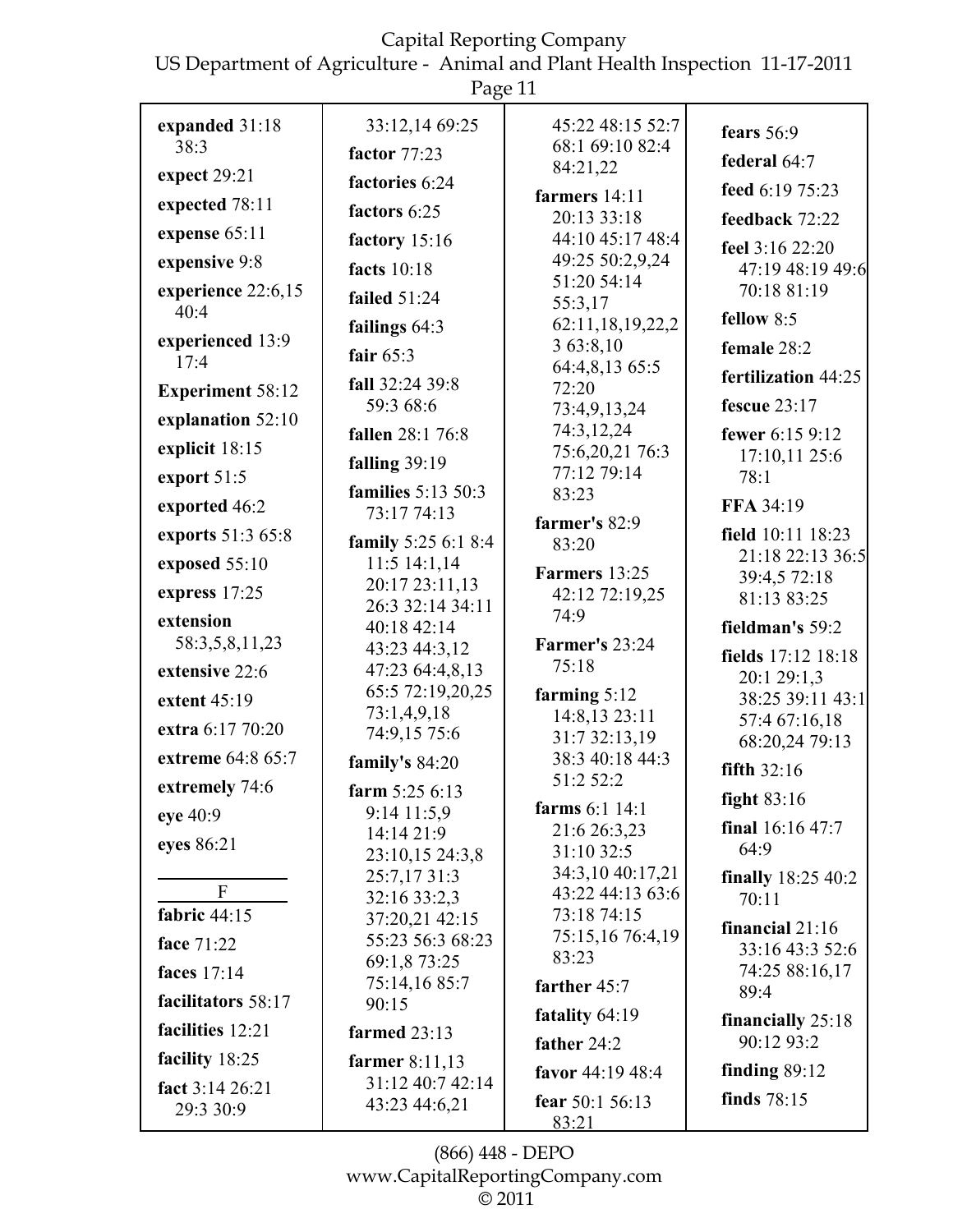**expanded** 31:18 38:3
**expect** 29:21
**expected** 78:11
**expense** 65:11
**expensive** 9:8
**experience** 22:6,15 40:4
**experienced** 13:9 17:4
**Experiment** 58:12
**explanation** 52:10
**explicit** 18:15
**export** 51:5
**exported** 46:2
**exports** 51:3 65:8
**exposed** 55:10
**express** 17:25
**extension** 58:3,5,8,11,23
**extensive** 22:6
**extent** 45:19
**extra** 6:17 70:20
**extreme** 64:8 65:7
**extremely** 74:6
**eye** 40:9
**eyes** 86:21

F

**fabric** 44:15
**face** 71:22
**faces** 17:14
**facilitators** 58:17
**facilities** 12:21
**facility** 18:25
**fact** 3:14 26:21 29:3 30:9 33:12,14 69:25
**factor** 77:23
**factories** 6:24
**factors** 6:25
**factory** 15:16
**facts** 10:18
**failed** 51:24
**failings** 64:3
**fair** 65:3
**fall** 32:24 39:8 59:3 68:6
**fallen** 28:1 76:8
**falling** 39:19
**families** 5:13 50:3 73:17 74:13
**family** 5:25 6:1 8:4 11:5 14:1,14 20:17 23:11,13 26:3 32:14 34:11 40:18 42:14 43:23 44:3,12 47:23 64:4,8,13 65:5 72:19,20,25 73:1,4,9,18 74:9,15 75:6
**family's** 84:20
**farm** 5:25 6:13 9:14 11:5,9 14:14 21:9 23:10,15 24:3,8 25:7,17 31:3 32:16 33:2,3 37:20,21 42:15 55:23 56:3 68:23 69:1,8 73:25 75:14,16 85:7 90:15
**farmed** 23:13
**farmer** 8:11,13 31:12 40:7 42:14 43:23 44:6,21 45:22 48:15 52:7 68:1 69:10 82:4 84:21,22
**farmers** 14:11 20:13 33:18 44:10 45:17 48:4 49:25 50:2,9,24 51:20 54:14 55:3,17 62:11,18,19,22,23 63:8,10 64:4,8,13 65:5 72:20 73:4,9,13,24 74:3,12,24 75:6,20,21 76:3 77:12 79:14 83:23
**farmer's** 82:9 83:20
**Farmers** 13:25 42:12 72:19,25 74:9
**Farmer's** 23:24 75:18
**farming** 5:12 14:8,13 23:11 31:7 32:13,19 38:3 40:18 44:3 51:2 52:2
**farms** 6:1 14:1 21:6 26:3,23 31:10 32:5 34:3,10 40:17,21 43:22 44:13 63:6 73:18 74:15 75:15,16 76:4,19 83:23
**farther** 45:7
**fatality** 64:19
**father** 24:2
**favor** 44:19 48:4
**fear** 50:1 56:13 83:21
**fears** 56:9
**federal** 64:7
**feed** 6:19 75:23
**feedback** 72:22
**feel** 3:16 22:20 47:19 48:19 49:6 70:18 81:19
**fellow** 8:5
**female** 28:2
**fertilization** 44:25
**fescue** 23:17
**fewer** 6:15 9:12 17:10,11 25:6 78:1
**FFA** 34:19
**field** 10:11 18:23 21:18 22:13 36:5 39:4,5 72:18 81:13 83:25
**fieldman's** 59:2
**fields** 17:12 18:18 20:1 29:1,3 38:25 39:11 43:1 57:4 67:16,18 68:20,24 79:13
**fifth** 32:16
**fight** 83:16
**final** 16:16 47:7 64:9
**finally** 18:25 40:2 70:11
**financial** 21:16 33:16 43:3 52:6 74:25 88:16,17 89:4
**financially** 25:18 90:12 93:2
**finding** 89:12
**finds** 78:15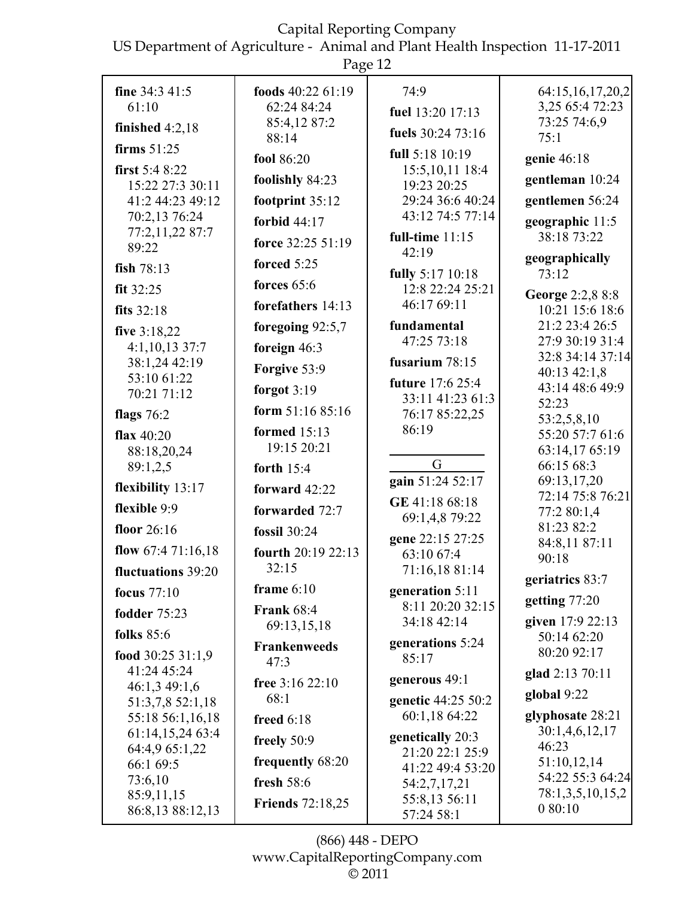**fine** 34:3 41:5 61:10

**finished** 4:2,18

**firms** 51:25

**first** 5:4 8:22 15:22 27:3 30:11 41:2 44:23 49:12 70:2,13 76:24 77:2,11,22 87:7 89:22

**fish** 78:13

**fit** 32:25

**fits** 32:18

**five** 3:18,22 4:1,10,13 37:7 38:1,24 42:19 53:10 61:22 70:21 71:12

**flags** 76:2

**flax** 40:20 88:18,20,24 89:1,2,5

**flexibility** 13:17

**flexible** 9:9

**floor** 26:16

**flow** 67:4 71:16,18

**fluctuations** 39:20

**focus** 77:10

**fodder** 75:23

**folks** 85:6

**food** 30:25 31:1,9 41:24 45:24 46:1,3 49:1,6 51:3,7,8 52:1,18 55:18 56:1,16,18 61:14,15,24 63:4 64:4,9 65:1,22 66:1 69:5 73:6,10 85:9,11,15 86:8,13 88:12,13

**foods** 40:22 61:19 62:24 84:24 85:4,12 87:2 88:14

**fool** 86:20

**foolishly** 84:23

**footprint** 35:12

**forbid** 44:17

**force** 32:25 51:19

**forced** 5:25

**forces** 65:6

**forefathers** 14:13

**foregoing** 92:5,7

**foreign** 46:3

**Forgive** 53:9

**forgot** 3:19

**form** 51:16 85:16

**formed** 15:13 19:15 20:21

**forth** 15:4

**forward** 42:22

**forwarded** 72:7

**fossil** 30:24

**fourth** 20:19 22:13 32:15

**frame** 6:10

**Frank** 68:4 69:13,15,18

**Frankenweeds** 47:3

**free** 3:16 22:10 68:1

**freed** 6:18

**freely** 50:9

**frequently** 68:20

**fresh** 58:6

**Friends** 72:18,25

74:9

**fuel** 13:20 17:13

**fuels** 30:24 73:16

**full** 5:18 10:19 15:5,10,11 18:4 19:23 20:25 29:24 36:6 40:24 43:12 74:5 77:14

**full-time** 11:15 42:19

**fully** 5:17 10:18 12:8 22:24 25:21 46:17 69:11

**fundamental** 47:25 73:18

**fusarium** 78:15

**future** 17:6 25:4 33:11 41:23 61:3 76:17 85:22,25 86:19

## G

**gain** 51:24 52:17

**GE** 41:18 68:18 69:1,4,8 79:22

**gene** 22:15 27:25 63:10 67:4 71:16,18 81:14

**generation** 5:11 8:11 20:20 32:15 34:18 42:14

**generations** 5:24 85:17

**generous** 49:1

**genetic** 44:25 50:2 60:1,18 64:22

**genetically** 20:3 21:20 22:1 25:9 41:22 49:4 53:20 54:2,7,17,21 55:8,13 56:11 57:24 58:1

64:15,16,17,20,23,25 65:4 72:23 73:25 74:6,9 75:1

**genie** 46:18

**gentleman** 10:24

**gentlemen** 56:24

**geographic** 11:5 38:18 73:22

**geographically** 73:12

**George** 2:2,8 8:8 10:21 15:6 18:6 21:2 23:4 26:5 27:9 30:19 31:4 32:8 34:14 37:14 40:13 42:1,8 43:14 48:6 49:9 52:23 53:2,5,8,10 55:20 57:7 61:6 63:14,17 65:19 66:15 68:3 69:13,17,20 72:14 75:8 76:21 77:2 80:1,4 81:23 82:2 84:8,11 87:11 90:18

**geriatrics** 83:7

**getting** 77:20

**given** 17:9 22:13 50:14 62:20 80:20 92:17

**glad** 2:13 70:11

**global** 9:22

**glyphosate** 28:21 30:1,4,6,12,17 46:23 51:10,12,14 54:22 55:3 64:24 78:1,3,5,10,15,20 80:10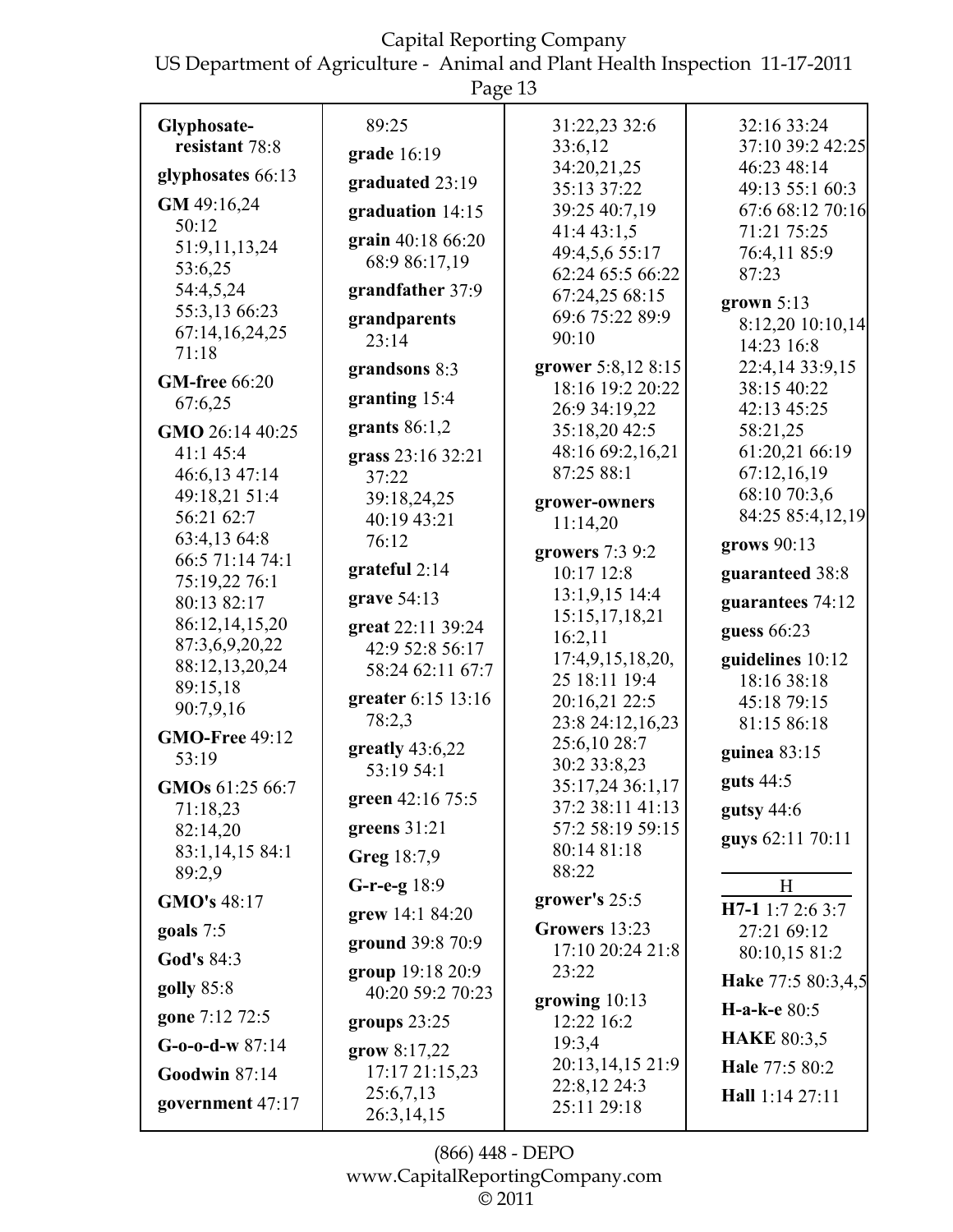**Glyphosate-resistant** 78:8

**glyphosates** 66:13

**GM** 49:16,24 50:12 51:9,11,13,24 53:6,25 54:4,5,24 55:3,13 66:23 67:14,16,24,25 71:18

**GM-free** 66:20 67:6,25

**GMO** 26:14 40:25 41:1 45:4 46:6,13 47:14 49:18,21 51:4 56:21 62:7 63:4,13 64:8 66:5 71:14 74:1 75:19,22 76:1 80:13 82:17 86:12,14,15,20 87:3,6,9,20,22 88:12,13,20,24 89:15,18 90:7,9,16

**GMO-Free** 49:12 53:19

**GMOs** 61:25 66:7 71:18,23 82:14,20 83:1,14,15 84:1 89:2,9

**GMO's** 48:17

**goals** 7:5

**God's** 84:3

**golly** 85:8

**gone** 7:12 72:5

**G-o-o-d-w** 87:14

**Goodwin** 87:14

**government** 47:17 89:25

**grade** 16:19

**graduated** 23:19

**graduation** 14:15

**grain** 40:18 66:20 68:9 86:17,19

**grandfather** 37:9

**grandparents** 23:14

**grandsons** 8:3

**granting** 15:4

**grants** 86:1,2

**grass** 23:16 32:21 37:22 39:18,24,25 40:19 43:21 76:12

**grateful** 2:14

**grave** 54:13

**great** 22:11 39:24 42:9 52:8 56:17 58:24 62:11 67:7

**greater** 6:15 13:16 78:2,3

**greatly** 43:6,22 53:19 54:1

**green** 42:16 75:5

**greens** 31:21

**Greg** 18:7,9

**G-r-e-g** 18:9

**grew** 14:1 84:20

**ground** 39:8 70:9

**group** 19:18 20:9 40:20 59:2 70:23

**groups** 23:25

**grow** 8:17,22 17:17 21:15,23 25:6,7,13 26:3,14,15 31:22,23 32:6 33:6,12 34:20,21,25 35:13 37:22 39:25 40:7,19 41:4 43:1,5 49:4,5,6 55:17 62:24 65:5 66:22 67:24,25 68:15 69:6 75:22 89:9 90:10

**grower** 5:8,12 8:15 18:16 19:2 20:22 26:9 34:19,22 35:18,20 42:5 48:16 69:2,16,21 87:25 88:1

**grower-owners** 11:14,20

**growers** 7:3 9:2 10:17 12:8 13:1,9,15 14:4 15:15,17,18,21 16:2,11 17:4,9,15,18,20, 25 18:11 19:4 20:16,21 22:5 23:8 24:12,16,23 25:6,10 28:7 30:2 33:8,23 35:17,24 36:1,17 37:2 38:11 41:13 57:2 58:19 59:15 80:14 81:18 88:22

**grower's** 25:5

**Growers** 13:23 17:10 20:24 21:8 23:22

**growing** 10:13 12:22 16:2 19:3,4 20:13,14,15 21:9 22:8,12 24:3 25:11 29:18 32:16 33:24 37:10 39:2 42:25 46:23 48:14 49:13 55:1 60:3 67:6 68:12 70:16 71:21 75:25 76:4,11 85:9 87:23

**grown** 5:13 8:12,20 10:10,14 14:23 16:8 22:4,14 33:9,15 38:15 40:22 42:13 45:25 58:21,25 61:20,21 66:19 67:12,16,19 68:10 70:3,6 84:25 85:4,12,19

**grows** 90:13

**guaranteed** 38:8

**guarantees** 74:12

**guess** 66:23

**guidelines** 10:12 18:16 38:18 45:18 79:15 81:15 86:18

**guinea** 83:15

**guts** 44:5

**gutsy** 44:6

**guys** 62:11 70:11

## H

**H7-1** 1:7 2:6 3:7 27:21 69:12 80:10,15 81:2

**Hake** 77:5 80:3,4,5

**H-a-k-e** 80:5

**HAKE** 80:3,5

**Hale** 77:5 80:2

**Hall** 1:14 27:11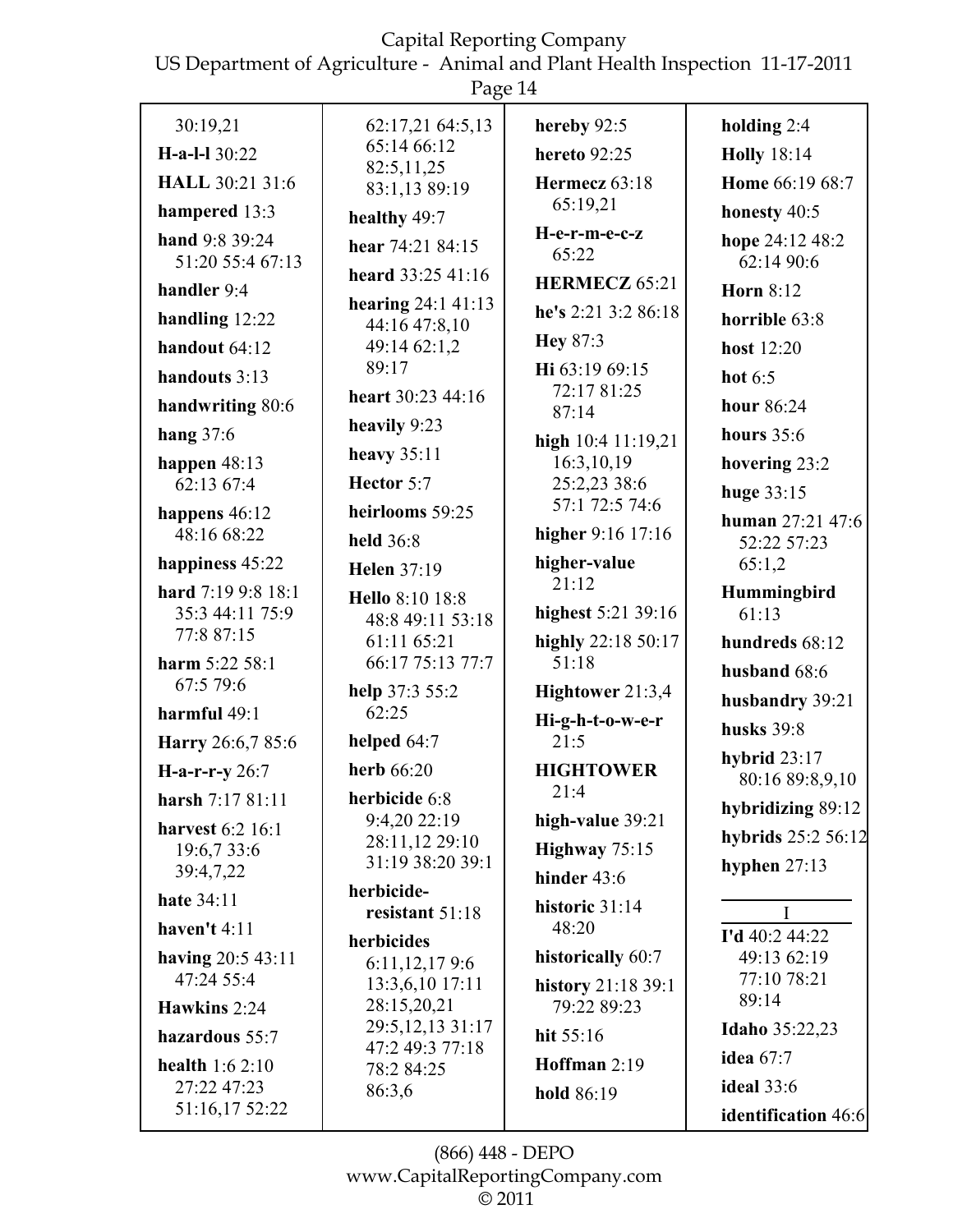30:19,21

**H-a-l-l** 30:22

**HALL** 30:21 31:6

**hampered** 13:3

**hand** 9:8 39:24 51:20 55:4 67:13

**handler** 9:4

**handling** 12:22

**handout** 64:12

**handouts** 3:13

**handwriting** 80:6

**hang** 37:6

**happen** 48:13 62:13 67:4

**happens** 46:12 48:16 68:22

**happiness** 45:22

**hard** 7:19 9:8 18:1 35:3 44:11 75:9 77:8 87:15

**harm** 5:22 58:1 67:5 79:6

**harmful** 49:1

**Harry** 26:6,7 85:6

**H-a-r-r-y** 26:7

**harsh** 7:17 81:11

**harvest** 6:2 16:1 19:6,7 33:6 39:4,7,22

**hate** 34:11

**haven't** 4:11

**having** 20:5 43:11 47:24 55:4

**Hawkins** 2:24

**hazardous** 55:7

**health** 1:6 2:10 27:22 47:23 51:16,17 52:22 62:17,21 64:5,13 65:14 66:12 82:5,11,25 83:1,13 89:19

**healthy** 49:7

**hear** 74:21 84:15

**heard** 33:25 41:16

**hearing** 24:1 41:13 44:16 47:8,10 49:14 62:1,2 89:17

**heart** 30:23 44:16

**heavily** 9:23

**heavy** 35:11

**Hector** 5:7

**heirlooms** 59:25

**held** 36:8

**Helen** 37:19

**Hello** 8:10 18:8 48:8 49:11 53:18 61:11 65:21 66:17 75:13 77:7

**help** 37:3 55:2 62:25

**helped** 64:7

**herb** 66:20

**herbicide** 6:8 9:4,20 22:19 28:11,12 29:10 31:19 38:20 39:1

**herbicide-resistant** 51:18

**herbicides** 6:11,12,17 9:6 13:3,6,10 17:11 28:15,20,21 29:5,12,13 31:17 47:2 49:3 77:18 78:2 84:25 86:3,6

**hereby** 92:5

**hereto** 92:25

**Hermecz** 63:18 65:19,21

**H-e-r-m-e-c-z** 65:22

**HERMECZ** 65:21

**he's** 2:21 3:2 86:18

**Hey** 87:3

**Hi** 63:19 69:15 72:17 81:25 87:14

**high** 10:4 11:19,21 16:3,10,19 25:2,23 38:6 57:1 72:5 74:6

**higher** 9:16 17:16

**higher-value** 21:12

**highest** 5:21 39:16

**highly** 22:18 50:17 51:18

**Hightower** 21:3,4

**Hi-g-h-t-o-w-e-r** 21:5

**HIGHTOWER** 21:4

**high-value** 39:21

**Highway** 75:15

**hinder** 43:6

**historic** 31:14 48:20

**historically** 60:7

**history** 21:18 39:1 79:22 89:23

**hit** 55:16

**Hoffman** 2:19

**hold** 86:19

**holding** 2:4

**Holly** 18:14

**Home** 66:19 68:7

**honesty** 40:5

**hope** 24:12 48:2 62:14 90:6

**Horn** 8:12

**horrible** 63:8

**host** 12:20

**hot** 6:5

**hour** 86:24

**hours** 35:6

**hovering** 23:2

**huge** 33:15

**human** 27:21 47:6 52:22 57:23 65:1,2

**Hummingbird** 61:13

**hundreds** 68:12

**husband** 68:6

**husbandry** 39:21

**husks** 39:8

**hybrid** 23:17 80:16 89:8,9,10

**hybridizing** 89:12

**hybrids** 25:2 56:12

**hyphen** 27:13

## I

**I'd** 40:2 44:22 49:13 62:19 77:10 78:21 89:14

**Idaho** 35:22,23

**idea** 67:7

**ideal** 33:6

**identification** 46:6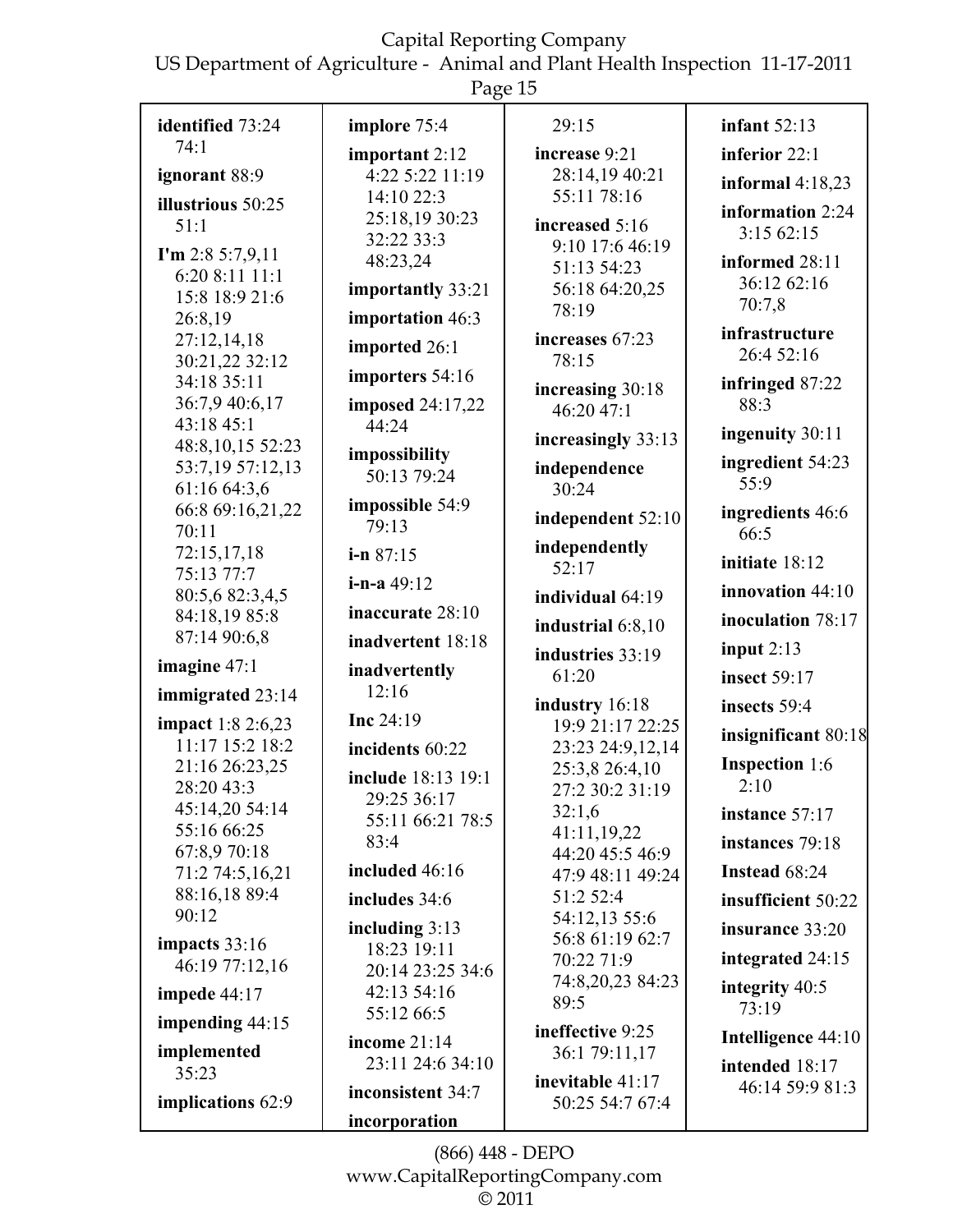**identified** 73:24 74:1

**ignorant** 88:9

**illustrious** 50:25 51:1

**I'm** 2:8 5:7,9,11 6:20 8:11 11:1 15:8 18:9 21:6 26:8,19 27:12,14,18 30:21,22 32:12 34:18 35:11 36:7,9 40:6,17 43:18 45:1 48:8,10,15 52:23 53:7,19 57:12,13 61:16 64:3,6 66:8 69:16,21,22 70:11 72:15,17,18 75:13 77:7 80:5,6 82:3,4,5 84:18,19 85:8 87:14 90:6,8

**imagine** 47:1

**immigrated** 23:14

**impact** 1:8 2:6,23 11:17 15:2 18:2 21:16 26:23,25 28:20 43:3 45:14,20 54:14 55:16 66:25 67:8,9 70:18 71:2 74:5,16,21 88:16,18 89:4 90:12

**impacts** 33:16 46:19 77:12,16

**impede** 44:17

**impending** 44:15

**implemented** 35:23

**implications** 62:9

**implore** 75:4

**important** 2:12 4:22 5:22 11:19 14:10 22:3 25:18,19 30:23 32:22 33:3 48:23,24

**importantly** 33:21

**importation** 46:3

**imported** 26:1

**importers** 54:16

**imposed** 24:17,22 44:24

**impossibility** 50:13 79:24

**impossible** 54:9 79:13

**i-n** 87:15

**i-n-a** 49:12

**inaccurate** 28:10

**inadvertent** 18:18

**inadvertently** 12:16

**Inc** 24:19

**incidents** 60:22

**include** 18:13 19:1 29:25 36:17 55:11 66:21 78:5 83:4

**included** 46:16

**includes** 34:6

**including** 3:13 18:23 19:11 20:14 23:25 34:6 42:13 54:16 55:12 66:5

**income** 21:14 23:11 24:6 34:10

**inconsistent** 34:7

**incorporation** 29:15

**increase** 9:21 28:14,19 40:21 55:11 78:16

**increased** 5:16 9:10 17:6 46:19 51:13 54:23 56:18 64:20,25 78:19

**increases** 67:23 78:15

**increasing** 30:18 46:20 47:1

**increasingly** 33:13

**independence** 30:24

**independent** 52:10

**independently** 52:17

**individual** 64:19

**industrial** 6:8,10

**industries** 33:19 61:20

**industry** 16:18 19:9 21:17 22:25 23:23 24:9,12,14 25:3,8 26:4,10 27:2 30:2 31:19 32:1,6 41:11,19,22 44:20 45:5 46:9 47:9 48:11 49:24 51:2 52:4 54:12,13 55:6 56:8 61:19 62:7 70:22 71:9 74:8,20,23 84:23 89:5

**ineffective** 9:25 36:1 79:11,17

**inevitable** 41:17 50:25 54:7 67:4

**infant** 52:13

**inferior** 22:1

**informal** 4:18,23

**information** 2:24 3:15 62:15

**informed** 28:11 36:12 62:16 70:7,8

**infrastructure** 26:4 52:16

**infringed** 87:22 88:3

**ingenuity** 30:11

**ingredient** 54:23 55:9

**ingredients** 46:6 66:5

**initiate** 18:12

**innovation** 44:10

**inoculation** 78:17

**input** 2:13

**insect** 59:17

**insects** 59:4

**insignificant** 80:18

**Inspection** 1:6 2:10

**instance** 57:17

**instances** 79:18

**Instead** 68:24

**insufficient** 50:22

**insurance** 33:20

**integrated** 24:15

**integrity** 40:5 73:19

**Intelligence** 44:10

**intended** 18:17 46:14 59:9 81:3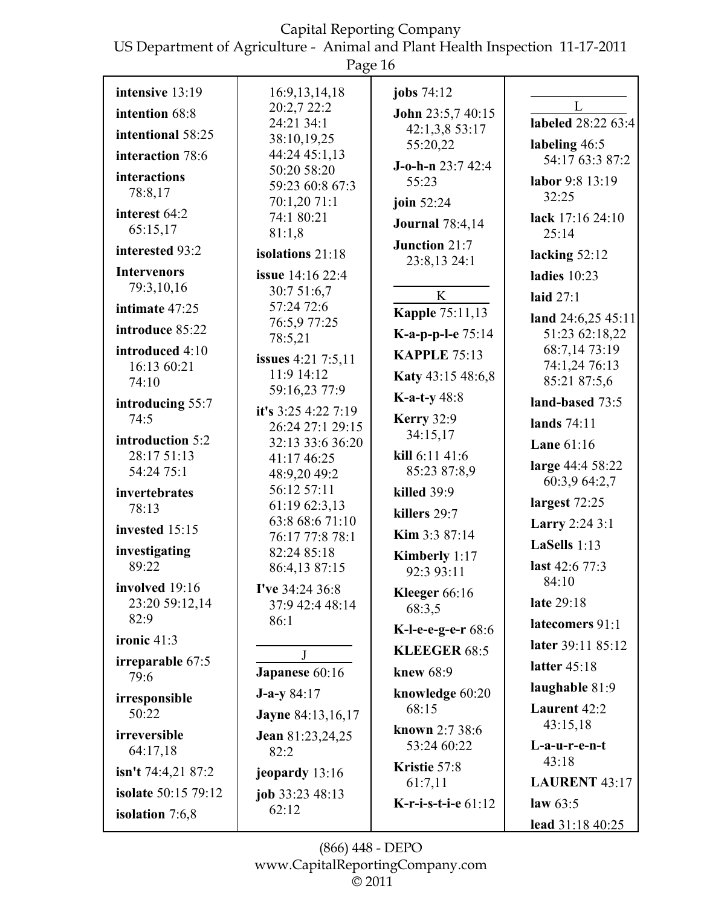**intensive** 13:19
**intention** 68:8
**intentional** 58:25
**interaction** 78:6
**interactions** 78:8,17
**interest** 64:2 65:15,17
**interested** 93:2
**Intervenors** 79:3,10,16
**intimate** 47:25
**introduce** 85:22
**introduced** 4:10 16:13 60:21 74:10
**introducing** 55:7 74:5
**introduction** 5:2 28:17 51:13 54:24 75:1
**invertebrates** 78:13
**invested** 15:15
**investigating** 89:22
**involved** 19:16 23:20 59:12,14 82:9
**ironic** 41:3
**irreparable** 67:5 79:6
**irresponsible** 50:22
**irreversible** 64:17,18
**isn't** 74:4,21 87:2
**isolate** 50:15 79:12
**isolation** 7:6,8 16:9,13,14,18 20:2,7 22:2 24:21 34:1 38:10,19,25 44:24 45:1,13 50:20 58:20 59:23 60:8 67:3 70:1,20 71:1 74:1 80:21 81:1,8
**isolations** 21:18
**issue** 14:16 22:4 30:7 51:6,7 57:24 72:6 76:5,9 77:25 78:5,21
**issues** 4:21 7:5,11 11:9 14:12 59:16,23 77:9
**it's** 3:25 4:22 7:19 26:24 27:1 29:15 32:13 33:6 36:20 41:17 46:25 48:9,20 49:2 56:12 57:11 61:19 62:3,13 63:8 68:6 71:10 76:17 77:8 78:1 82:24 85:18 86:4,13 87:15
**I've** 34:24 36:8 37:9 42:4 48:14 86:1

## J

**Japanese** 60:16
**J-a-y** 84:17
**Jayne** 84:13,16,17
**Jean** 81:23,24,25 82:2
**jeopardy** 13:16
**job** 33:23 48:13 62:12
**jobs** 74:12
**John** 23:5,7 40:15 42:1,3,8 53:17 55:20,22
**J-o-h-n** 23:7 42:4 55:23
**join** 52:24
**Journal** 78:4,14
**Junction** 21:7 23:8,13 24:1

## K

**Kapple** 75:11,13
**K-a-p-p-l-e** 75:14
**KAPPLE** 75:13
**Katy** 43:15 48:6,8
**K-a-t-y** 48:8
**Kerry** 32:9 34:15,17
**kill** 6:11 41:6 85:23 87:8,9
**killed** 39:9
**killers** 29:7
**Kim** 3:3 87:14
**Kimberly** 1:17 92:3 93:11
**Kleeger** 66:16 68:3,5
**K-l-e-e-g-e-r** 68:6
**KLEEGER** 68:5
**knew** 68:9
**knowledge** 60:20 68:15
**known** 2:7 38:6 53:24 60:22
**Kristie** 57:8 61:7,11
**K-r-i-s-t-i-e** 61:12

## L

**labeled** 28:22 63:4
**labeling** 46:5 54:17 63:3 87:2
**labor** 9:8 13:19 32:25
**lack** 17:16 24:10 25:14
**lacking** 52:12
**ladies** 10:23
**laid** 27:1
**land** 24:6,25 45:11 51:23 62:18,22 68:7,14 73:19 74:1,24 76:13 85:21 87:5,6
**land-based** 73:5
**lands** 74:11
**Lane** 61:16
**large** 44:4 58:22 60:3,9 64:2,7
**largest** 72:25
**Larry** 2:24 3:1
**LaSells** 1:13
**last** 42:6 77:3 84:10
**late** 29:18
**latecomers** 91:1
**later** 39:11 85:12
**latter** 45:18
**laughable** 81:9
**Laurent** 42:2 43:15,18
**L-a-u-r-e-n-t** 43:18
**LAURENT** 43:17
**law** 63:5
**lead** 31:18 40:25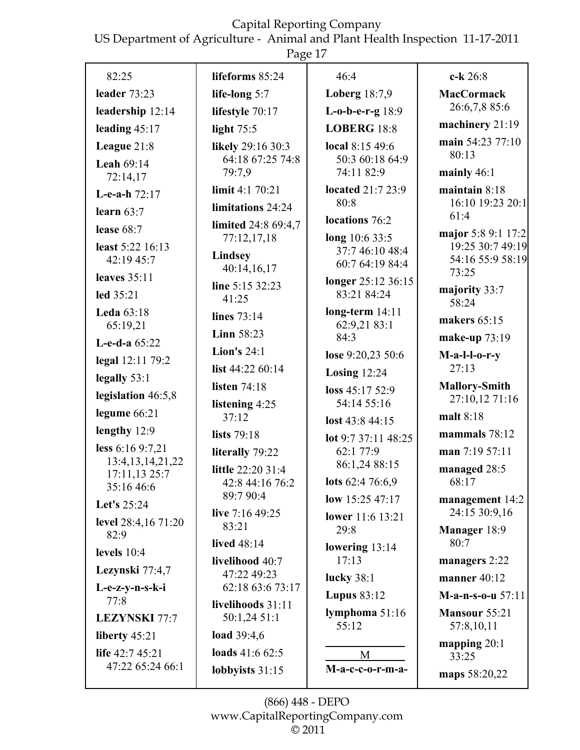82:25

**leader** 73:23

**leadership** 12:14

**leading** 45:17

**League** 21:8

**Leah** 69:14 72:14,17

**L-e-a-h** 72:17

**learn** 63:7

**lease** 68:7

**least** 5:22 16:13 42:19 45:7

**leaves** 35:11

**led** 35:21

**Leda** 63:18 65:19,21

**L-e-d-a** 65:22

**legal** 12:11 79:2

**legally** 53:1

**legislation** 46:5,8

**legume** 66:21

**lengthy** 12:9

**less** 6:16 9:7,21 13:4,13,14,21,22 17:11,13 25:7 35:16 46:6

**Let's** 25:24

**level** 28:4,16 71:20 82:9

**levels** 10:4

**Lezynski** 77:4,7

**L-e-z-y-n-s-k-i** 77:8

**LEZYNSKI** 77:7

**liberty** 45:21

**life** 42:7 45:21 47:22 65:24 66:1

**lifeforms** 85:24

**life-long** 5:7

**lifestyle** 70:17

**light** 75:5

**likely** 29:16 30:3 64:18 67:25 74:8 79:7,9

**limit** 4:1 70:21

**limitations** 24:24

**limited** 24:8 69:4,7 77:12,17,18

**Lindsey** 40:14,16,17

**line** 5:15 32:23 41:25

**lines** 73:14

**Linn** 58:23

**Lion's** 24:1

**list** 44:22 60:14

**listen** 74:18

**listening** 4:25 37:12

**lists** 79:18

**literally** 79:22

**little** 22:20 31:4 42:8 44:16 76:2 89:7 90:4

**live** 7:16 49:25 83:21

**lived** 48:14

**livelihood** 40:7 47:22 49:23 62:18 63:6 73:17

**livelihoods** 31:11 50:1,24 51:1

**load** 39:4,6

**loads** 41:6 62:5

**lobbyists** 31:15

46:4

**Loberg** 18:7,9

**L-o-b-e-r-g** 18:9

**LOBERG** 18:8

**local** 8:15 49:6 50:3 60:18 64:9 74:11 82:9

**located** 21:7 23:9 80:8

**locations** 76:2

**long** 10:6 33:5 37:7 46:10 48:4 60:7 64:19 84:4

**longer** 25:12 36:15 83:21 84:24

**long-term** 14:11 62:9,21 83:1 84:3

**lose** 9:20,23 50:6

**Losing** 12:24

**loss** 45:17 52:9 54:14 55:16

**lost** 43:8 44:15

**lot** 9:7 37:11 48:25 62:1 77:9 86:1,24 88:15

**lots** 62:4 76:6,9

**low** 15:25 47:17

**lower** 11:6 13:21 29:8

**lowering** 13:14 17:13

**lucky** 38:1

**Lupus** 83:12

**lymphoma** 51:16 55:12

## M

**M-a-c-c-o-r-m-a-c-k** 26:8

**MacCormack** 26:6,7,8 85:6

**machinery** 21:19

**main** 54:23 77:10 80:13

**mainly** 46:1

**maintain** 8:18 16:10 19:23 20:1 61:4

**major** 5:8 9:1 17:2 19:25 30:7 49:19 54:16 55:9 58:19 73:25

**majority** 33:7 58:24

**makers** 65:15

**make-up** 73:19

**M-a-l-l-o-r-y** 27:13

**Mallory-Smith** 27:10,12 71:16

**malt** 8:18

**mammals** 78:12

**man** 7:19 57:11

**managed** 28:5 68:17

**management** 14:2 24:15 30:9,16

**Manager** 18:9 80:7

**managers** 2:22

**manner** 40:12

**M-a-n-s-o-u** 57:11

**Mansour** 55:21 57:8,10,11

**mapping** 20:1 33:25

**maps** 58:20,22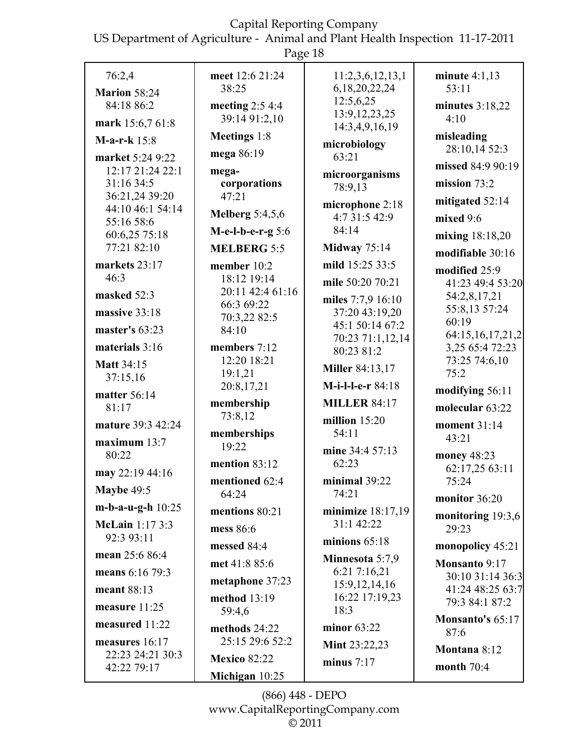76:2,4

**Marion** 58:24 84:18 86:2

**mark** 15:6,7 61:8

**M-a-r-k** 15:8

**market** 5:24 9:22 12:17 21:24 22:1 31:16 34:5 36:21,24 39:20 44:10 46:1 54:14 55:16 58:6 60:6,25 75:18 77:21 82:10

**markets** 23:17 46:3

**masked** 52:3

**massive** 33:18

**master's** 63:23

**materials** 3:16

**Matt** 34:15 37:15,16

**matter** 56:14 81:17

**mature** 39:3 42:24

**maximum** 13:7 80:22

**may** 22:19 44:16

**Maybe** 49:5

**m-b-a-u-g-h** 10:25

**McLain** 1:17 3:3 92:3 93:11

**mean** 25:6 86:4

**means** 6:16 79:3

**meant** 88:13

**measure** 11:25

**measured** 11:22

**measures** 16:17 22:23 24:21 30:3 42:22 79:17

**meet** 12:6 21:24 38:25

**meeting** 2:5 4:4 39:14 91:2,10

**Meetings** 1:8

**mega** 86:19

**mega-corporations** 47:21

**Melberg** 5:4,5,6

**M-e-l-b-e-r-g** 5:6

**MELBERG** 5:5

**member** 10:2 18:12 19:14 20:11 42:4 61:16 66:3 69:22 70:3,22 82:5 84:10

**members** 7:12 12:20 18:21 19:1,21 20:8,17,21

**membership** 73:8,12

**memberships** 19:22

**mention** 83:12

**mentioned** 62:4 64:24

**mentions** 80:21

**mess** 86:6

**messed** 84:4

**met** 41:8 85:6

**metaphone** 37:23

**method** 13:19 59:4,6

**methods** 24:22 25:15 29:6 52:2

**Mexico** 82:22

**Michigan** 10:25 11:2,3,6,12,13,16,18,20,22,24 12:5,6,25 13:9,12,23,25 14:3,4,9,16,19

**microbiology** 63:21

**microorganisms** 78:9,13

**microphone** 2:18 4:7 31:5 42:9 84:14

**Midway** 75:14

**mild** 15:25 33:5

**mile** 50:20 70:21

**miles** 7:7,9 16:10 37:20 43:19,20 45:1 50:14 67:2 70:23 71:1,12,14 80:23 81:2

**Miller** 84:13,17

**M-i-l-l-e-r** 84:18

**MILLER** 84:17

**million** 15:20 54:11

**mine** 34:4 57:13 62:23

**minimal** 39:22 74:21

**minimize** 18:17,19 31:1 42:22

**minions** 65:18

**Minnesota** 5:7,9 6:21 7:16,21 15:9,12,14,16 16:22 17:19,23 18:3

**minor** 63:22

**Mint** 23:22,23

**minus** 7:17

**minute** 4:1,13 53:11

**minutes** 3:18,22 4:10

**misleading** 28:10,14 52:3

**missed** 84:9 90:19

**mission** 73:2

**mitigated** 52:14

**mixed** 9:6

**mixing** 18:18,20

**modifiable** 30:16

**modified** 25:9 41:23 49:4 53:20 54:2,8,17,21 55:8,13 57:24 60:19 64:15,16,17,21,23,25 65:4 72:23 73:25 74:6,10 75:2

**modifying** 56:11

**molecular** 63:22

**moment** 31:14 43:21

**money** 48:23 62:17,25 63:11 75:24

**monitor** 36:20

**monitoring** 19:3,6 29:23

**monopolicy** 45:21

**Monsanto** 9:17 30:10 31:14 36:3 41:24 48:25 63:7 79:3 84:1 87:2

**Monsanto's** 65:17 87:6

**Montana** 8:12

**month** 70:4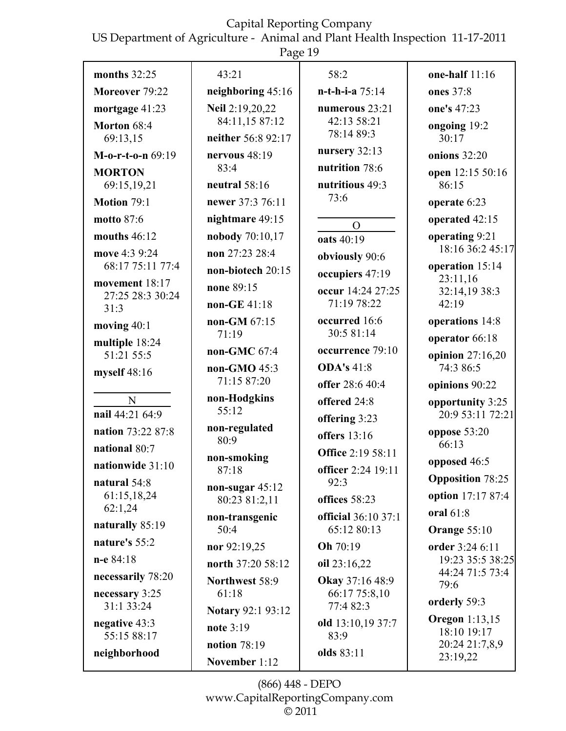**months** 32:25
**Moreover** 79:22
**mortgage** 41:23
**Morton** 68:4 69:13,15
**M-o-r-t-o-n** 69:19
**MORTON** 69:15,19,21
**Motion** 79:1
**motto** 87:6
**mouths** 46:12
**move** 4:3 9:24 68:17 75:11 77:4
**movement** 18:17 27:25 28:3 30:24 31:3
**moving** 40:1
**multiple** 18:24 51:21 55:5
**myself** 48:16

N

**nail** 44:21 64:9
**nation** 73:22 87:8
**national** 80:7
**nationwide** 31:10
**natural** 54:8 61:15,18,24 62:1,24
**naturally** 85:19
**nature's** 55:2
**n-e** 84:18
**necessarily** 78:20
**necessary** 3:25 31:1 33:24
**negative** 43:3 55:15 88:17
**neighborhood** 43:21
**neighboring** 45:16
**Neil** 2:19,20,22 84:11,15 87:12
**neither** 56:8 92:17
**nervous** 48:19 83:4
**neutral** 58:16
**newer** 37:3 76:11
**nightmare** 49:15
**nobody** 70:10,17
**non** 27:23 28:4
**non-biotech** 20:15
**none** 89:15
**non-GE** 41:18
**non-GM** 67:15 71:19
**non-GMC** 67:4
**non-GMO** 45:3 71:15 87:20
**non-Hodgkins** 55:12
**non-regulated** 80:9
**non-smoking** 87:18
**non-sugar** 45:12 80:23 81:2,11
**non-transgenic** 50:4
**nor** 92:19,25
**north** 37:20 58:12
**Northwest** 58:9 61:18
**Notary** 92:1 93:12
**note** 3:19
**notion** 78:19
**November** 1:12 58:2
**n-t-h-i-a** 75:14
**numerous** 23:21 42:13 58:21 78:14 89:3
**nursery** 32:13
**nutrition** 78:6
**nutritious** 49:3 73:6

O

**oats** 40:19
**obviously** 90:6
**occupiers** 47:19
**occur** 14:24 27:25 71:19 78:22
**occurred** 16:6 30:5 81:14
**occurrence** 79:10
**ODA's** 41:8
**offer** 28:6 40:4
**offered** 24:8
**offering** 3:23
**offers** 13:16
**Office** 2:19 58:11
**officer** 2:24 19:11 92:3
**offices** 58:23
**official** 36:10 37:1 65:12 80:13
**Oh** 70:19
**oil** 23:16,22
**Okay** 37:16 48:9 66:17 75:8,10 77:4 82:3
**old** 13:10,19 37:7 83:9
**olds** 83:11
**one-half** 11:16
**ones** 37:8
**one's** 47:23
**ongoing** 19:2 30:17
**onions** 32:20
**open** 12:15 50:16 86:15
**operate** 6:23
**operated** 42:15
**operating** 9:21 18:16 36:2 45:17
**operation** 15:14 23:11,16 32:14,19 38:3 42:19
**operations** 14:8
**operator** 66:18
**opinion** 27:16,20 74:3 86:5
**opinions** 90:22
**opportunity** 3:25 20:9 53:11 72:21
**oppose** 53:20 66:13
**opposed** 46:5
**Opposition** 78:25
**option** 17:17 87:4
**oral** 61:8
**Orange** 55:10
**order** 3:24 6:11 19:23 35:5 38:25 44:24 71:5 73:4 79:6
**orderly** 59:3
**Oregon** 1:13,15 18:10 19:17 20:24 21:7,8,9 23:19,22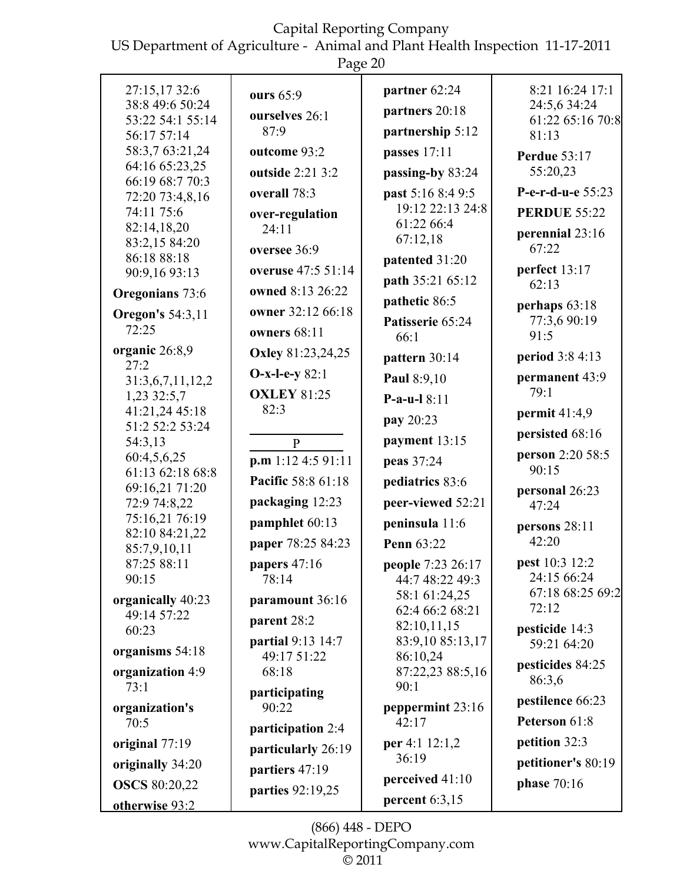27:15,17 32:6 38:8 49:6 50:24 53:22 54:1 55:14 56:17 57:14 58:3,7 63:21,24 64:16 65:23,25 66:19 68:7 70:3 72:20 73:4,8,16 74:11 75:6 82:14,18,20 83:2,15 84:20 86:18 88:18 90:9,16 93:13

**Oregonians** 73:6

**Oregon's** 54:3,11 72:25

**organic** 26:8,9 27:2 31:3,6,7,11,12,2 1,23 32:5,7 41:21,24 45:18 51:2 52:2 53:24 54:3,13 60:4,5,6,25 61:13 62:18 68:8 69:16,21 71:20 72:9 74:8,22 75:16,21 76:19 82:10 84:21,22 85:7,9,10,11 87:25 88:11 90:15

**organically** 40:23 49:14 57:22 60:23

**organisms** 54:18

**organization** 4:9 73:1

**organization's** 70:5

**original** 77:19

**originally** 34:20

**OSCS** 80:20,22

**otherwise** 93:2

**ours** 65:9

**ourselves** 26:1 87:9

**outcome** 93:2

**outside** 2:21 3:2

**overall** 78:3

**over-regulation** 24:11

**oversee** 36:9

**overuse** 47:5 51:14

**owned** 8:13 26:22

**owner** 32:12 66:18

**owners** 68:11

**Oxley** 81:23,24,25

**O-x-l-e-y** 82:1

**OXLEY** 81:25 82:3

P

**p.m** 1:12 4:5 91:11

**Pacific** 58:8 61:18

**packaging** 12:23

**pamphlet** 60:13

**paper** 78:25 84:23

**papers** 47:16 78:14

**paramount** 36:16

**parent** 28:2

**partial** 9:13 14:7 49:17 51:22 68:18

**participating** 90:22

**participation** 2:4

**particularly** 26:19

**partiers** 47:19

**parties** 92:19,25

**partner** 62:24

**partners** 20:18

**partnership** 5:12

**passes** 17:11

**passing-by** 83:24

**past** 5:16 8:4 9:5 19:12 22:13 24:8 61:22 66:4 67:12,18

**patented** 31:20

**path** 35:21 65:12

**pathetic** 86:5

**Patisserie** 65:24 66:1

**pattern** 30:14

**Paul** 8:9,10

**P-a-u-l** 8:11

**pay** 20:23

**payment** 13:15

**peas** 37:24

**pediatrics** 83:6

**peer-viewed** 52:21

**peninsula** 11:6

**Penn** 63:22

**people** 7:23 26:17 44:7 48:22 49:3 58:1 61:24,25 62:4 66:2 68:21 82:10,11,15 83:9,10 85:13,17 86:10,24 87:22,23 88:5,16 90:1

**peppermint** 23:16 42:17

**per** 4:1 12:1,2 36:19

**perceived** 41:10

**percent** 6:3,15 8:21 16:24 17:1 24:5,6 34:24 61:22 65:16 70:8 81:13

**Perdue** 53:17 55:20,23

**P-e-r-d-u-e** 55:23

**PERDUE** 55:22

**perennial** 23:16 67:22

**perfect** 13:17 62:13

**perhaps** 63:18 77:3,6 90:19 91:5

**period** 3:8 4:13

**permanent** 43:9 79:1

**permit** 41:4,9

**persisted** 68:16

**person** 2:20 58:5 90:15

**personal** 26:23 47:24

**persons** 28:11 42:20

**pest** 10:3 12:2 24:15 66:24 67:18 68:25 69:2 72:12

**pesticide** 14:3 59:21 64:20

**pesticides** 84:25 86:3,6

**pestilence** 66:23

**Peterson** 61:8

**petition** 32:3

**petitioner's** 80:19

**phase** 70:16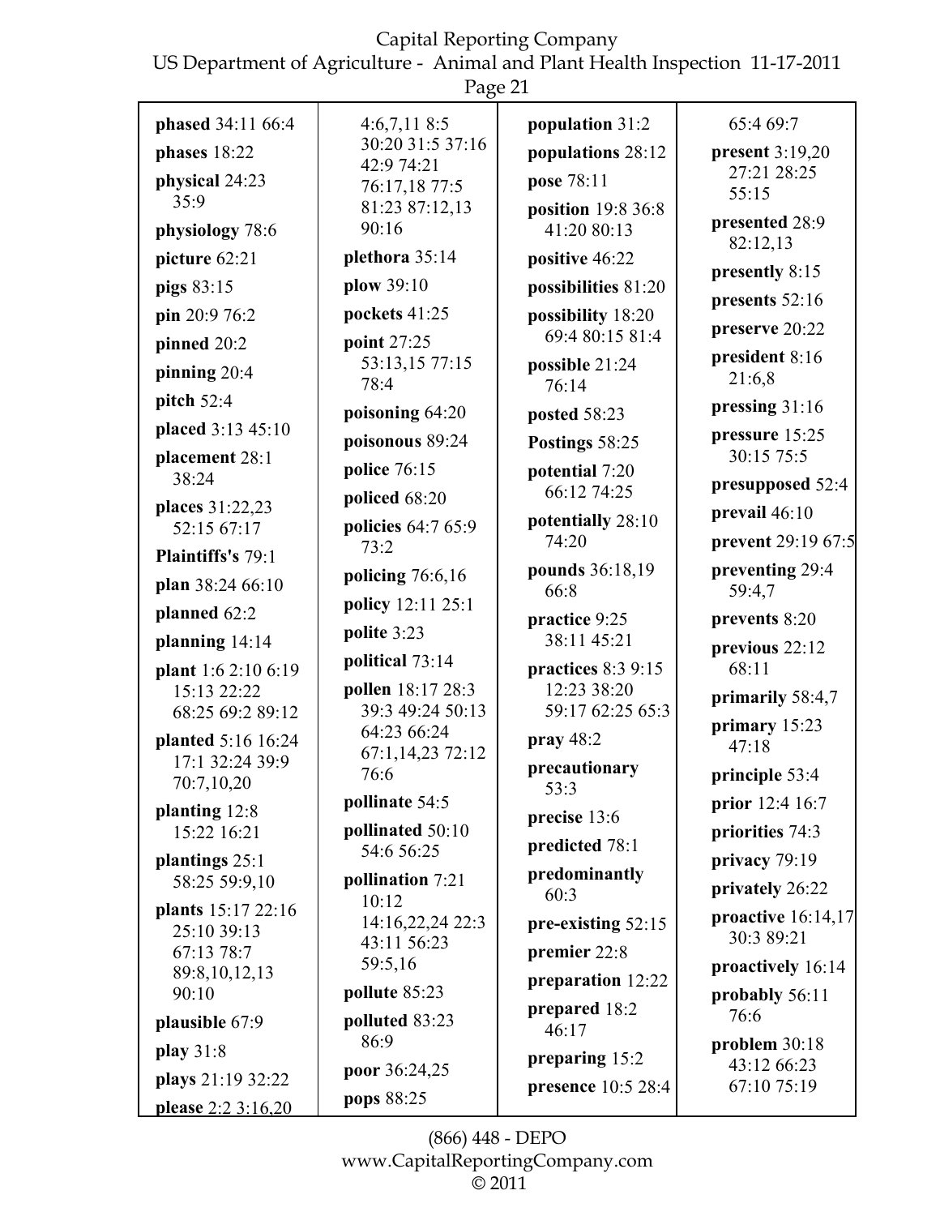**phased** 34:11 66:4
**phases** 18:22
**physical** 24:23 35:9
**physiology** 78:6
**picture** 62:21
**pigs** 83:15
**pin** 20:9 76:2
**pinned** 20:2
**pinning** 20:4
**pitch** 52:4
**placed** 3:13 45:10
**placement** 28:1 38:24
**places** 31:22,23 52:15 67:17
**Plaintiffs's** 79:1
**plan** 38:24 66:10
**planned** 62:2
**planning** 14:14
**plant** 1:6 2:10 6:19 15:13 22:22 68:25 69:2 89:12
**planted** 5:16 16:24 17:1 32:24 39:9 70:7,10,20
**planting** 12:8 15:22 16:21
**plantings** 25:1 58:25 59:9,10
**plants** 15:17 22:16 25:10 39:13 67:13 78:7 89:8,10,12,13 90:10
**plausible** 67:9
**play** 31:8
**plays** 21:19 32:22
**please** 2:2 3:16,20 4:6,7,11 8:5 30:20 31:5 37:16 42:9 74:21 76:17,18 77:5 81:23 87:12,13 90:16
**plethora** 35:14
**plow** 39:10
**pockets** 41:25
**point** 27:25 53:13,15 77:15 78:4
**poisoning** 64:20
**poisonous** 89:24
**police** 76:15
**policed** 68:20
**policies** 64:7 65:9 73:2
**policing** 76:6,16
**policy** 12:11 25:1
**polite** 3:23
**political** 73:14
**pollen** 18:17 28:3 39:3 49:24 50:13 64:23 66:24 67:1,14,23 72:12 76:6
**pollinate** 54:5
**pollinated** 50:10 54:6 56:25
**pollination** 7:21 10:12 14:16,22,24 22:3 43:11 56:23 59:5,16
**pollute** 85:23
**polluted** 83:23 86:9
**poor** 36:24,25
**pops** 88:25
**population** 31:2
**populations** 28:12
**pose** 78:11
**position** 19:8 36:8 41:20 80:13
**positive** 46:22
**possibilities** 81:20
**possibility** 18:20 69:4 80:15 81:4
**possible** 21:24 76:14
**posted** 58:23
**Postings** 58:25
**potential** 7:20 66:12 74:25
**potentially** 28:10 74:20
**pounds** 36:18,19 66:8
**practice** 9:25 38:11 45:21
**practices** 8:3 9:15 12:23 38:20 59:17 62:25 65:3 65:4 69:7
**pray** 48:2
**precautionary** 53:3
**precise** 13:6
**predicted** 78:1
**predominantly** 60:3
**pre-existing** 52:15
**premier** 22:8
**preparation** 12:22
**prepared** 18:2 46:17
**preparing** 15:2
**presence** 10:5 28:4
**present** 3:19,20 27:21 28:25 55:15
**presented** 28:9 82:12,13
**presently** 8:15
**presents** 52:16
**preserve** 20:22
**president** 8:16 21:6,8
**pressing** 31:16
**pressure** 15:25 30:15 75:5
**presupposed** 52:4
**prevail** 46:10
**prevent** 29:19 67:5
**preventing** 29:4 59:4,7
**prevents** 8:20
**previous** 22:12 68:11
**primarily** 58:4,7
**primary** 15:23 47:18
**principle** 53:4
**prior** 12:4 16:7
**priorities** 74:3
**privacy** 79:19
**privately** 26:22
**proactive** 16:14,17 30:3 89:21
**proactively** 16:14
**probably** 56:11 76:6
**problem** 30:18 43:12 66:23 67:10 75:19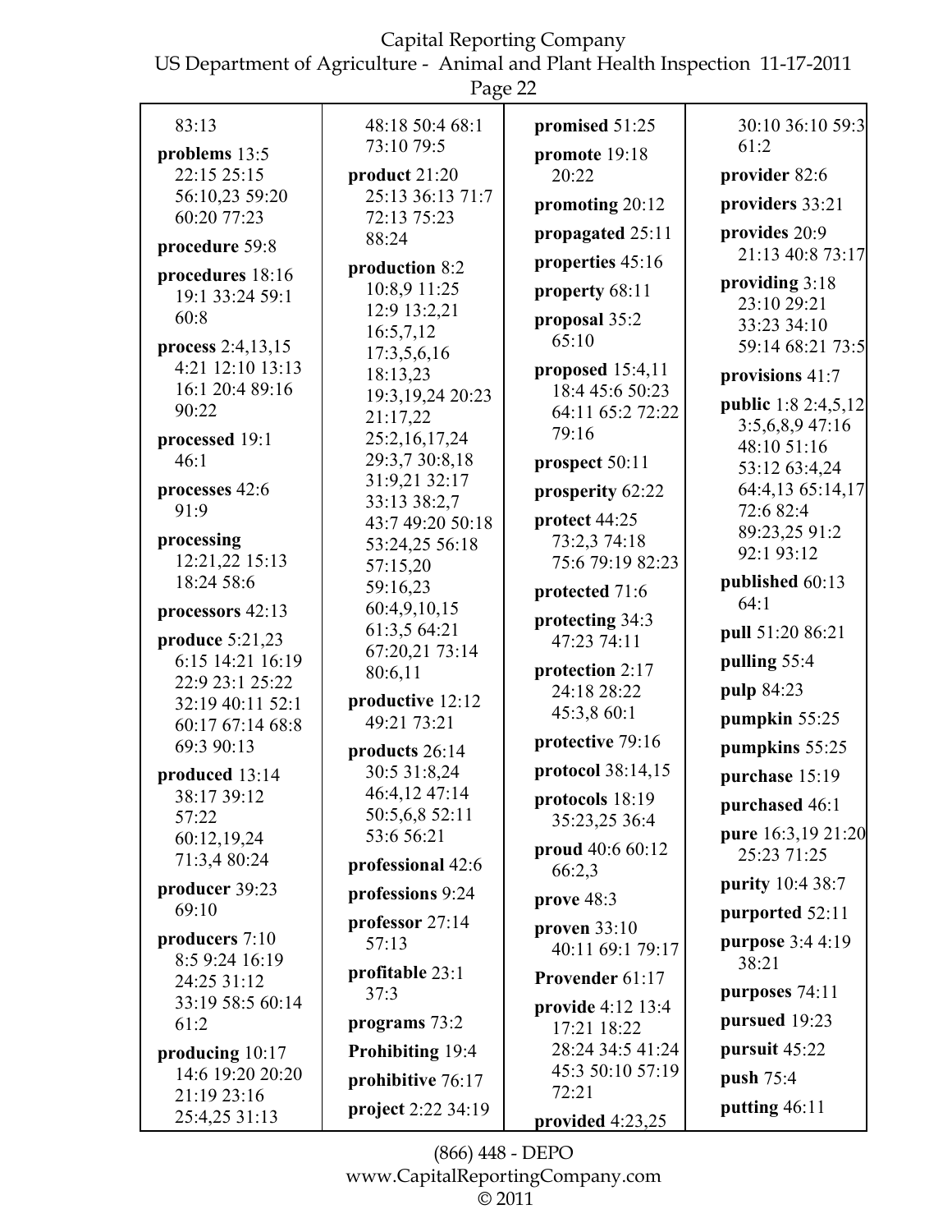83:13

**problems** 13:5 22:15 25:15 56:10,23 59:20 60:20 77:23

**procedure** 59:8

**procedures** 18:16 19:1 33:24 59:1 60:8

**process** 2:4,13,15 4:21 12:10 13:13 16:1 20:4 89:16 90:22

**processed** 19:1 46:1

**processes** 42:6 91:9

**processing** 12:21,22 15:13 18:24 58:6

**processors** 42:13

**produce** 5:21,23 6:15 14:21 16:19 22:9 23:1 25:22 32:19 40:11 52:1 60:17 67:14 68:8 69:3 90:13

**produced** 13:14 38:17 39:12 57:22 60:12,19,24 71:3,4 80:24

**producer** 39:23 69:10

**producers** 7:10 8:5 9:24 16:19 24:25 31:12 33:19 58:5 60:14 61:2

**producing** 10:17 14:6 19:20 20:20 21:19 23:16 25:4,25 31:13

48:18 50:4 68:1 73:10 79:5

**product** 21:20 25:13 36:13 71:7 72:13 75:23 88:24

**production** 8:2 10:8,9 11:25 12:9 13:2,21 16:5,7,12 17:3,5,6,16 18:13,23 19:3,19,24 20:23 21:17,22 25:2,16,17,24 29:3,7 30:8,18 31:9,21 32:17 33:13 38:2,7 43:7 49:20 50:18 53:24,25 56:18 57:15,20 59:16,23 60:4,9,10,15 61:3,5 64:21 67:20,21 73:14 80:6,11

**productive** 12:12 49:21 73:21

**products** 26:14 30:5 31:8,24 46:4,12 47:14 50:5,6,8 52:11 53:6 56:21

**professional** 42:6

**professions** 9:24

**professor** 27:14 57:13

**profitable** 23:1 37:3

**programs** 73:2

**Prohibiting** 19:4

**prohibitive** 76:17

**project** 2:22 34:19

**promised** 51:25

**promote** 19:18 20:22

**promoting** 20:12

**propagated** 25:11

**properties** 45:16

**property** 68:11

**proposal** 35:2 65:10

**proposed** 15:4,11 18:4 45:6 50:23 64:11 65:2 72:22 79:16

**prospect** 50:11

**prosperity** 62:22

**protect** 44:25 73:2,3 74:18 75:6 79:19 82:23

**protected** 71:6

**protecting** 34:3 47:23 74:11

**protection** 2:17 24:18 28:22 45:3,8 60:1

**protective** 79:16

**protocol** 38:14,15

**protocols** 18:19 35:23,25 36:4

**proud** 40:6 60:12 66:2,3

**prove** 48:3

**proven** 33:10 40:11 69:1 79:17

**Provender** 61:17

**provide** 4:12 13:4 17:21 18:22 28:24 34:5 41:24 45:3 50:10 57:19 72:21

**provided** 4:23,25

30:10 36:10 59:3 61:2

**provider** 82:6

**providers** 33:21

**provides** 20:9 21:13 40:8 73:17

**providing** 3:18 23:10 29:21 33:23 34:10 59:14 68:21 73:5

**provisions** 41:7

**public** 1:8 2:4,5,12 3:5,6,8,9 47:16 48:10 51:16 53:12 63:4,24 64:4,13 65:14,17 72:6 82:4 89:23,25 91:2 92:1 93:12

**published** 60:13 64:1

**pull** 51:20 86:21

**pulling** 55:4

**pulp** 84:23

**pumpkin** 55:25

**pumpkins** 55:25

**purchase** 15:19

**purchased** 46:1

**pure** 16:3,19 21:20 25:23 71:25

**purity** 10:4 38:7

**purported** 52:11

**purpose** 3:4 4:19 38:21

**purposes** 74:11

**pursued** 19:23

**pursuit** 45:22

**push** 75:4

**putting** 46:11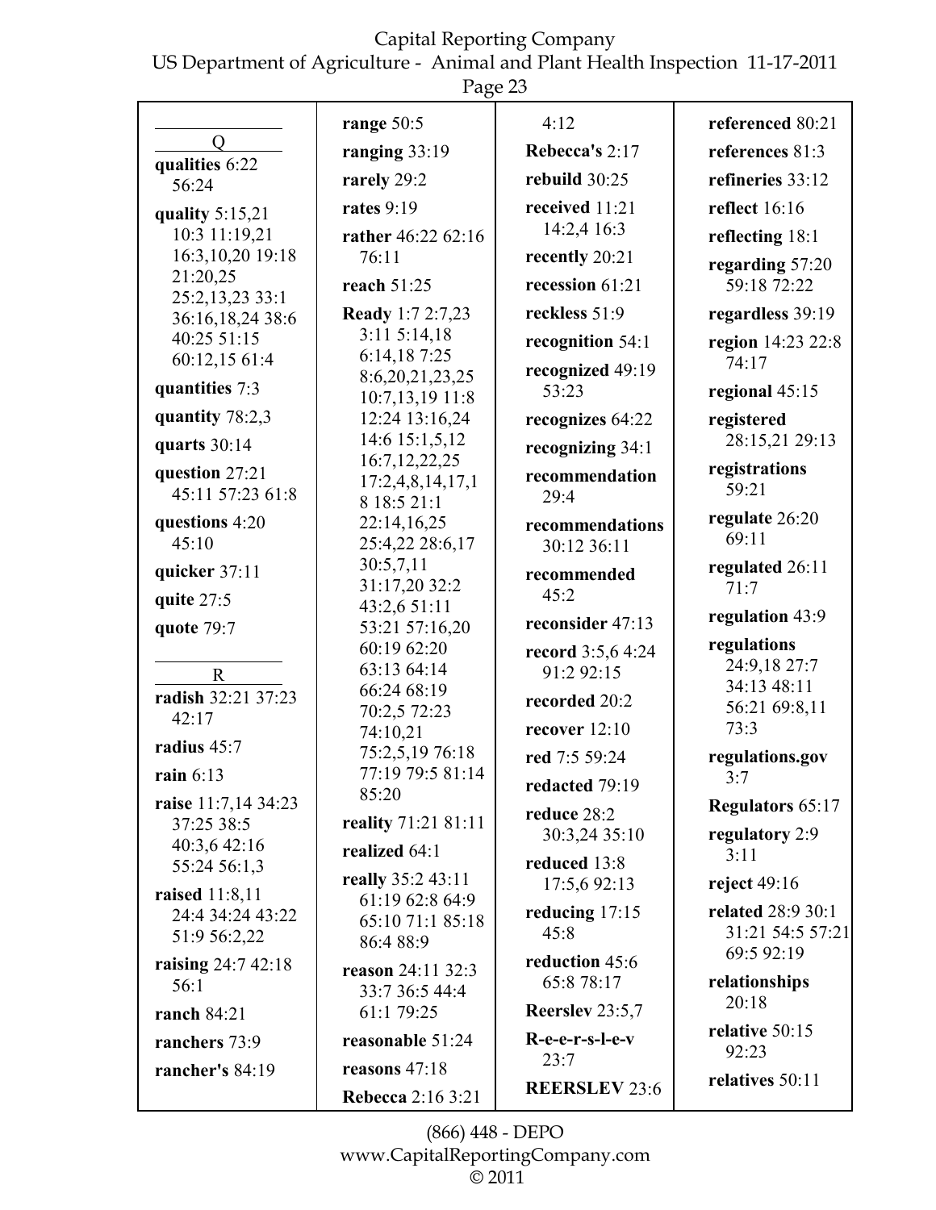## Q

**qualities** 6:22 56:24

**quality** 5:15,21 10:3 11:19,21 16:3,10,20 19:18 21:20,25 25:2,13,23 33:1 36:16,18,24 38:6 40:25 51:15 60:12,15 61:4

**quantities** 7:3

**quantity** 78:2,3

**quarts** 30:14

**question** 27:21 45:11 57:23 61:8

**questions** 4:20 45:10

**quicker** 37:11

**quite** 27:5

**quote** 79:7

## R

**radish** 32:21 37:23 42:17

**radius** 45:7

**rain** 6:13

**raise** 11:7,14 34:23 37:25 38:5 40:3,6 42:16 55:24 56:1,3

**raised** 11:8,11 24:4 34:24 43:22 51:9 56:2,22

**raising** 24:7 42:18 56:1

**ranch** 84:21

**ranchers** 73:9

**rancher's** 84:19

**range** 50:5

**ranging** 33:19

**rarely** 29:2

**rates** 9:19

**rather** 46:22 62:16 76:11

**reach** 51:25

**Ready** 1:7 2:7,23 3:11 5:14,18 6:14,18 7:25 8:6,20,21,23,25 10:7,13,19 11:8 12:24 13:16,24 14:6 15:1,5,12 16:7,12,22,25 17:2,4,8,14,17,1 8 18:5 21:1 22:14,16,25 25:4,22 28:6,17 30:5,7,11 31:17,20 32:2 43:2,6 51:11 53:21 57:16,20 60:19 62:20 63:13 64:14 66:24 68:19 70:2,5 72:23 74:10,21 75:2,5,19 76:18 77:19 79:5 81:14 85:20

**reality** 71:21 81:11

**realized** 64:1

**really** 35:2 43:11 61:19 62:8 64:9 65:10 71:1 85:18 86:4 88:9

**reason** 24:11 32:3 33:7 36:5 44:4 61:1 79:25

**reasonable** 51:24

**reasons** 47:18

**Rebecca** 2:16 3:21 4:12

**Rebecca's** 2:17

**rebuild** 30:25

**received** 11:21 14:2,4 16:3

**recently** 20:21

**recession** 61:21

**reckless** 51:9

**recognition** 54:1

**recognized** 49:19 53:23

**recognizes** 64:22

**recognizing** 34:1

**recommendation** 29:4

**recommendations** 30:12 36:11

**recommended** 45:2

**reconsider** 47:13

**record** 3:5,6 4:24 91:2 92:15

**recorded** 20:2

**recover** 12:10

**red** 7:5 59:24

**redacted** 79:19

**reduce** 28:2 30:3,24 35:10

**reduced** 13:8 17:5,6 92:13

**reducing** 17:15 45:8

**reduction** 45:6 65:8 78:17

**Reerslev** 23:5,7

**R-e-e-r-s-l-e-v** 23:7

**REERSLEV** 23:6

**referenced** 80:21

**references** 81:3

**refineries** 33:12

**reflect** 16:16

**reflecting** 18:1

**regarding** 57:20 59:18 72:22

**regardless** 39:19

**region** 14:23 22:8 74:17

**regional** 45:15

**registered** 28:15,21 29:13

**registrations** 59:21

**regulate** 26:20 69:11

**regulated** 26:11 71:7

**regulation** 43:9

**regulations** 24:9,18 27:7 34:13 48:11 56:21 69:8,11 73:3

**regulations.gov** 3:7

**Regulators** 65:17

**regulatory** 2:9 3:11

**reject** 49:16

**related** 28:9 30:1 31:21 54:5 57:21 69:5 92:19

**relationships** 20:18

**relative** 50:15 92:23

**relatives** 50:11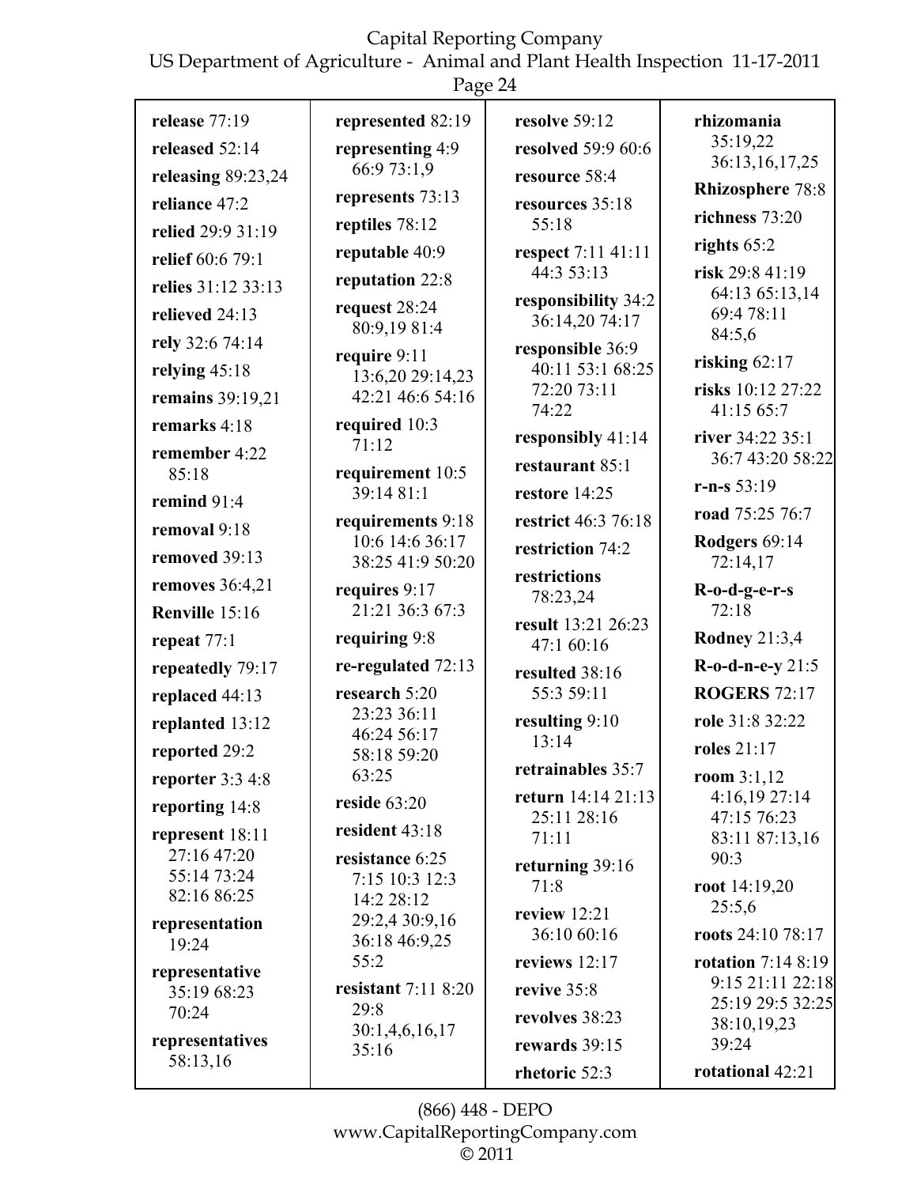**release** 77:19

**released** 52:14

**releasing** 89:23,24

**reliance** 47:2

**relied** 29:9 31:19

**relief** 60:6 79:1

**relies** 31:12 33:13

**relieved** 24:13

**rely** 32:6 74:14

**relying** 45:18

**remains** 39:19,21

**remarks** 4:18

**remember** 4:22 85:18

**remind** 91:4

**removal** 9:18

**removed** 39:13

**removes** 36:4,21

**Renville** 15:16

**repeat** 77:1

**repeatedly** 79:17

**replaced** 44:13

**replanted** 13:12

**reported** 29:2

**reporter** 3:3 4:8

**reporting** 14:8

**represent** 18:11 27:16 47:20 55:14 73:24 82:16 86:25

**representation** 19:24

**representative** 35:19 68:23 70:24

**representatives** 58:13,16

**represented** 82:19

**representing** 4:9 66:9 73:1,9

**represents** 73:13

**reptiles** 78:12

**reputable** 40:9

**reputation** 22:8

**request** 28:24 80:9,19 81:4

**require** 9:11 13:6,20 29:14,23 42:21 46:6 54:16

**required** 10:3 71:12

**requirement** 10:5 39:14 81:1

**requirements** 9:18 10:6 14:6 36:17 38:25 41:9 50:20

**requires** 9:17 21:21 36:3 67:3

**requiring** 9:8

**re-regulated** 72:13

**research** 5:20 23:23 36:11 46:24 56:17 58:18 59:20 63:25

**reside** 63:20

**resident** 43:18

**resistance** 6:25 7:15 10:3 12:3 14:2 28:12 29:2,4 30:9,16 36:18 46:9,25 55:2

**resistant** 7:11 8:20 29:8 30:1,4,6,16,17 35:16

**resolve** 59:12

**resolved** 59:9 60:6

**resource** 58:4

**resources** 35:18 55:18

**respect** 7:11 41:11 44:3 53:13

**responsibility** 34:2 36:14,20 74:17

**responsible** 36:9 40:11 53:1 68:25 72:20 73:11 74:22

**responsibly** 41:14

**restaurant** 85:1

**restore** 14:25

**restrict** 46:3 76:18

**restriction** 74:2

**restrictions** 78:23,24

**result** 13:21 26:23 47:1 60:16

**resulted** 38:16 55:3 59:11

**resulting** 9:10 13:14

**retrainables** 35:7

**return** 14:14 21:13 25:11 28:16 71:11

**returning** 39:16 71:8

**review** 12:21 36:10 60:16

**reviews** 12:17

**revive** 35:8

**revolves** 38:23

**rewards** 39:15

**rhetoric** 52:3

**rhizomania** 35:19,22 36:13,16,17,25

**Rhizosphere** 78:8

**richness** 73:20

**rights** 65:2

**risk** 29:8 41:19 64:13 65:13,14 69:4 78:11 84:5,6

**risking** 62:17

**risks** 10:12 27:22 41:15 65:7

**river** 34:22 35:1 36:7 43:20 58:22

**r-n-s** 53:19

**road** 75:25 76:7

**Rodgers** 69:14 72:14,17

**R-o-d-g-e-r-s** 72:18

**Rodney** 21:3,4

**R-o-d-n-e-y** 21:5

**ROGERS** 72:17

**role** 31:8 32:22

**roles** 21:17

**room** 3:1,12 4:16,19 27:14 47:15 76:23 83:11 87:13,16 90:3

**root** 14:19,20 25:5,6

**roots** 24:10 78:17

**rotation** 7:14 8:19 9:15 21:11 22:18 25:19 29:5 32:25 38:10,19,23 39:24

**rotational** 42:21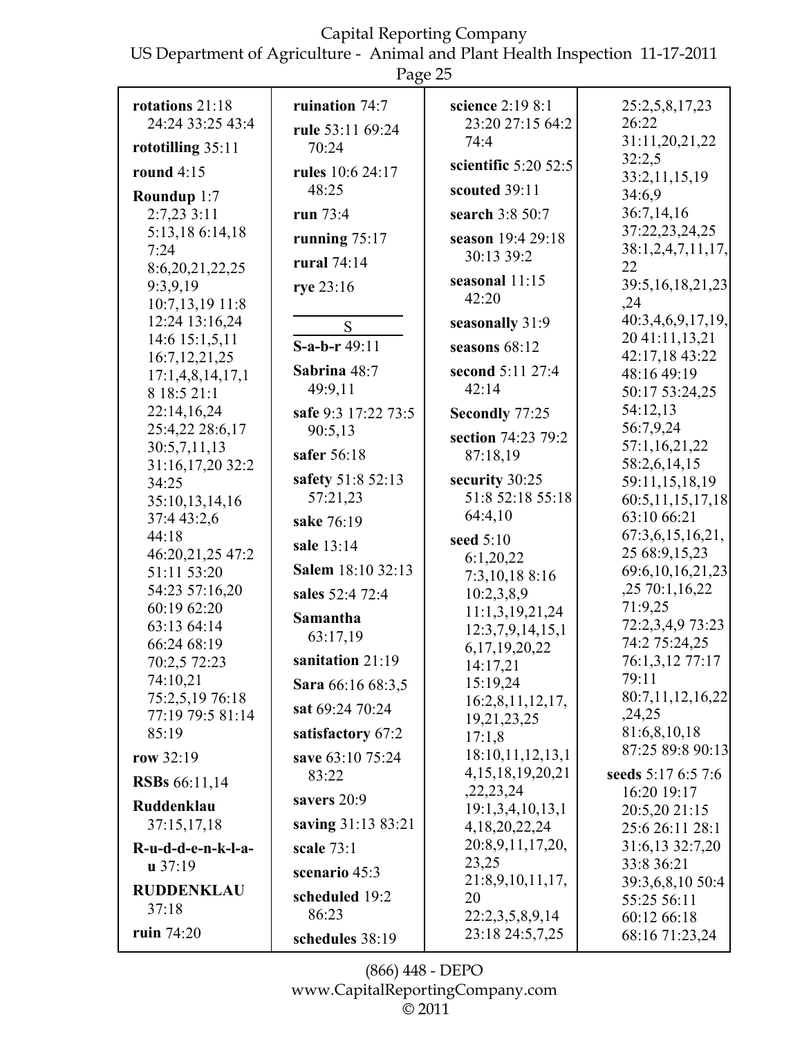**rotations** 21:18 24:24 33:25 43:4

**rototilling** 35:11

**round** 4:15

**Roundup** 1:7 2:7,23 3:11 5:13,18 6:14,18 7:24 8:6,20,21,22,25 9:3,9,19 10:7,13,19 11:8 12:24 13:16,24 14:6 15:1,5,11 16:7,12,21,25 17:1,4,8,14,17,18 18:5 21:1 22:14,16,24 25:4,22 28:6,17 30:5,7,11,13 31:16,17,20 32:2 34:25 35:10,13,14,16 37:4 43:2,6 44:18 46:20,21,25 47:2 51:11 53:20 54:23 57:16,20 60:19 62:20 63:13 64:14 66:24 68:19 70:2,5 72:23 74:10,21 75:2,5,19 76:18 77:19 79:5 81:14 85:19

**row** 32:19

**RSBs** 66:11,14

**Ruddenklau** 37:15,17,18

**R-u-d-d-e-n-k-l-a-u** 37:19

**RUDDENKLAU** 37:18

**ruin** 74:20

**ruination** 74:7

**rule** 53:11 69:24 70:24

**rules** 10:6 24:17 48:25

**run** 73:4

**running** 75:17

**rural** 74:14

**rye** 23:16

## S

**S-a-b-r** 49:11

**Sabrina** 48:7 49:9,11

**safe** 9:3 17:22 73:5 90:5,13

**safer** 56:18

**safety** 51:8 52:13 57:21,23

**sake** 76:19

**sale** 13:14

**Salem** 18:10 32:13

**sales** 52:4 72:4

**Samantha** 63:17,19

**sanitation** 21:19

**Sara** 66:16 68:3,5

**sat** 69:24 70:24

**satisfactory** 67:2

**save** 63:10 75:24 83:22

**savers** 20:9

**saving** 31:13 83:21

**scale** 73:1

**scenario** 45:3

**scheduled** 19:2 86:23

**schedules** 38:19

**science** 2:19 8:1 23:20 27:15 64:2 74:4

**scientific** 5:20 52:5

**scouted** 39:11

**search** 3:8 50:7

**season** 19:4 29:18 30:13 39:2

**seasonal** 11:15 42:20

**seasonally** 31:9

**seasons** 68:12

**second** 5:11 27:4 42:14

**Secondly** 77:25

**section** 74:23 79:2 87:18,19

**security** 30:25 51:8 52:18 55:18 64:4,10

**seed** 5:10 6:1,20,22 7:3,10,18 8:16 10:2,3,8,9 11:1,3,19,21,24 12:3,7,9,14,15,16,17,19,20,22 14:17,21 15:19,24 16:2,8,11,12,17,19,21,23,25 17:1,8 18:10,11,12,13,14,15,18,19,20,21,22,23,24 19:1,3,4,10,13,14,18,20,22,24 20:8,9,11,17,20,23,25 21:8,9,10,11,17,20 22:2,3,5,8,9,14 23:18 24:5,7,25 25:2,5,8,17,23 26:22 31:11,20,21,22 32:2,5 33:2,11,15,19 34:6,9 36:7,14,16 37:22,23,24,25 38:1,2,4,7,11,17,22 39:5,16,18,21,23,24 40:3,4,6,9,17,19,20 41:11,13,21 42:17,18 43:22 48:16 49:19 50:17 53:24,25 54:12,13 56:7,9,24 57:1,16,21,22 58:2,6,14,15 59:11,15,18,19 60:5,11,15,17,18 63:10 66:21 67:3,6,15,16,21,25 68:9,15,23 69:6,10,16,21,23,25 70:1,16,22 71:9,25 72:2,3,4,9 73:23 74:2 75:24,25 76:1,3,12 77:17 79:11 80:7,11,12,16,22,24,25 81:6,8,10,18 87:25 89:8 90:13

**seeds** 5:17 6:5 7:6 16:20 19:17 20:5,20 21:15 25:6 26:11 28:1 31:6,13 32:7,20 33:8 36:21 39:3,6,8,10 50:4 55:25 56:11 60:12 66:18 68:16 71:23,24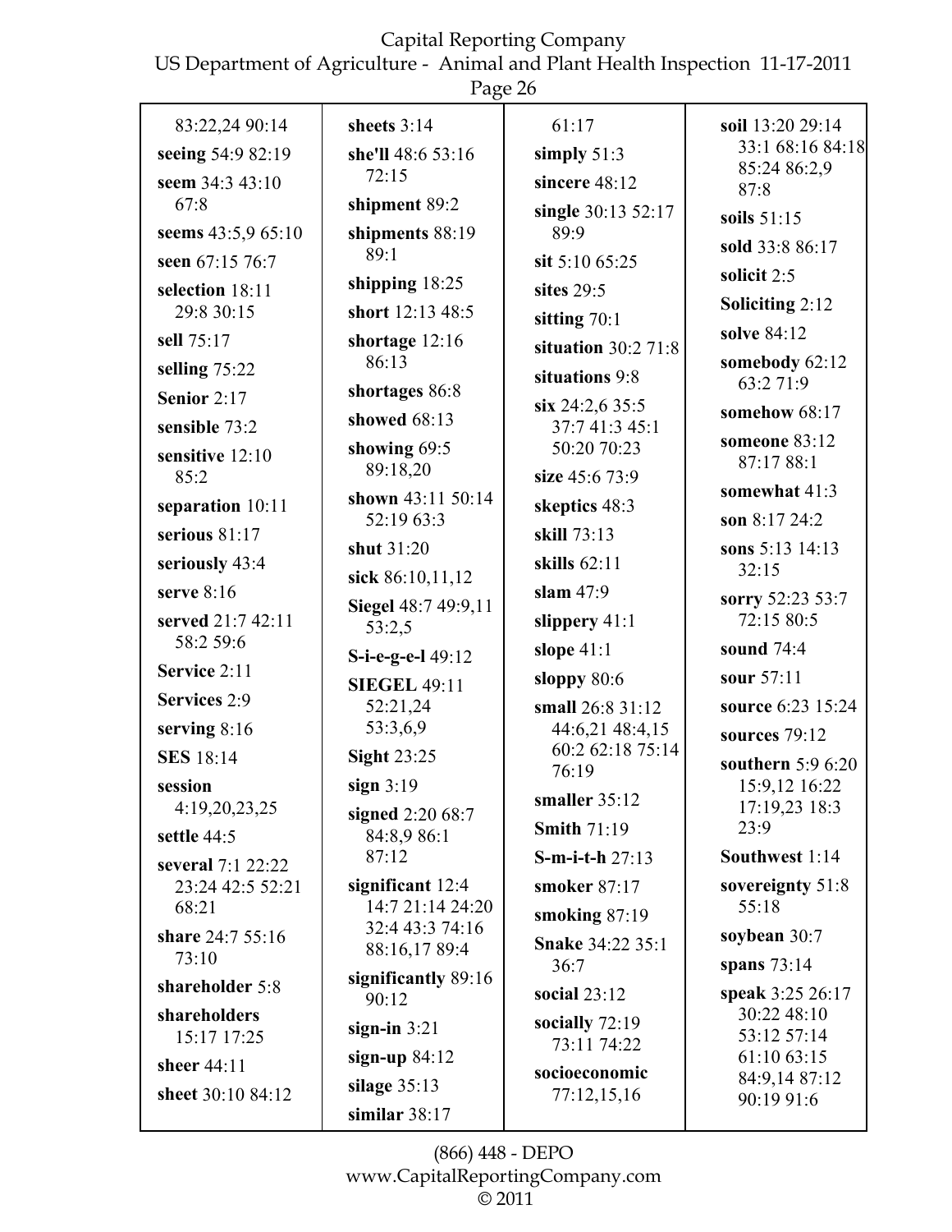83:22,24 90:14
**seeing** 54:9 82:19
**seem** 34:3 43:10 67:8
**seems** 43:5,9 65:10
**seen** 67:15 76:7
**selection** 18:11 29:8 30:15
**sell** 75:17
**selling** 75:22
**Senior** 2:17
**sensible** 73:2
**sensitive** 12:10 85:2
**separation** 10:11
**serious** 81:17
**seriously** 43:4
**serve** 8:16
**served** 21:7 42:11 58:2 59:6
**Service** 2:11
**Services** 2:9
**serving** 8:16
**SES** 18:14
**session** 4:19,20,23,25
**settle** 44:5
**several** 7:1 22:22 23:24 42:5 52:21 68:21
**share** 24:7 55:16 73:10
**shareholder** 5:8
**shareholders** 15:17 17:25
**sheer** 44:11
**sheet** 30:10 84:12

**sheets** 3:14
**she'll** 48:6 53:16 72:15
**shipment** 89:2
**shipments** 88:19 89:1
**shipping** 18:25
**short** 12:13 48:5
**shortage** 12:16 86:13
**shortages** 86:8
**showed** 68:13
**showing** 69:5 89:18,20
**shown** 43:11 50:14 52:19 63:3
**shut** 31:20
**sick** 86:10,11,12
**Siegel** 48:7 49:9,11 53:2,5
**S-i-e-g-e-l** 49:12
**SIEGEL** 49:11 52:21,24 53:3,6,9
**Sight** 23:25
**sign** 3:19
**signed** 2:20 68:7 84:8,9 86:1 87:12
**significant** 12:4 14:7 21:14 24:20 32:4 43:3 74:16 88:16,17 89:4
**significantly** 89:16 90:12
**sign-in** 3:21
**sign-up** 84:12
**silage** 35:13
**similar** 38:17

61:17
**simply** 51:3
**sincere** 48:12
**single** 30:13 52:17 89:9
**sit** 5:10 65:25
**sites** 29:5
**sitting** 70:1
**situation** 30:2 71:8
**situations** 9:8
**six** 24:2,6 35:5 37:7 41:3 45:1 50:20 70:23
**size** 45:6 73:9
**skeptics** 48:3
**skill** 73:13
**skills** 62:11
**slam** 47:9
**slippery** 41:1
**slope** 41:1
**sloppy** 80:6
**small** 26:8 31:12 44:6,21 48:4,15 60:2 62:18 75:14 76:19
**smaller** 35:12
**Smith** 71:19
**S-m-i-t-h** 27:13
**smoker** 87:17
**smoking** 87:19
**Snake** 34:22 35:1 36:7
**social** 23:12
**socially** 72:19 73:11 74:22
**socioeconomic** 77:12,15,16

**soil** 13:20 29:14 33:1 68:16 84:18 85:24 86:2,9 87:8
**soils** 51:15
**sold** 33:8 86:17
**solicit** 2:5
**Soliciting** 2:12
**solve** 84:12
**somebody** 62:12 63:2 71:9
**somehow** 68:17
**someone** 83:12 87:17 88:1
**somewhat** 41:3
**son** 8:17 24:2
**sons** 5:13 14:13 32:15
**sorry** 52:23 53:7 72:15 80:5
**sound** 74:4
**sour** 57:11
**source** 6:23 15:24
**sources** 79:12
**southern** 5:9 6:20 15:9,12 16:22 17:19,23 18:3 23:9
**Southwest** 1:14
**sovereignty** 51:8 55:18
**soybean** 30:7
**spans** 73:14
**speak** 3:25 26:17 30:22 48:10 53:12 57:14 61:10 63:15 84:9,14 87:12 90:19 91:6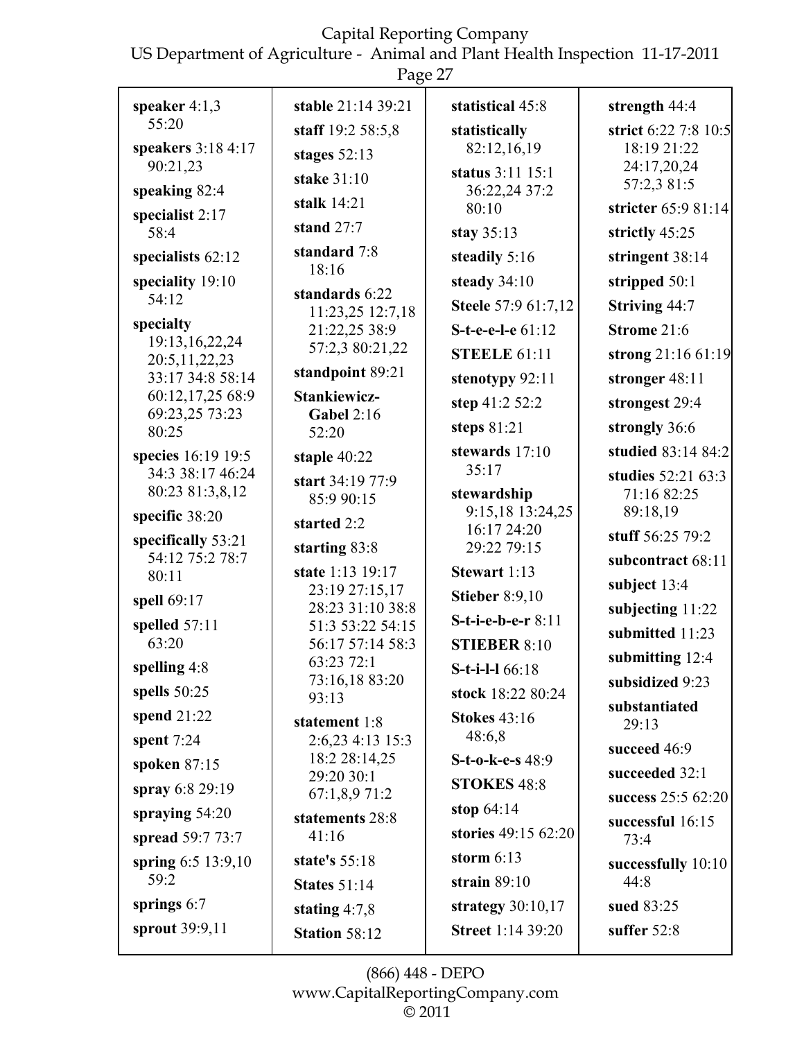**speaker** 4:1,3 55:20

**speakers** 3:18 4:17 90:21,23

**speaking** 82:4

**specialist** 2:17 58:4

**specialists** 62:12

**speciality** 19:10 54:12

**specialty** 19:13,16,22,24 20:5,11,22,23 33:17 34:8 58:14 60:12,17,25 68:9 69:23,25 73:23 80:25

**species** 16:19 19:5 34:3 38:17 46:24 80:23 81:3,8,12

**specific** 38:20

**specifically** 53:21 54:12 75:2 78:7 80:11

**spell** 69:17

**spelled** 57:11 63:20

**spelling** 4:8

**spells** 50:25

**spend** 21:22

**spent** 7:24

**spoken** 87:15

**spray** 6:8 29:19

**spraying** 54:20

**spread** 59:7 73:7

**spring** 6:5 13:9,10 59:2

**springs** 6:7

**sprout** 39:9,11

**stable** 21:14 39:21

**staff** 19:2 58:5,8

**stages** 52:13

**stake** 31:10

**stalk** 14:21

**stand** 27:7

**standard** 7:8 18:16

**standards** 6:22 11:23,25 12:7,18 21:22,25 38:9 57:2,3 80:21,22

**standpoint** 89:21

**Stankiewicz-Gabel** 2:16 52:20

**staple** 40:22

**start** 34:19 77:9 85:9 90:15

**started** 2:2

**starting** 83:8

**state** 1:13 19:17 23:19 27:15,17 28:23 31:10 38:8 51:3 53:22 54:15 56:17 57:14 58:3 63:23 72:1 73:16,18 83:20 93:13

**statement** 1:8 2:6,23 4:13 15:3 18:2 28:14,25 29:20 30:1 67:1,8,9 71:2

**statements** 28:8 41:16

**state's** 55:18

**States** 51:14

**stating** 4:7,8

**Station** 58:12

**statistical** 45:8

**statistically** 82:12,16,19

**status** 3:11 15:1 36:22,24 37:2 80:10

**stay** 35:13

**steadily** 5:16

**steady** 34:10

**Steele** 57:9 61:7,12

**S-t-e-e-l-e** 61:12

**STEELE** 61:11

**stenotypy** 92:11

**step** 41:2 52:2

**steps** 81:21

**stewards** 17:10 35:17

**stewardship** 9:15,18 13:24,25 16:17 24:20 29:22 79:15

**Stewart** 1:13

**Stieber** 8:9,10

**S-t-i-e-b-e-r** 8:11

**STIEBER** 8:10

**S-t-i-l-l** 66:18

**stock** 18:22 80:24

**Stokes** 43:16 48:6,8

**S-t-o-k-e-s** 48:9

**STOKES** 48:8

**stop** 64:14

**stories** 49:15 62:20

**storm** 6:13

**strain** 89:10

**strategy** 30:10,17

**Street** 1:14 39:20

**strength** 44:4

**strict** 6:22 7:8 10:5 18:19 21:22 24:17,20,24 57:2,3 81:5

**stricter** 65:9 81:14

**strictly** 45:25

**stringent** 38:14

**stripped** 50:1

**Striving** 44:7

**Strome** 21:6

**strong** 21:16 61:19

**stronger** 48:11

**strongest** 29:4

**strongly** 36:6

**studied** 83:14 84:2

**studies** 52:21 63:3 71:16 82:25 89:18,19

**stuff** 56:25 79:2

**subcontract** 68:11

**subject** 13:4

**subjecting** 11:22

**submitted** 11:23

**submitting** 12:4

**subsidized** 9:23

**substantiated** 29:13

**succeed** 46:9

**succeeded** 32:1

**success** 25:5 62:20

**successful** 16:15 73:4

**successfully** 10:10 44:8

**sued** 83:25

**suffer** 52:8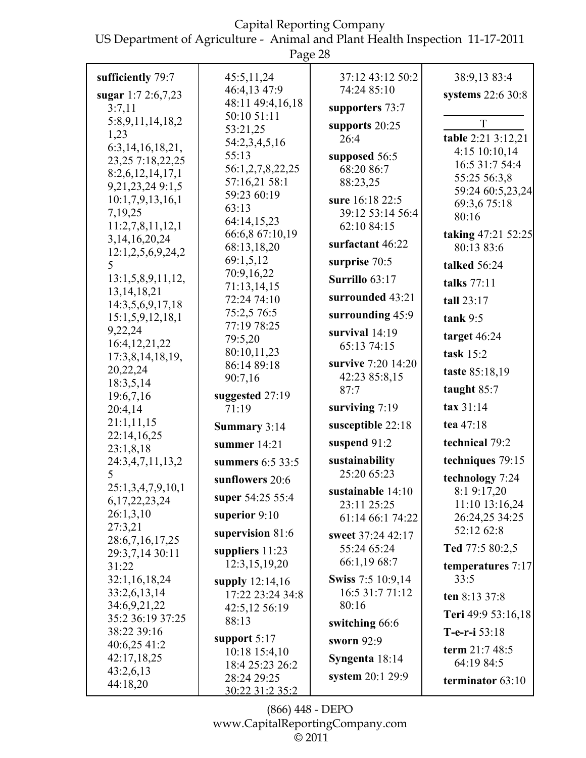**sufficiently** 79:7

**sugar** 1:7 2:6,7,23 3:7,11 5:8,9,11,14,18,21,23 6:3,14,16,18,21,23,25 7:18,22,25 8:2,6,12,14,17,19,21,23,24 9:1,5 10:1,7,9,13,16,17,19,25 11:2,7,8,11,12,13,14,16,20,24 12:1,2,5,6,9,24,25 13:1,5,8,9,11,12,13,14,18,21 14:3,5,6,9,17,18 15:1,5,9,12,18,19,22,24 16:4,12,21,22 17:3,8,14,18,19,20,22,24 18:3,5,14 19:6,7,16 20:4,14 21:1,11,15 22:14,16,25 23:1,8,18 24:3,4,7,11,13,25 25:1,3,4,7,9,10,16,17,22,23,24 26:1,3,10 27:3,21 28:6,7,16,17,25 29:3,7,14 30:11 31:22 32:1,16,18,24 33:2,6,13,14 34:6,9,21,22 35:2 36:19 37:25 38:22 39:16 40:6,25 41:2 42:17,18,25 43:2,6,13 44:18,20 45:5,11,24 46:4,13 47:9 48:11 49:4,16,18 50:10 51:11 53:21,25 54:2,3,4,5,16 55:13 56:1,2,7,8,22,25 57:16,21 58:1 59:23 60:19 63:13 64:14,15,23 66:6,8 67:10,19 68:13,18,20 69:1,5,12 70:9,16,22 71:13,14,15 72:24 74:10 75:2,5 76:5 77:19 78:25 79:5,20 80:10,11,23 86:14 89:18 90:7,16

**suggested** 27:19 71:19

**Summary** 3:14

**summer** 14:21

**summers** 6:5 33:5

**sunflowers** 20:6

**super** 54:25 55:4

**superior** 9:10

**supervision** 81:6

**suppliers** 11:23 12:3,15,19,20

**supply** 12:14,16 17:22 23:24 34:8 42:5,12 56:19 88:13

**support** 5:17 10:18 15:4,10 18:4 25:23 26:2 28:24 29:25 30:22 31:2 35:2 37:12 43:12 50:2 74:24 85:10

**supporters** 73:7

**supports** 20:25 26:4

**supposed** 56:5 68:20 86:7 88:23,25

**sure** 16:18 22:5 39:12 53:14 56:4 62:10 84:15

**surfactant** 46:22

**surprise** 70:5

**Surrillo** 63:17

**surrounded** 43:21

**surrounding** 45:9

**survival** 14:19 65:13 74:15

**survive** 7:20 14:20 42:23 85:8,15 87:7

**surviving** 7:19

**susceptible** 22:18

**suspend** 91:2

**sustainability** 25:20 65:23

**sustainable** 14:10 23:11 25:25 61:14 66:1 74:22

**sweet** 37:24 42:17 55:24 65:24 66:1,19 68:7

**Swiss** 7:5 10:9,14 16:5 31:7 71:12 80:16

**switching** 66:6

**sworn** 92:9

**Syngenta** 18:14

**system** 20:1 29:9 38:9,13 83:4

**systems** 22:6 30:8

## T

**table** 2:21 3:12,21 4:15 10:10,14 16:5 31:7 54:4 55:25 56:3,8 59:24 60:5,23,24 69:3,6 75:18 80:16

**taking** 47:21 52:25 80:13 83:6

**talked** 56:24

**talks** 77:11

**tall** 23:17

**tank** 9:5

**target** 46:24

**task** 15:2

**taste** 85:18,19

**taught** 85:7

**tax** 31:14

**tea** 47:18

**technical** 79:2

**techniques** 79:15

**technology** 7:24 8:1 9:17,20 11:10 13:16,24 26:24,25 34:25 52:12 62:8

**Ted** 77:5 80:2,5

**temperatures** 7:17 33:5

**ten** 8:13 37:8

**Teri** 49:9 53:16,18

**T-e-r-i** 53:18

**term** 21:7 48:5 64:19 84:5

**terminator** 63:10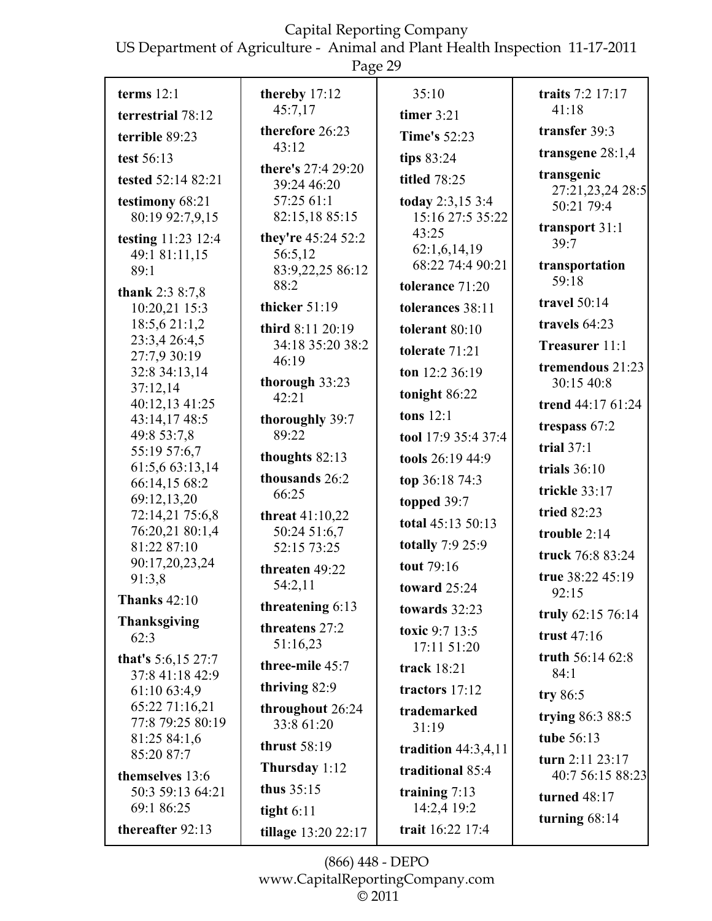**terms** 12:1

**terrestrial** 78:12

**terrible** 89:23

**test** 56:13

**tested** 52:14 82:21

**testimony** 68:21 80:19 92:7,9,15

**testing** 11:23 12:4 49:1 81:11,15 89:1

**thank** 2:3 8:7,8 10:20,21 15:3 18:5,6 21:1,2 23:3,4 26:4,5 27:7,9 30:19 32:8 34:13,14 37:12,14 40:12,13 41:25 43:14,17 48:5 49:8 53:7,8 55:19 57:6,7 61:5,6 63:13,14 66:14,15 68:2 69:12,13,20 72:14,21 75:6,8 76:20,21 80:1,4 81:22 87:10 90:17,20,23,24 91:3,8

**Thanks** 42:10

**Thanksgiving** 62:3

**that's** 5:6,15 27:7 37:8 41:18 42:9 61:10 63:4,9 65:22 71:16,21 77:8 79:25 80:19 81:25 84:1,6 85:20 87:7

**themselves** 13:6 50:3 59:13 64:21 69:1 86:25

**thereafter** 92:13

**thereby** 17:12 45:7,17

**therefore** 26:23 43:12

**there's** 27:4 29:20 39:24 46:20 57:25 61:1 82:15,18 85:15

**they're** 45:24 52:2 56:5,12 83:9,22,25 86:12 88:2

**thicker** 51:19

**third** 8:11 20:19 34:18 35:20 38:2 46:19

**thorough** 33:23 42:21

**thoroughly** 39:7 89:22

**thoughts** 82:13

**thousands** 26:2 66:25

**threat** 41:10,22 50:24 51:6,7 52:15 73:25

**threaten** 49:22 54:2,11

**threatening** 6:13

**threatens** 27:2 51:16,23

**three-mile** 45:7

**thriving** 82:9

**throughout** 26:24 33:8 61:20

**thrust** 58:19

**Thursday** 1:12

**thus** 35:15

**tight** 6:11

**tillage** 13:20 22:17 35:10

**timer** 3:21

**Time's** 52:23

**tips** 83:24

**titled** 78:25

**today** 2:3,15 3:4 15:16 27:5 35:22 43:25 62:1,6,14,19 68:22 74:4 90:21

**tolerance** 71:20

**tolerances** 38:11

**tolerant** 80:10

**tolerate** 71:21

**ton** 12:2 36:19

**tonight** 86:22

**tons** 12:1

**tool** 17:9 35:4 37:4

**tools** 26:19 44:9

**top** 36:18 74:3

**topped** 39:7

**total** 45:13 50:13

**totally** 7:9 25:9

**tout** 79:16

**toward** 25:24

**towards** 32:23

**toxic** 9:7 13:5 17:11 51:20

**track** 18:21

**tractors** 17:12

**trademarked** 31:19

**tradition** 44:3,4,11

**traditional** 85:4

**training** 7:13 14:2,4 19:2

**trait** 16:22 17:4

**traits** 7:2 17:17 41:18

**transfer** 39:3

**transgene** 28:1,4

**transgenic** 27:21,23,24 28:5 50:21 79:4

**transport** 31:1 39:7

**transportation** 59:18

**travel** 50:14

**travels** 64:23

**Treasurer** 11:1

**tremendous** 21:23 30:15 40:8

**trend** 44:17 61:24

**trespass** 67:2

**trial** 37:1

**trials** 36:10

**trickle** 33:17

**tried** 82:23

**trouble** 2:14

**truck** 76:8 83:24

**true** 38:22 45:19 92:15

**truly** 62:15 76:14

**trust** 47:16

**truth** 56:14 62:8 84:1

**try** 86:5

**trying** 86:3 88:5

**tube** 56:13

**turn** 2:11 23:17 40:7 56:15 88:23

**turned** 48:17

**turning** 68:14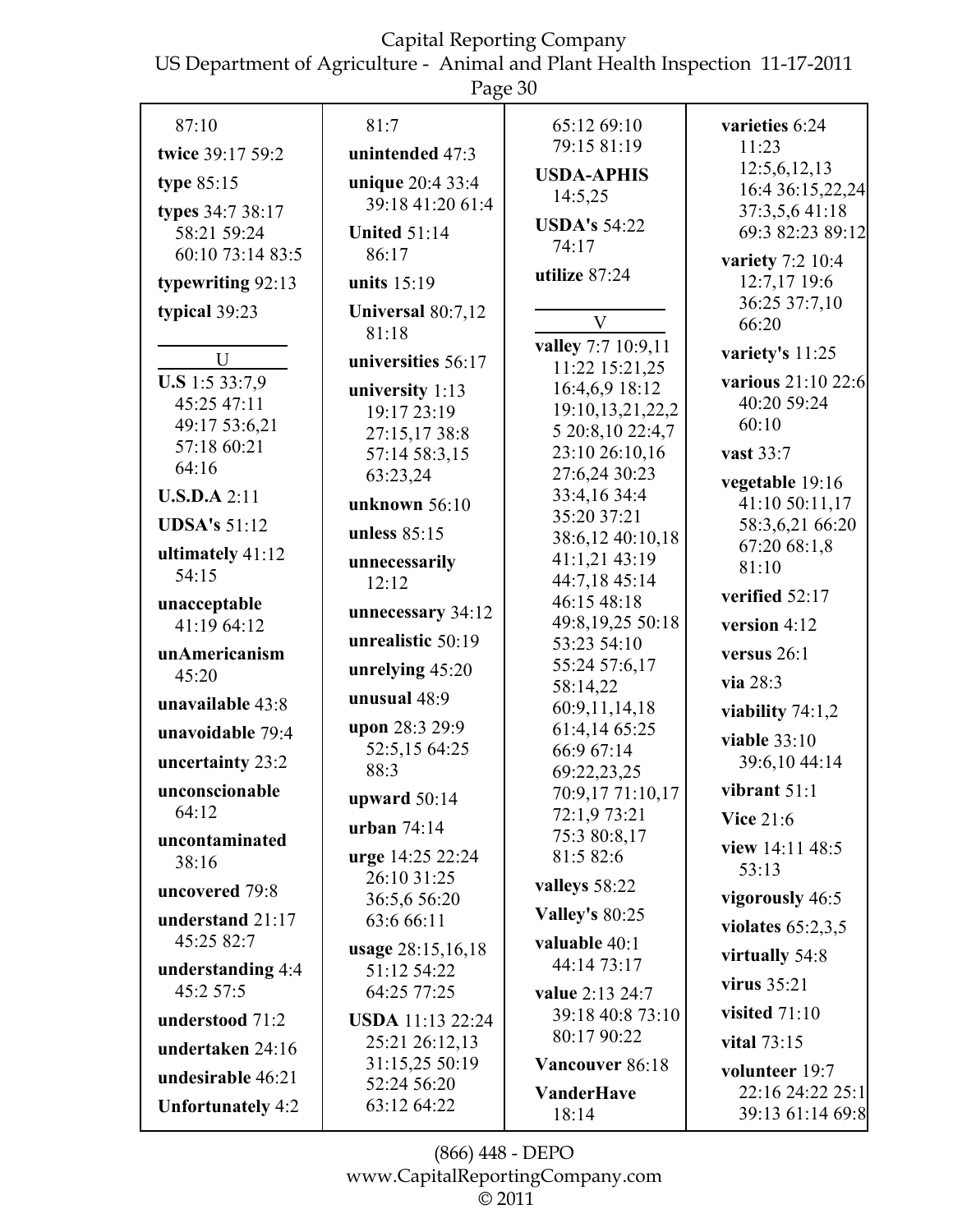87:10

**twice** 39:17 59:2

**type** 85:15

**types** 34:7 38:17 58:21 59:24 60:10 73:14 83:5

**typewriting** 92:13

**typical** 39:23

## U

**U.S** 1:5 33:7,9 45:25 47:11 49:17 53:6,21 57:18 60:21 64:16

**U.S.D.A** 2:11

**UDSA's** 51:12

**ultimately** 41:12 54:15

**unacceptable** 41:19 64:12

**unAmericanism** 45:20

**unavailable** 43:8

**unavoidable** 79:4

**uncertainty** 23:2

**unconscionable** 64:12

**uncontaminated** 38:16

**uncovered** 79:8

**understand** 21:17 45:25 82:7

**understanding** 4:4 45:2 57:5

**understood** 71:2

**undertaken** 24:16

**undesirable** 46:21

**Unfortunately** 4:2

81:7

**unintended** 47:3

**unique** 20:4 33:4 39:18 41:20 61:4

**United** 51:14 86:17

**units** 15:19

**Universal** 80:7,12 81:18

**universities** 56:17

**university** 1:13 19:17 23:19 27:15,17 38:8 57:14 58:3,15 63:23,24

**unknown** 56:10

**unless** 85:15

**unnecessarily** 12:12

**unnecessary** 34:12

**unrealistic** 50:19

**unrelying** 45:20

**unusual** 48:9

**upon** 28:3 29:9 52:5,15 64:25 88:3

**upward** 50:14

**urban** 74:14

**urge** 14:25 22:24 26:10 31:25 36:5,6 56:20 63:6 66:11

**usage** 28:15,16,18 51:12 54:22 64:25 77:25

**USDA** 11:13 22:24 25:21 26:12,13 31:15,25 50:19 52:24 56:20 63:12 64:22

65:12 69:10 79:15 81:19

**USDA-APHIS** 14:5,25

**USDA's** 54:22 74:17

**utilize** 87:24

## V

**valley** 7:7 10:9,11 11:22 15:21,25 16:4,6,9 18:12 19:10,13,21,22,25 20:8,10 22:4,7 23:10 26:10,16 27:6,24 30:23 33:4,16 34:4 35:20 37:21 38:6,12 40:10,18 41:1,21 43:19 44:7,18 45:14 46:15 48:18 49:8,19,25 50:18 53:23 54:10 55:24 57:6,17 58:14,22 60:9,11,14,18 61:4,14 65:25 66:9 67:14 69:22,23,25 70:9,17 71:10,17 72:1,9 73:21 75:3 80:8,17 81:5 82:6

**valleys** 58:22

**Valley's** 80:25

**valuable** 40:1 44:14 73:17

**value** 2:13 24:7 39:18 40:8 73:10 80:17 90:22

**Vancouver** 86:18

**VanderHave** 18:14

**varieties** 6:24 11:23 12:5,6,12,13 16:4 36:15,22,24 37:3,5,6 41:18 69:3 82:23 89:12

**variety** 7:2 10:4 12:7,17 19:6 36:25 37:7,10 66:20

**variety's** 11:25

**various** 21:10 22:6 40:20 59:24 60:10

**vast** 33:7

**vegetable** 19:16 41:10 50:11,17 58:3,6,21 66:20 67:20 68:1,8 81:10

**verified** 52:17

**version** 4:12

**versus** 26:1

**via** 28:3

**viability** 74:1,2

**viable** 33:10 39:6,10 44:14

**vibrant** 51:1

**Vice** 21:6

**view** 14:11 48:5 53:13

**vigorously** 46:5

**violates** 65:2,3,5

**virtually** 54:8

**virus** 35:21

**visited** 71:10

**vital** 73:15

**volunteer** 19:7 22:16 24:22 25:1 39:13 61:14 69:8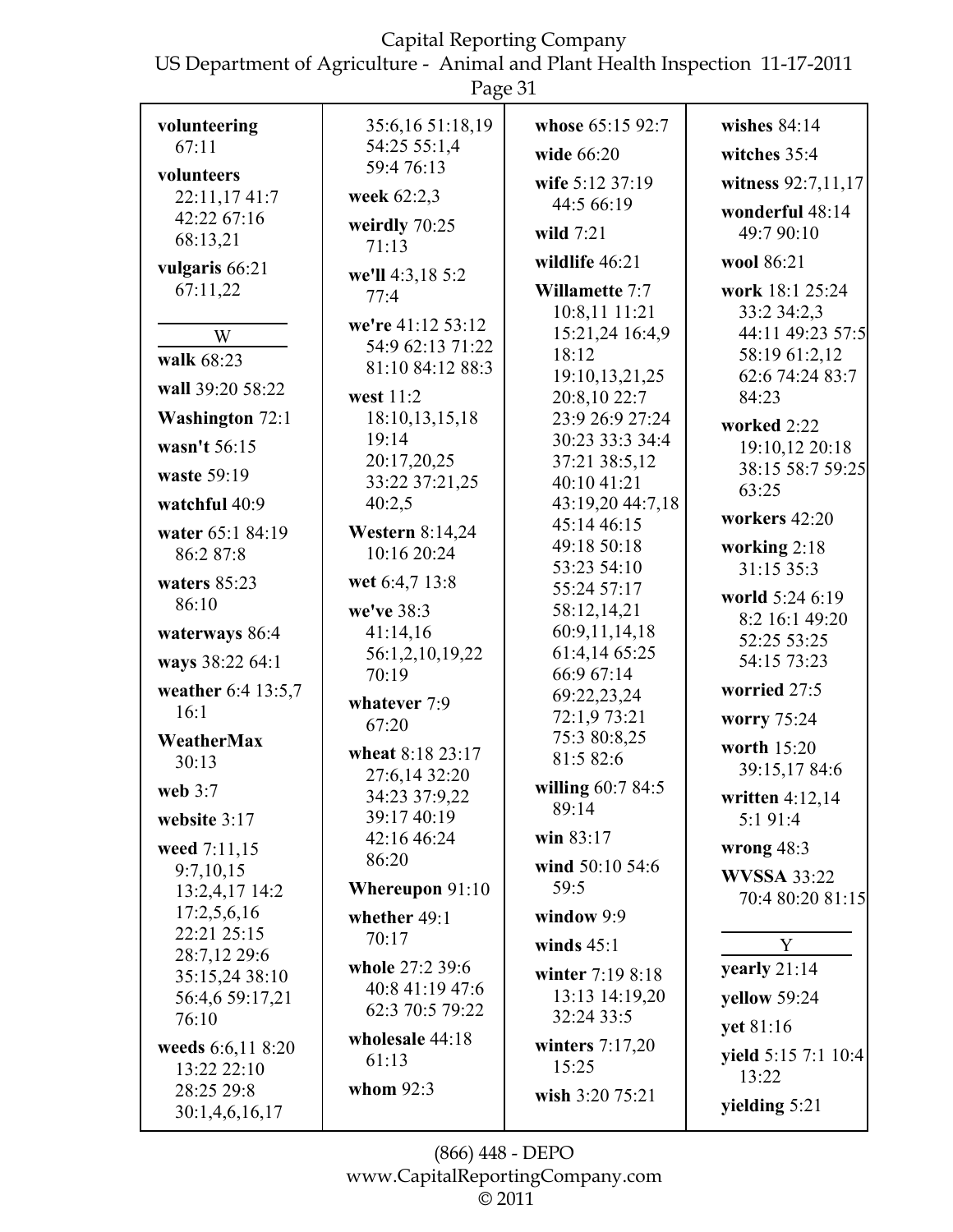**volunteering** 67:11

**volunteers** 22:11,17 41:7 42:22 67:16 68:13,21

**vulgaris** 66:21 67:11,22

W

**walk** 68:23

**wall** 39:20 58:22

**Washington** 72:1

**wasn't** 56:15

**waste** 59:19

**watchful** 40:9

**water** 65:1 84:19 86:2 87:8

**waters** 85:23 86:10

**waterways** 86:4

**ways** 38:22 64:1

**weather** 6:4 13:5,7 16:1

**WeatherMax** 30:13

**web** 3:7

**website** 3:17

**weed** 7:11,15 9:7,10,15 13:2,4,17 14:2 17:2,5,6,16 22:21 25:15 28:7,12 29:6 35:15,24 38:10 56:4,6 59:17,21 76:10

**weeds** 6:6,11 8:20 13:22 22:10 28:25 29:8 30:1,4,6,16,17 35:6,16 51:18,19 54:25 55:1,4 59:4 76:13

**week** 62:2,3

**weirdly** 70:25 71:13

**we'll** 4:3,18 5:2 77:4

**we're** 41:12 53:12 54:9 62:13 71:22 81:10 84:12 88:3

**west** 11:2 18:10,13,15,18 19:14 20:17,20,25 33:22 37:21,25 40:2,5

**Western** 8:14,24 10:16 20:24

**wet** 6:4,7 13:8

**we've** 38:3 41:14,16 56:1,2,10,19,22 70:19

**whatever** 7:9 67:20

**wheat** 8:18 23:17 27:6,14 32:20 34:23 37:9,22 39:17 40:19 42:16 46:24 86:20

**Whereupon** 91:10

**whether** 49:1 70:17

**whole** 27:2 39:6 40:8 41:19 47:6 62:3 70:5 79:22

**wholesale** 44:18 61:13

**whom** 92:3

**whose** 65:15 92:7

**wide** 66:20

**wife** 5:12 37:19 44:5 66:19

**wild** 7:21

**wildlife** 46:21

**Willamette** 7:7 10:8,11 11:21 15:21,24 16:4,9 18:12 19:10,13,21,25 20:8,10 22:7 23:9 26:9 27:24 30:23 33:3 34:4 37:21 38:5,12 40:10 41:21 43:19,20 44:7,18 45:14 46:15 49:18 50:18 53:23 54:10 55:24 57:17 58:12,14,21 60:9,11,14,18 61:4,14 65:25 66:9 67:14 69:22,23,24 72:1,9 73:21 75:3 80:8,25 81:5 82:6

**willing** 60:7 84:5 89:14

**win** 83:17

**wind** 50:10 54:6 59:5

**window** 9:9

**winds** 45:1

**winter** 7:19 8:18 13:13 14:19,20 32:24 33:5

**winters** 7:17,20 15:25

**wish** 3:20 75:21

**wishes** 84:14

**witches** 35:4

**witness** 92:7,11,17

**wonderful** 48:14 49:7 90:10

**wool** 86:21

**work** 18:1 25:24 33:2 34:2,3 44:11 49:23 57:5 58:19 61:2,12 62:6 74:24 83:7 84:23

**worked** 2:22 19:10,12 20:18 38:15 58:7 59:25 63:25

**workers** 42:20

**working** 2:18 31:15 35:3

**world** 5:24 6:19 8:2 16:1 49:20 52:25 53:25 54:15 73:23

**worried** 27:5

**worry** 75:24

**worth** 15:20 39:15,17 84:6

**written** 4:12,14 5:1 91:4

**wrong** 48:3

**WVSSA** 33:22 70:4 80:20 81:15

Y

**yearly** 21:14

**yellow** 59:24

**yet** 81:16

**yield** 5:15 7:1 10:4 13:22

**yielding** 5:21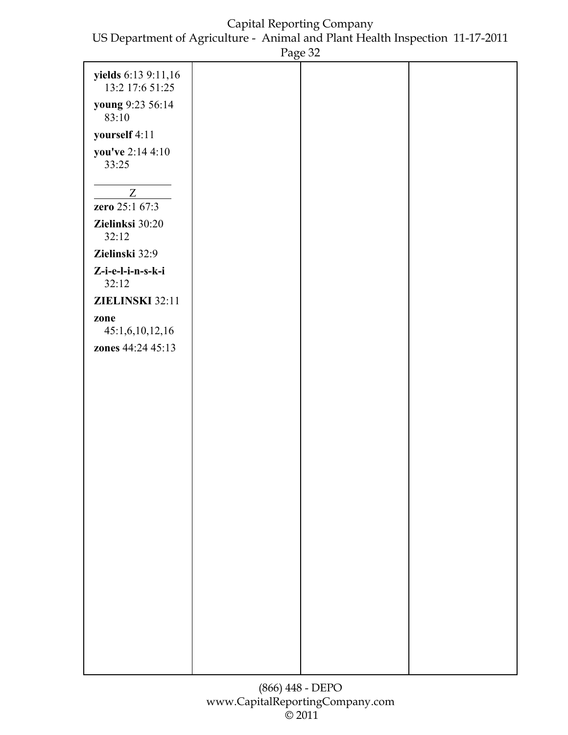**yields** 6:13 9:11,16 13:2 17:6 51:25

**young** 9:23 56:14 83:10

**yourself** 4:11

**you've** 2:14 4:10 33:25

Z

**zero** 25:1 67:3

**Zielinksi** 30:20 32:12

**Zielinski** 32:9

**Z-i-e-l-i-n-s-k-i** 32:12

**ZIELINSKI** 32:11

**zone** 45:1,6,10,12,16

**zones** 44:24 45:13